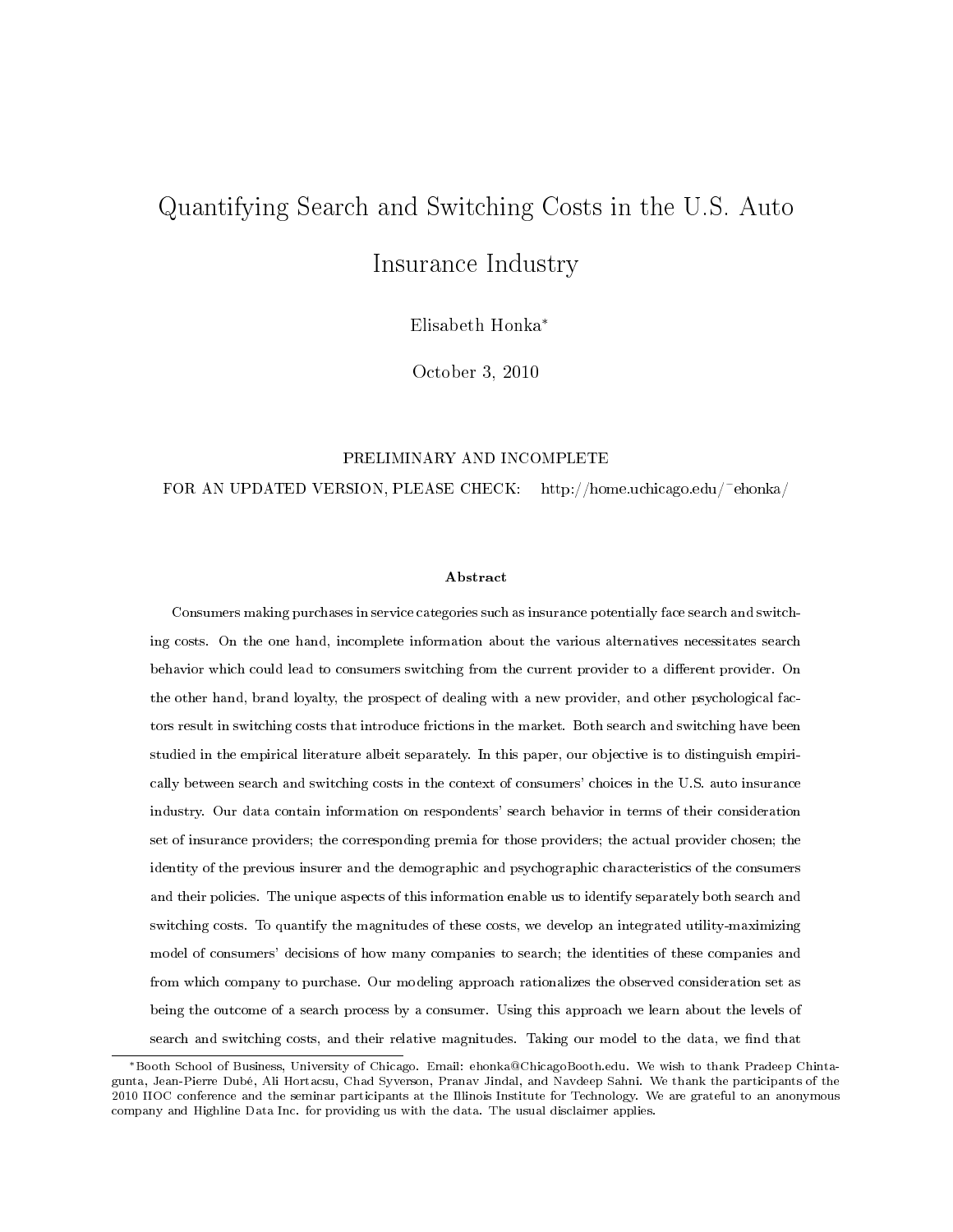# Quantifying Search and Switching Costs in the U.S. Auto Insurance Industry

Elisabeth Honka*

October 3, 2010

PRELIMINARY AND INCOMPLETE

FOR AN UPDATED VERSION, PLEASE CHECK: http://home.uchicago.edu/~ehonka/

### Abstract

Consumers making purchases in service categories such as insurance potentially face search and switching costs. On the one hand, incomplete information about the various alternatives necessitates search behavior which could lead to consumers switching from the current provider to a different provider. On the other hand, brand loyalty, the prospect of dealing with a new provider, and other psychological factors result in switching costs that introduce frictions in the market. Both search and switching have been studied in the empirical literature albeit separately. In this paper, our objective is to distinguish empirically between search and switching costs in the context of consumers' choices in the U.S. auto insurance industry. Our data contain information on respondents' search behavior in terms of their consideration set of insurance providers; the corresponding premia for those providers; the actual provider chosen; the identity of the previous insurer and the demographic and psychographic characteristics of the consumers and their policies. The unique aspects of this information enable us to identify separately both search and switching costs. To quantify the magnitudes of these costs, we develop an integrated utility-maximizing model of consumers' decisions of how many companies to search; the identities of these companies and from which company to purchase. Our modeling approach rationalizes the observed consideration set as being the outcome of a search process by a consumer. Using this approach we learn about the levels of search and switching costs, and their relative magnitudes. Taking our model to the data, we find that

---

*Booth School of Business, University of Chicago. Email: ehonka@ChicagoBooth.edu. We wish to thank Pradeep Chintagunta, Jean-Pierre Dubé, Ali Hortacsu, Chad Syverson, Pranav Jindal, and Navdeep Sahni. We thank the participants of the 2010 IIOC conference and the seminar participants at the Illinois Institute for Technology. We are grateful to an anonymous company and Highline Data Inc. for providing us with the data. The usual disclaimer applies.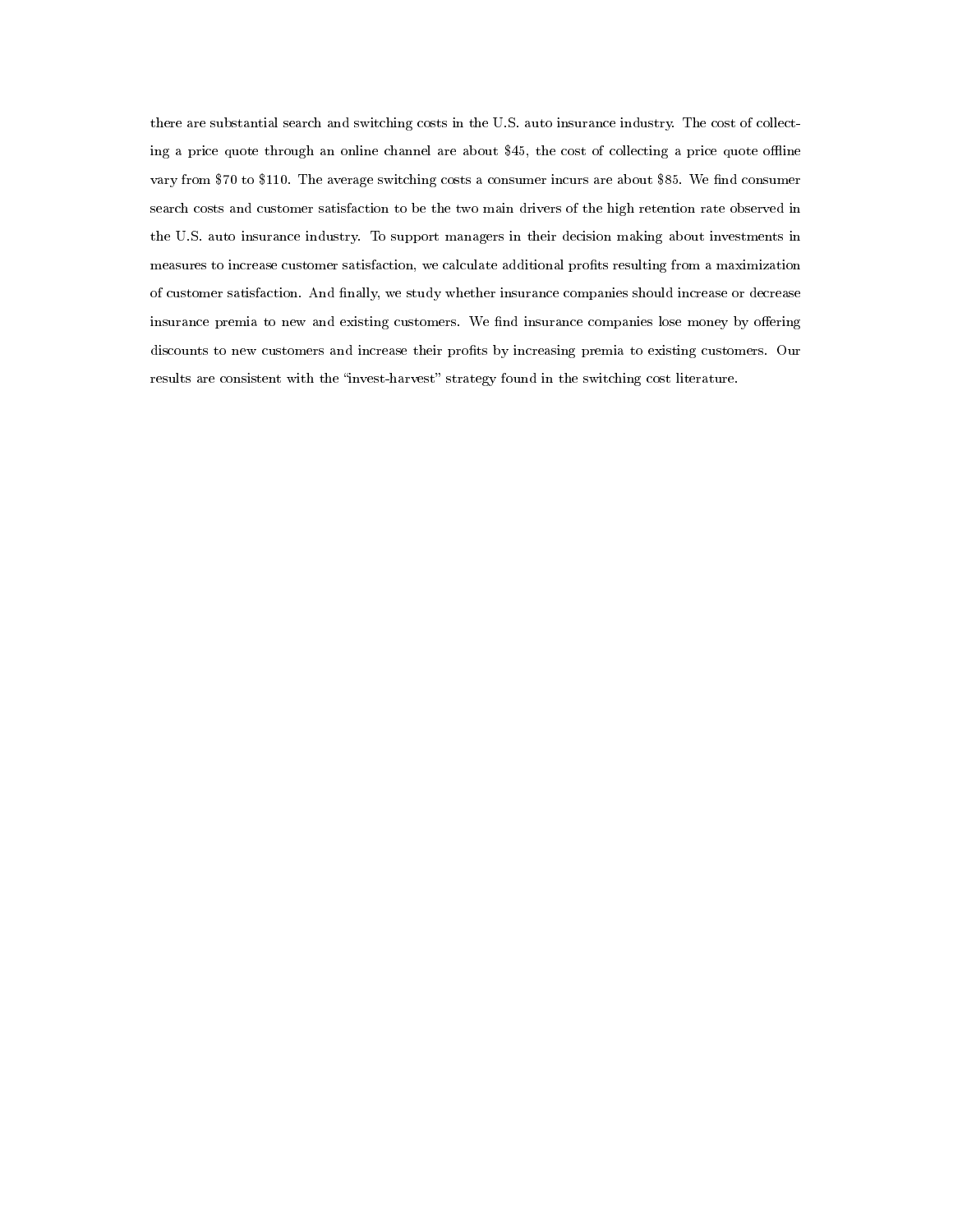there are substantial search and switching costs in the U.S. auto insurance industry. The cost of collecting a price quote through an online channel are about $45, the cost of collecting a price quote offline vary from $70 to $110. The average switching costs a consumer incurs are about $85. We find consumer search costs and customer satisfaction to be the two main drivers of the high retention rate observed in the U.S. auto insurance industry. To support managers in their decision making about investments in measures to increase customer satisfaction, we calculate additional profits resulting from a maximization of customer satisfaction. And finally, we study whether insurance companies should increase or decrease insurance premia to new and existing customers. We find insurance companies lose money by offering discounts to new customers and increase their profits by increasing premia to existing customers. Our results are consistent with the "invest-harvest" strategy found in the switching cost literature.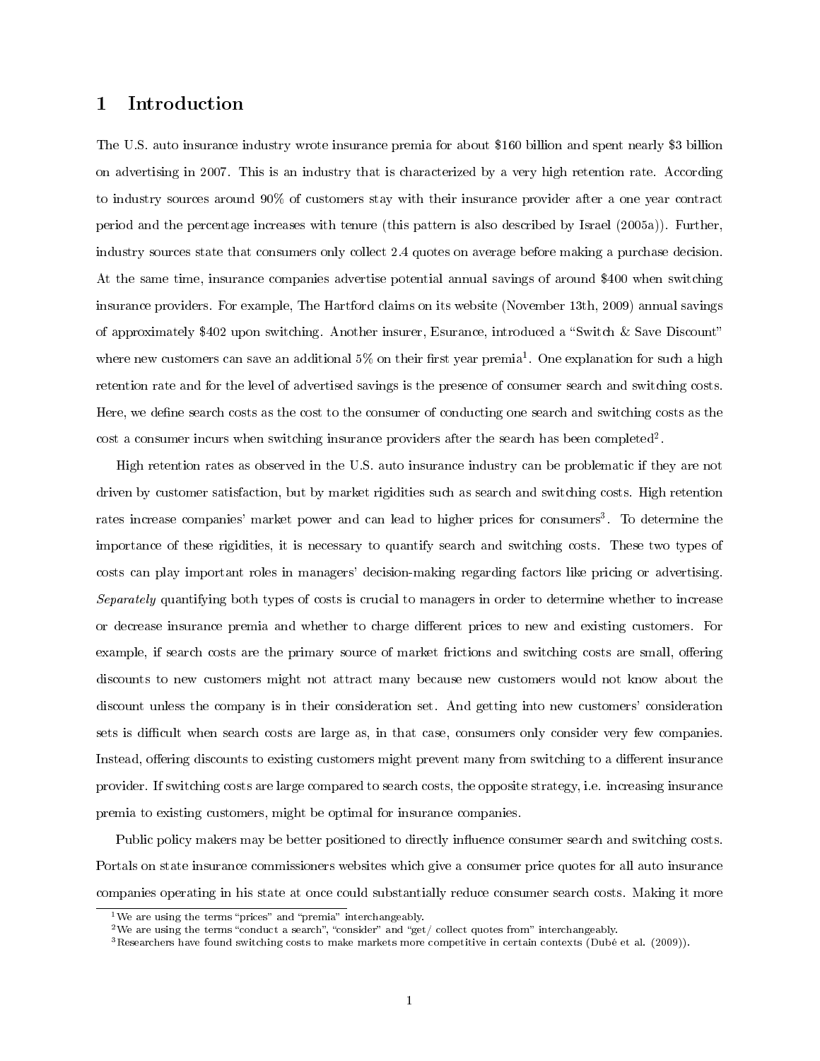# 1 Introduction

The U.S. auto insurance industry wrote insurance premia for about $160 billion and spent nearly $3 billion on advertising in 2007. This is an industry that is characterized by a very high retention rate. According to industry sources around 90% of customers stay with their insurance provider after a one year contract period and the percentage increases with tenure (this pattern is also described by Israel (2005a)). Further, industry sources state that consumers only collect 2.4 quotes on average before making a purchase decision. At the same time, insurance companies advertise potential annual savings of around $400 when switching insurance providers. For example, The Hartford claims on its website (November 13th, 2009) annual savings of approximately $402 upon switching. Another insurer, Esurance, introduced a "Switch & Save Discount" where new customers can save an additional 5% on their first year premia[1]. One explanation for such a high retention rate and for the level of advertised savings is the presence of consumer search and switching costs. Here, we define search costs as the cost to the consumer of conducting one search and switching costs as the cost a consumer incurs when switching insurance providers after the search has been completed[2].

High retention rates as observed in the U.S. auto insurance industry can be problematic if they are not driven by customer satisfaction, but by market rigidities such as search and switching costs. High retention rates increase companies' market power and can lead to higher prices for consumers[3]. To determine the importance of these rigidities, it is necessary to quantify search and switching costs. These two types of costs can play important roles in managers' decision-making regarding factors like pricing or advertising. *Separately* quantifying both types of costs is crucial to managers in order to determine whether to increase or decrease insurance premia and whether to charge different prices to new and existing customers. For example, if search costs are the primary source of market frictions and switching costs are small, offering discounts to new customers might not attract many because new customers would not know about the discount unless the company is in their consideration set. And getting into new customers' consideration sets is difficult when search costs are large as, in that case, consumers only consider very few companies. Instead, offering discounts to existing customers might prevent many from switching to a different insurance provider. If switching costs are large compared to search costs, the opposite strategy, i.e. increasing insurance premia to existing customers, might be optimal for insurance companies.

Public policy makers may be better positioned to directly influence consumer search and switching costs. Portals on state insurance commissioners websites which give a consumer price quotes for all auto insurance companies operating in his state at once could substantially reduce consumer search costs. Making it more

---

[1] We are using the terms "prices" and "premia" interchangeably.

[2] We are using the terms "conduct a search", "consider" and "get/ collect quotes from" interchangeably.

[3] Researchers have found switching costs to make markets more competitive in certain contexts (Dubé et al. (2009)).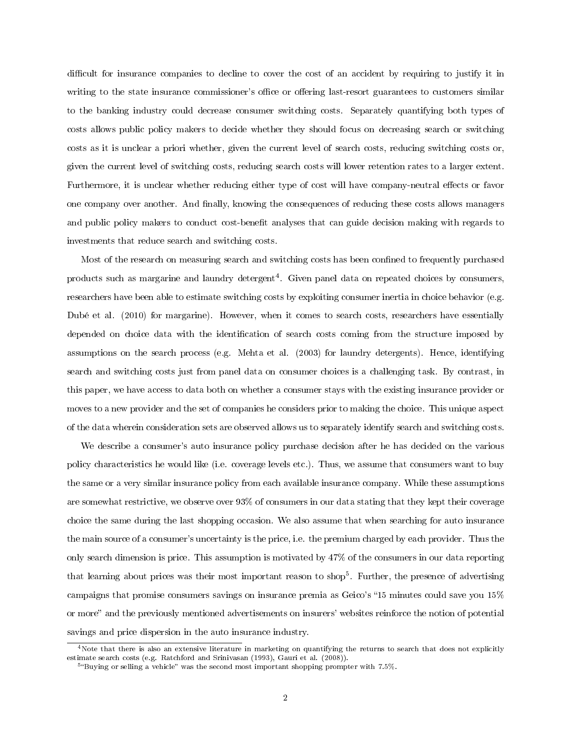difficult for insurance companies to decline to cover the cost of an accident by requiring to justify it in writing to the state insurance commissioner's office or offering last-resort guarantees to customers similar to the banking industry could decrease consumer switching costs. Separately quantifying both types of costs allows public policy makers to decide whether they should focus on decreasing search or switching costs as it is unclear a priori whether, given the current level of search costs, reducing switching costs or, given the current level of switching costs, reducing search costs will lower retention rates to a larger extent. Furthermore, it is unclear whether reducing either type of cost will have company-neutral effects or favor one company over another. And finally, knowing the consequences of reducing these costs allows managers and public policy makers to conduct cost-benefit analyses that can guide decision making with regards to investments that reduce search and switching costs.

Most of the research on measuring search and switching costs has been confined to frequently purchased products such as margarine and laundry detergent[4]. Given panel data on repeated choices by consumers, researchers have been able to estimate switching costs by exploiting consumer inertia in choice behavior (e.g. Dubé et al. (2010) for margarine). However, when it comes to search costs, researchers have essentially depended on choice data with the identification of search costs coming from the structure imposed by assumptions on the search process (e.g. Mehta et al. (2003) for laundry detergents). Hence, identifying search and switching costs just from panel data on consumer choices is a challenging task. By contrast, in this paper, we have access to data both on whether a consumer stays with the existing insurance provider or moves to a new provider and the set of companies he considers prior to making the choice. This unique aspect of the data wherein consideration sets are observed allows us to separately identify search and switching costs.

We describe a consumer's auto insurance policy purchase decision after he has decided on the various policy characteristics he would like (i.e. coverage levels etc.). Thus, we assume that consumers want to buy the same or a very similar insurance policy from each available insurance company. While these assumptions are somewhat restrictive, we observe over 93% of consumers in our data stating that they kept their coverage choice the same during the last shopping occasion. We also assume that when searching for auto insurance the main source of a consumer's uncertainty is the price, i.e. the premium charged by each provider. Thus the only search dimension is price. This assumption is motivated by 47% of the consumers in our data reporting that learning about prices was their most important reason to shop[5]. Further, the presence of advertising campaigns that promise consumers savings on insurance premia as Geico's "15 minutes could save you 15% or more" and the previously mentioned advertisements on insurers' websites reinforce the notion of potential savings and price dispersion in the auto insurance industry.

[4] Note that there is also an extensive literature in marketing on quantifying the returns to search that does not explicitly estimate search costs (e.g. Ratchford and Srinivasan (1993), Gauri et al. (2008)).

[5] "Buying or selling a vehicle" was the second most important shopping prompter with 7.5%.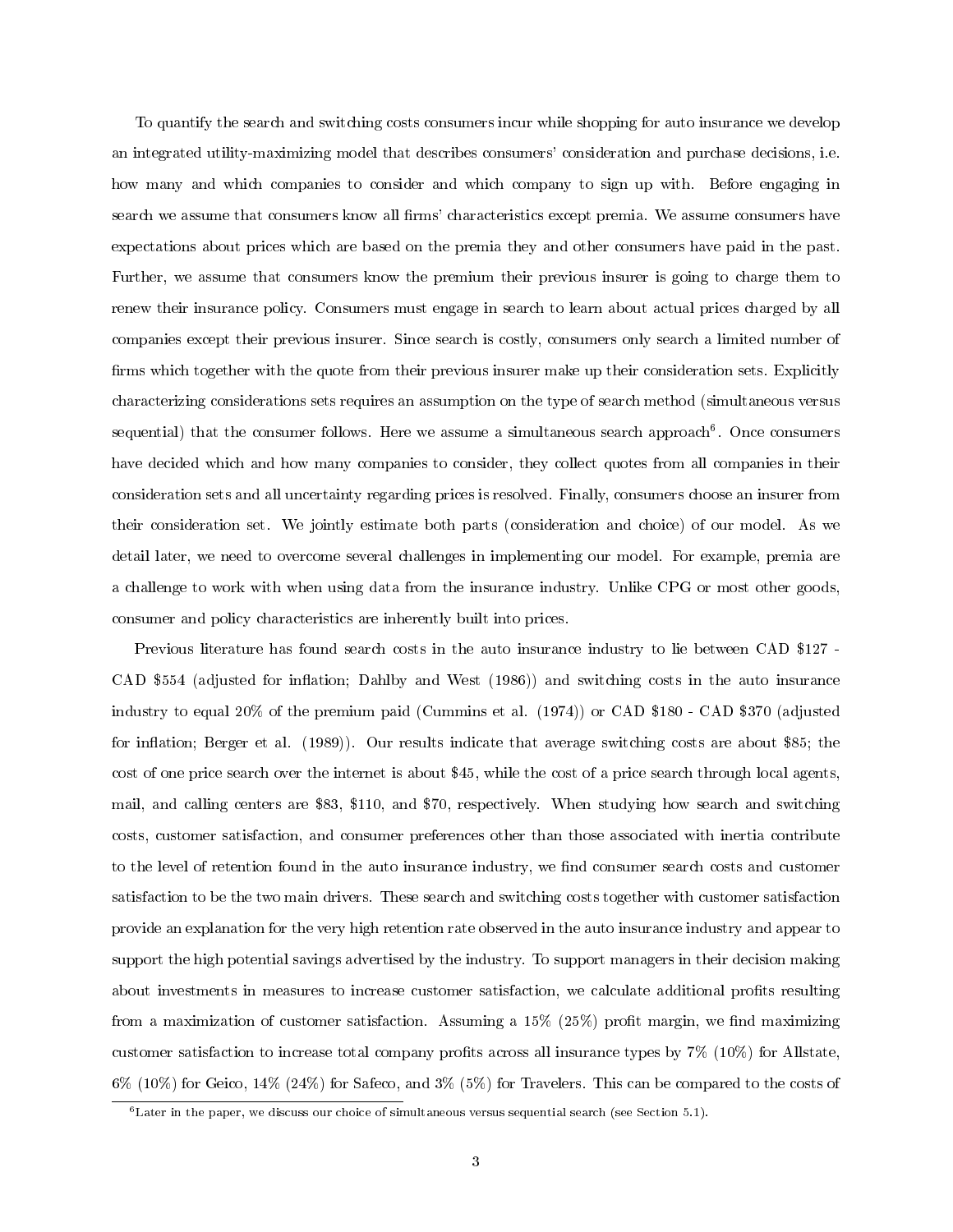To quantify the search and switching costs consumers incur while shopping for auto insurance we develop an integrated utility-maximizing model that describes consumers' consideration and purchase decisions, i.e. how many and which companies to consider and which company to sign up with. Before engaging in search we assume that consumers know all firms' characteristics except premia. We assume consumers have expectations about prices which are based on the premia they and other consumers have paid in the past. Further, we assume that consumers know the premium their previous insurer is going to charge them to renew their insurance policy. Consumers must engage in search to learn about actual prices charged by all companies except their previous insurer. Since search is costly, consumers only search a limited number of firms which together with the quote from their previous insurer make up their consideration sets. Explicitly characterizing considerations sets requires an assumption on the type of search method (simultaneous versus sequential) that the consumer follows. Here we assume a simultaneous search approach[6]. Once consumers have decided which and how many companies to consider, they collect quotes from all companies in their consideration sets and all uncertainty regarding prices is resolved. Finally, consumers choose an insurer from their consideration set. We jointly estimate both parts (consideration and choice) of our model. As we detail later, we need to overcome several challenges in implementing our model. For example, premia are a challenge to work with when using data from the insurance industry. Unlike CPG or most other goods, consumer and policy characteristics are inherently built into prices.

Previous literature has found search costs in the auto insurance industry to lie between CAD $127 - CAD $554 (adjusted for inflation; Dahlby and West (1986)) and switching costs in the auto insurance industry to equal 20% of the premium paid (Cummins et al. (1974)) or CAD $180 - CAD $370 (adjusted for inflation; Berger et al. (1989)). Our results indicate that average switching costs are about $85; the cost of one price search over the internet is about $45, while the cost of a price search through local agents, mail, and calling centers are $83, $110, and $70, respectively. When studying how search and switching costs, customer satisfaction, and consumer preferences other than those associated with inertia contribute to the level of retention found in the auto insurance industry, we find consumer search costs and customer satisfaction to be the two main drivers. These search and switching costs together with customer satisfaction provide an explanation for the very high retention rate observed in the auto insurance industry and appear to support the high potential savings advertised by the industry. To support managers in their decision making about investments in measures to increase customer satisfaction, we calculate additional profits resulting from a maximization of customer satisfaction. Assuming a 15% (25%) profit margin, we find maximizing customer satisfaction to increase total company profits across all insurance types by 7% (10%) for Allstate, 6% (10%) for Geico, 14% (24%) for Safeco, and 3% (5%) for Travelers. This can be compared to the costs of

[6] Later in the paper, we discuss our choice of simultaneous versus sequential search (see Section 5.1).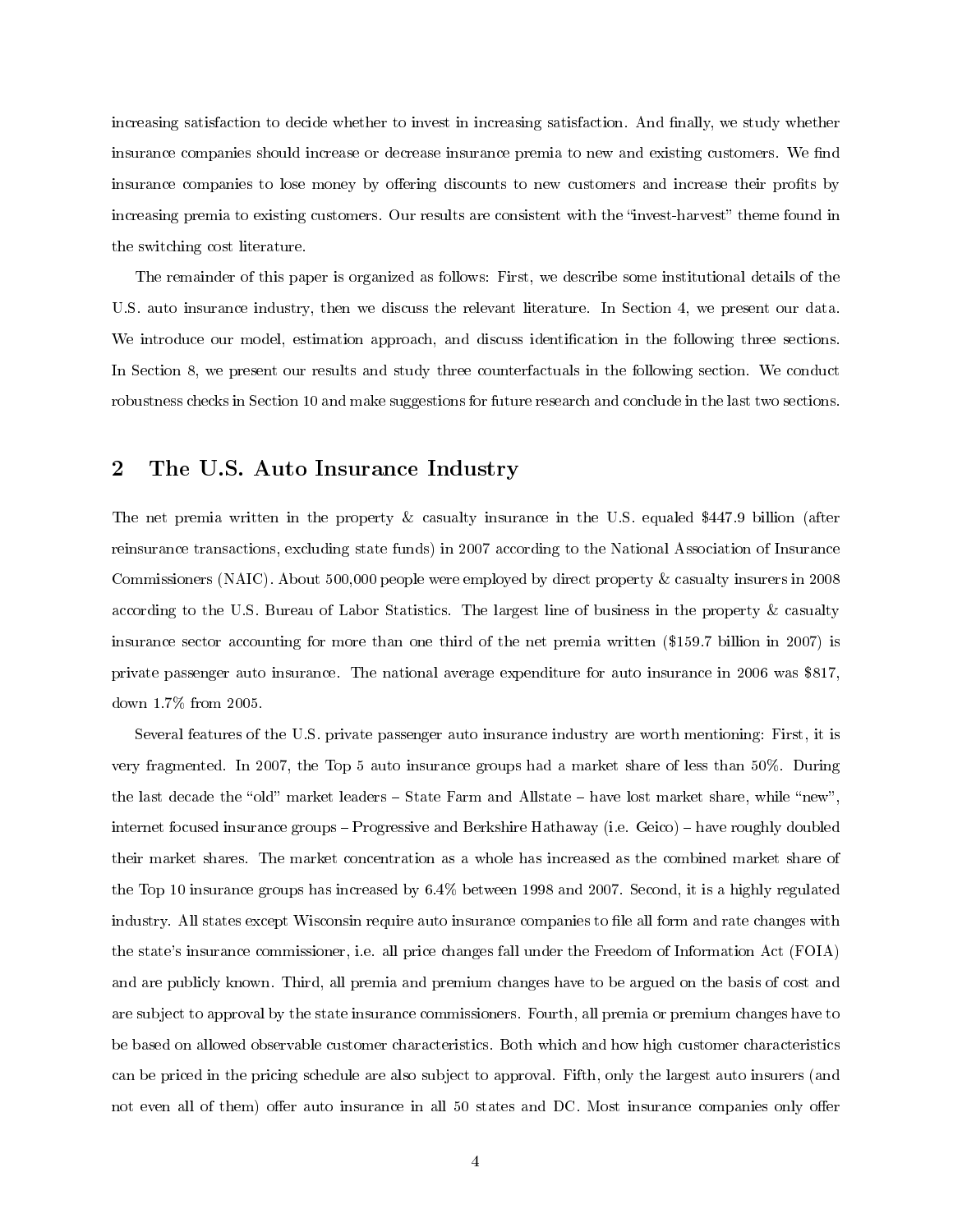increasing satisfaction to decide whether to invest in increasing satisfaction. And finally, we study whether insurance companies should increase or decrease insurance premia to new and existing customers. We find insurance companies to lose money by offering discounts to new customers and increase their profits by increasing premia to existing customers. Our results are consistent with the "invest-harvest" theme found in the switching cost literature.

The remainder of this paper is organized as follows: First, we describe some institutional details of the U.S. auto insurance industry, then we discuss the relevant literature. In Section 4, we present our data. We introduce our model, estimation approach, and discuss identification in the following three sections. In Section 8, we present our results and study three counterfactuals in the following section. We conduct robustness checks in Section 10 and make suggestions for future research and conclude in the last two sections.

## 2 The U.S. Auto Insurance Industry

The net premia written in the property & casualty insurance in the U.S. equaled $447.9 billion (after reinsurance transactions, excluding state funds) in 2007 according to the National Association of Insurance Commissioners (NAIC). About 500,000 people were employed by direct property & casualty insurers in 2008 according to the U.S. Bureau of Labor Statistics. The largest line of business in the property & casualty insurance sector accounting for more than one third of the net premia written ($159.7 billion in 2007) is private passenger auto insurance. The national average expenditure for auto insurance in 2006 was $817, down 1.7% from 2005.

Several features of the U.S. private passenger auto insurance industry are worth mentioning: First, it is very fragmented. In 2007, the Top 5 auto insurance groups had a market share of less than 50%. During the last decade the "old" market leaders – State Farm and Allstate – have lost market share, while "new", internet focused insurance groups – Progressive and Berkshire Hathaway (i.e. Geico) – have roughly doubled their market shares. The market concentration as a whole has increased as the combined market share of the Top 10 insurance groups has increased by 6.4% between 1998 and 2007. Second, it is a highly regulated industry. All states except Wisconsin require auto insurance companies to file all form and rate changes with the state's insurance commissioner, i.e. all price changes fall under the Freedom of Information Act (FOIA) and are publicly known. Third, all premia and premium changes have to be argued on the basis of cost and are subject to approval by the state insurance commissioners. Fourth, all premia or premium changes have to be based on allowed observable customer characteristics. Both which and how high customer characteristics can be priced in the pricing schedule are also subject to approval. Fifth, only the largest auto insurers (and not even all of them) offer auto insurance in all 50 states and DC. Most insurance companies only offer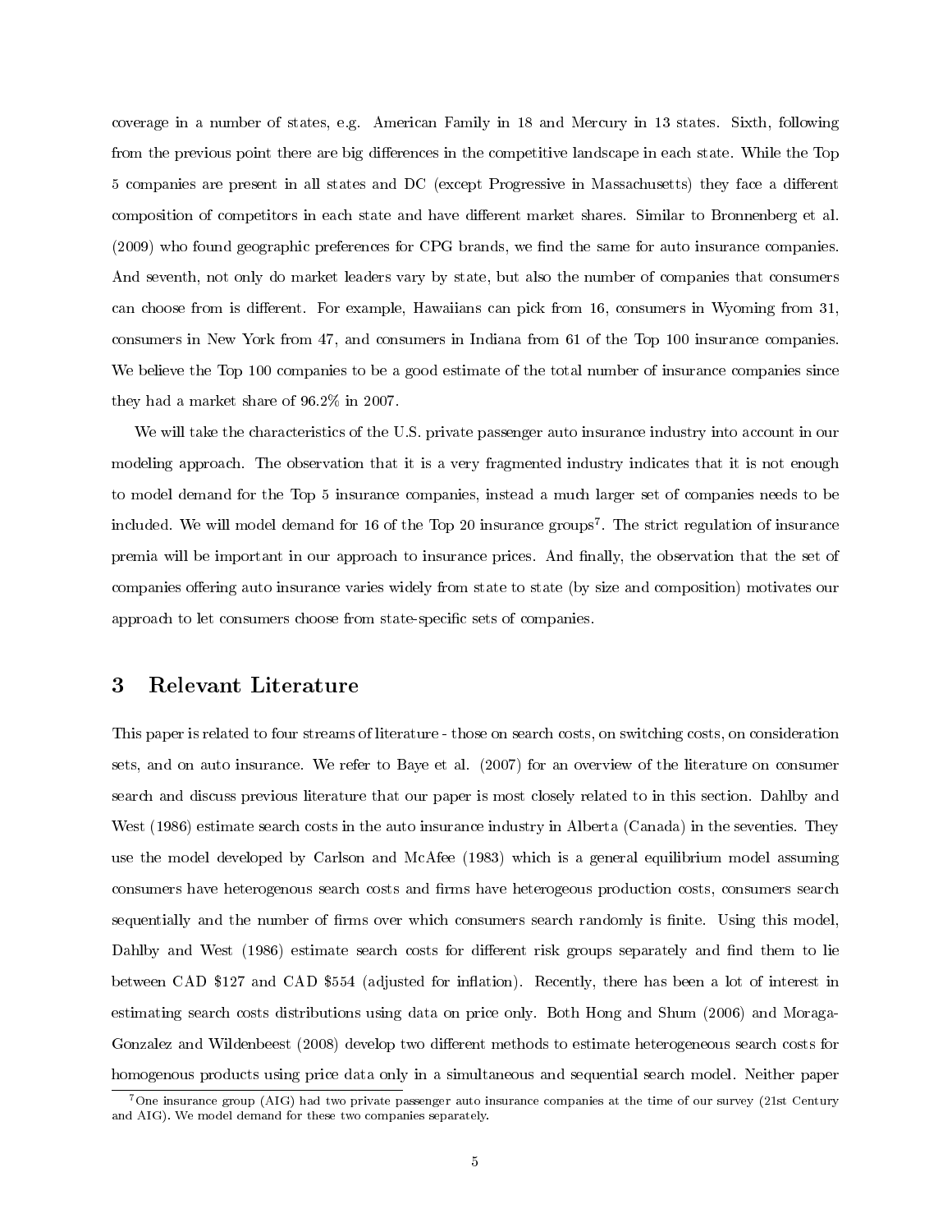coverage in a number of states, e.g. American Family in 18 and Mercury in 13 states. Sixth, following from the previous point there are big differences in the competitive landscape in each state. While the Top 5 companies are present in all states and DC (except Progressive in Massachusetts) they face a different composition of competitors in each state and have different market shares. Similar to Bronnenberg et al. (2009) who found geographic preferences for CPG brands, we find the same for auto insurance companies. And seventh, not only do market leaders vary by state, but also the number of companies that consumers can choose from is different. For example, Hawaiians can pick from 16, consumers in Wyoming from 31, consumers in New York from 47, and consumers in Indiana from 61 of the Top 100 insurance companies. We believe the Top 100 companies to be a good estimate of the total number of insurance companies since they had a market share of 96.2% in 2007.

We will take the characteristics of the U.S. private passenger auto insurance industry into account in our modeling approach. The observation that it is a very fragmented industry indicates that it is not enough to model demand for the Top 5 insurance companies, instead a much larger set of companies needs to be included. We will model demand for 16 of the Top 20 insurance groups[7]. The strict regulation of insurance premia will be important in our approach to insurance prices. And finally, the observation that the set of companies offering auto insurance varies widely from state to state (by size and composition) motivates our approach to let consumers choose from state-specific sets of companies.

# 3 Relevant Literature

This paper is related to four streams of literature - those on search costs, on switching costs, on consideration sets, and on auto insurance. We refer to Baye et al. (2007) for an overview of the literature on consumer search and discuss previous literature that our paper is most closely related to in this section. Dahlby and West (1986) estimate search costs in the auto insurance industry in Alberta (Canada) in the seventies. They use the model developed by Carlson and McAfee (1983) which is a general equilibrium model assuming consumers have heterogenous search costs and firms have heterogeous production costs, consumers search sequentially and the number of firms over which consumers search randomly is finite. Using this model, Dahlby and West (1986) estimate search costs for different risk groups separately and find them to lie between CAD $127 and CAD $554 (adjusted for inflation). Recently, there has been a lot of interest in estimating search costs distributions using data on price only. Both Hong and Shum (2006) and Moraga-Gonzalez and Wildenbeest (2008) develop two different methods to estimate heterogeneous search costs for homogenous products using price data only in a simultaneous and sequential search model. Neither paper

[7] One insurance group (AIG) had two private passenger auto insurance companies at the time of our survey (21st Century and AIG). We model demand for these two companies separately.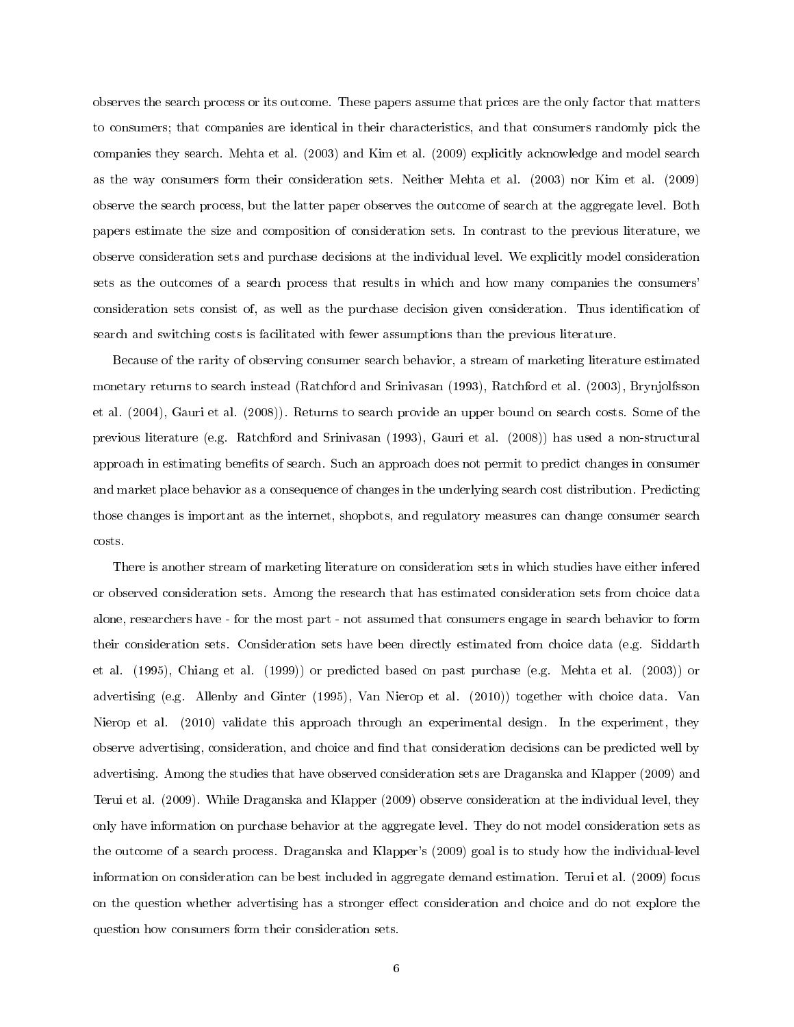observes the search process or its outcome. These papers assume that prices are the only factor that matters to consumers; that companies are identical in their characteristics, and that consumers randomly pick the companies they search. Mehta et al. (2003) and Kim et al. (2009) explicitly acknowledge and model search as the way consumers form their consideration sets. Neither Mehta et al. (2003) nor Kim et al. (2009) observe the search process, but the latter paper observes the outcome of search at the aggregate level. Both papers estimate the size and composition of consideration sets. In contrast to the previous literature, we observe consideration sets and purchase decisions at the individual level. We explicitly model consideration sets as the outcomes of a search process that results in which and how many companies the consumers' consideration sets consist of, as well as the purchase decision given consideration. Thus identification of search and switching costs is facilitated with fewer assumptions than the previous literature.

Because of the rarity of observing consumer search behavior, a stream of marketing literature estimated monetary returns to search instead (Ratchford and Srinivasan (1993), Ratchford et al. (2003), Brynjolfsson et al. (2004), Gauri et al. (2008)). Returns to search provide an upper bound on search costs. Some of the previous literature (e.g. Ratchford and Srinivasan (1993), Gauri et al. (2008)) has used a non-structural approach in estimating benefits of search. Such an approach does not permit to predict changes in consumer and market place behavior as a consequence of changes in the underlying search cost distribution. Predicting those changes is important as the internet, shopbots, and regulatory measures can change consumer search costs.

There is another stream of marketing literature on consideration sets in which studies have either infered or observed consideration sets. Among the research that has estimated consideration sets from choice data alone, researchers have - for the most part - not assumed that consumers engage in search behavior to form their consideration sets. Consideration sets have been directly estimated from choice data (e.g. Siddarth et al. (1995), Chiang et al. (1999)) or predicted based on past purchase (e.g. Mehta et al. (2003)) or advertising (e.g. Allenby and Ginter (1995), Van Nierop et al. (2010)) together with choice data. Van Nierop et al. (2010) validate this approach through an experimental design. In the experiment, they observe advertising, consideration, and choice and find that consideration decisions can be predicted well by advertising. Among the studies that have observed consideration sets are Draganska and Klapper (2009) and Terui et al. (2009). While Draganska and Klapper (2009) observe consideration at the individual level, they only have information on purchase behavior at the aggregate level. They do not model consideration sets as the outcome of a search process. Draganska and Klapper's (2009) goal is to study how the individual-level information on consideration can be best included in aggregate demand estimation. Terui et al. (2009) focus on the question whether advertising has a stronger effect consideration and choice and do not explore the question how consumers form their consideration sets.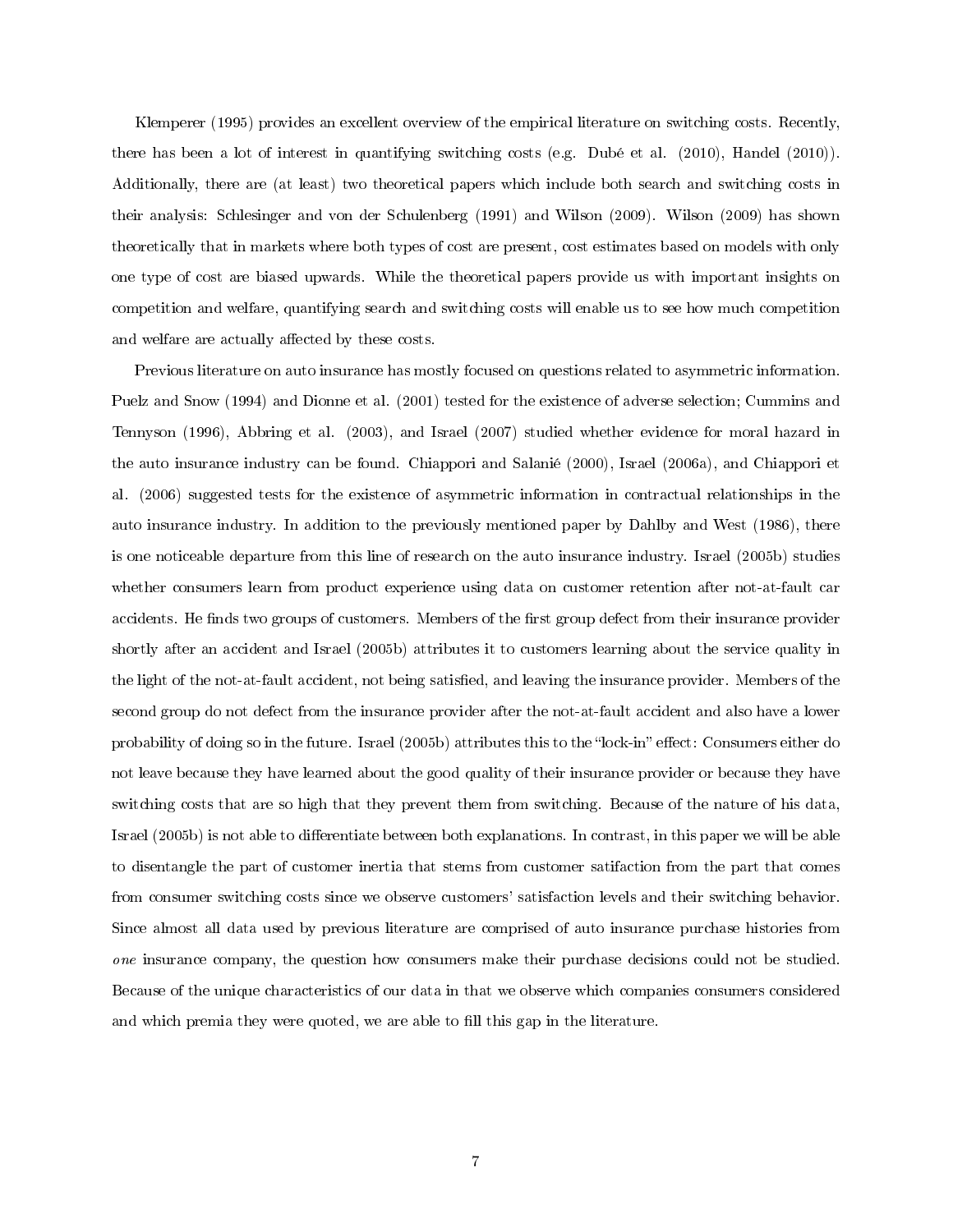Klemperer (1995) provides an excellent overview of the empirical literature on switching costs. Recently, there has been a lot of interest in quantifying switching costs (e.g. Dubé et al. (2010), Handel (2010)). Additionally, there are (at least) two theoretical papers which include both search and switching costs in their analysis: Schlesinger and von der Schulenberg (1991) and Wilson (2009). Wilson (2009) has shown theoretically that in markets where both types of cost are present, cost estimates based on models with only one type of cost are biased upwards. While the theoretical papers provide us with important insights on competition and welfare, quantifying search and switching costs will enable us to see how much competition and welfare are actually affected by these costs.

Previous literature on auto insurance has mostly focused on questions related to asymmetric information. Puelz and Snow (1994) and Dionne et al. (2001) tested for the existence of adverse selection; Cummins and Tennyson (1996), Abbring et al. (2003), and Israel (2007) studied whether evidence for moral hazard in the auto insurance industry can be found. Chiappori and Salanié (2000), Israel (2006a), and Chiappori et al. (2006) suggested tests for the existence of asymmetric information in contractual relationships in the auto insurance industry. In addition to the previously mentioned paper by Dahlby and West (1986), there is one noticeable departure from this line of research on the auto insurance industry. Israel (2005b) studies whether consumers learn from product experience using data on customer retention after not-at-fault car accidents. He finds two groups of customers. Members of the first group defect from their insurance provider shortly after an accident and Israel (2005b) attributes it to customers learning about the service quality in the light of the not-at-fault accident, not being satisfied, and leaving the insurance provider. Members of the second group do not defect from the insurance provider after the not-at-fault accident and also have a lower probability of doing so in the future. Israel (2005b) attributes this to the "lock-in" effect: Consumers either do not leave because they have learned about the good quality of their insurance provider or because they have switching costs that are so high that they prevent them from switching. Because of the nature of his data, Israel (2005b) is not able to differentiate between both explanations. In contrast, in this paper we will be able to disentangle the part of customer inertia that stems from customer satifaction from the part that comes from consumer switching costs since we observe customers' satisfaction levels and their switching behavior. Since almost all data used by previous literature are comprised of auto insurance purchase histories from *one* insurance company, the question how consumers make their purchase decisions could not be studied. Because of the unique characteristics of our data in that we observe which companies consumers considered and which premia they were quoted, we are able to fill this gap in the literature.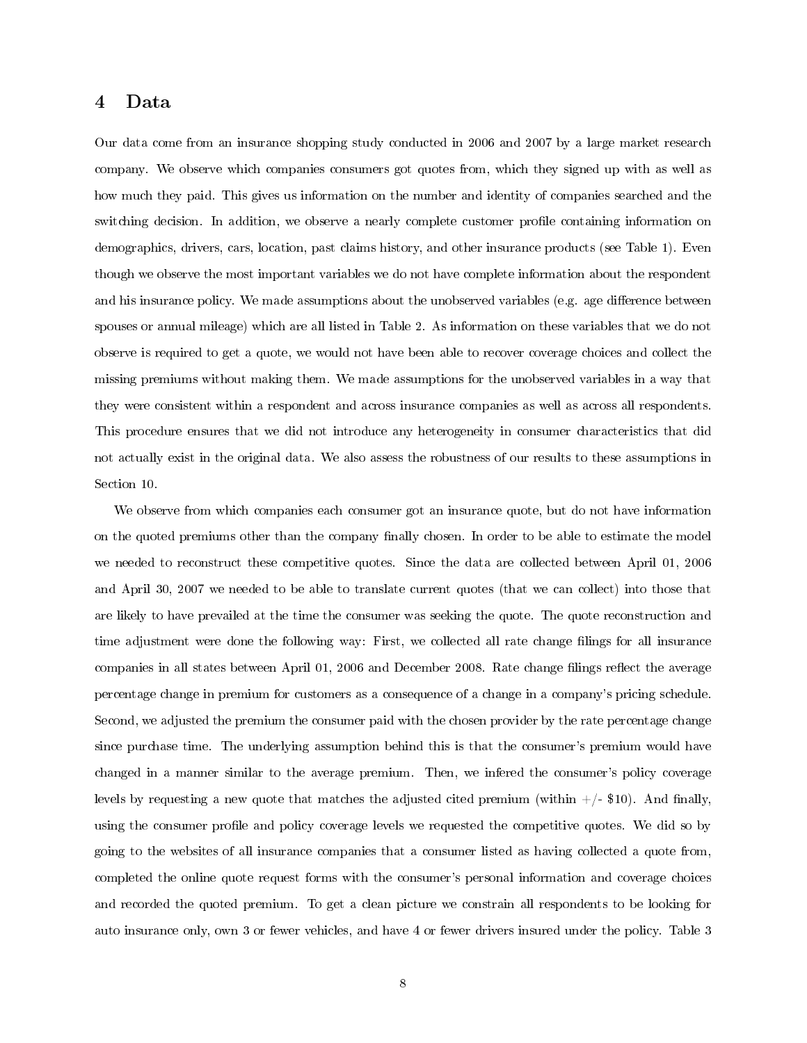# 4 Data

Our data come from an insurance shopping study conducted in 2006 and 2007 by a large market research company. We observe which companies consumers got quotes from, which they signed up with as well as how much they paid. This gives us information on the number and identity of companies searched and the switching decision. In addition, we observe a nearly complete customer profile containing information on demographics, drivers, cars, location, past claims history, and other insurance products (see Table 1). Even though we observe the most important variables we do not have complete information about the respondent and his insurance policy. We made assumptions about the unobserved variables (e.g. age difference between spouses or annual mileage) which are all listed in Table 2. As information on these variables that we do not observe is required to get a quote, we would not have been able to recover coverage choices and collect the missing premiums without making them. We made assumptions for the unobserved variables in a way that they were consistent within a respondent and across insurance companies as well as across all respondents. This procedure ensures that we did not introduce any heterogeneity in consumer characteristics that did not actually exist in the original data. We also assess the robustness of our results to these assumptions in Section 10.

We observe from which companies each consumer got an insurance quote, but do not have information on the quoted premiums other than the company finally chosen. In order to be able to estimate the model we needed to reconstruct these competitive quotes. Since the data are collected between April 01, 2006 and April 30, 2007 we needed to be able to translate current quotes (that we can collect) into those that are likely to have prevailed at the time the consumer was seeking the quote. The quote reconstruction and time adjustment were done the following way: First, we collected all rate change filings for all insurance companies in all states between April 01, 2006 and December 2008. Rate change filings reflect the average percentage change in premium for customers as a consequence of a change in a company's pricing schedule. Second, we adjusted the premium the consumer paid with the chosen provider by the rate percentage change since purchase time. The underlying assumption behind this is that the consumer's premium would have changed in a manner similar to the average premium. Then, we infered the consumer's policy coverage levels by requesting a new quote that matches the adjusted cited premium (within +/- $10). And finally, using the consumer profile and policy coverage levels we requested the competitive quotes. We did so by going to the websites of all insurance companies that a consumer listed as having collected a quote from, completed the online quote request forms with the consumer's personal information and coverage choices and recorded the quoted premium. To get a clean picture we constrain all respondents to be looking for auto insurance only, own 3 or fewer vehicles, and have 4 or fewer drivers insured under the policy. Table 3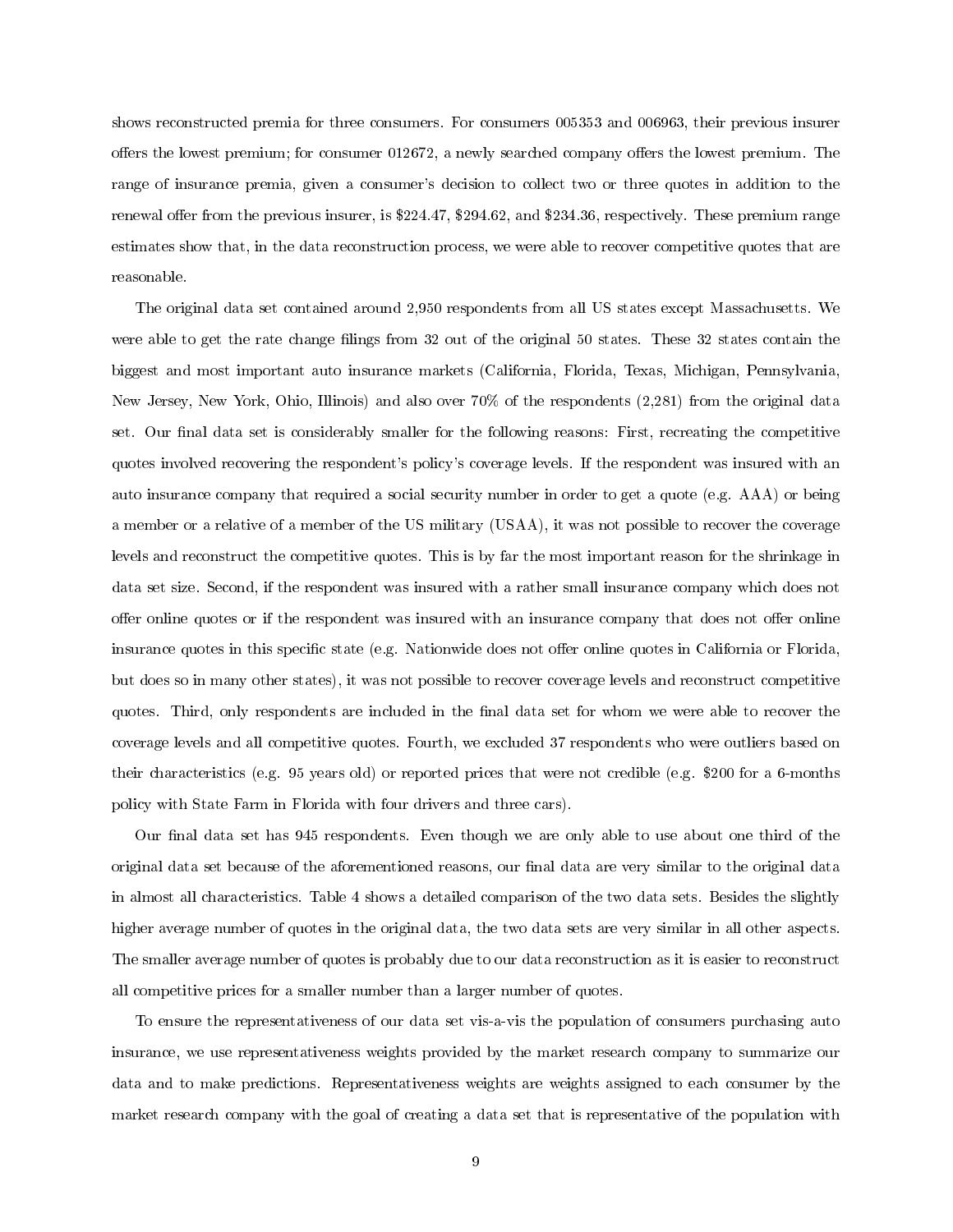shows reconstructed premia for three consumers. For consumers 005353 and 006963, their previous insurer offers the lowest premium; for consumer 012672, a newly searched company offers the lowest premium. The range of insurance premia, given a consumer's decision to collect two or three quotes in addition to the renewal offer from the previous insurer, is $224.47, $294.62, and $234.36, respectively. These premium range estimates show that, in the data reconstruction process, we were able to recover competitive quotes that are reasonable.

The original data set contained around 2,950 respondents from all US states except Massachusetts. We were able to get the rate change filings from 32 out of the original 50 states. These 32 states contain the biggest and most important auto insurance markets (California, Florida, Texas, Michigan, Pennsylvania, New Jersey, New York, Ohio, Illinois) and also over 70% of the respondents (2,281) from the original data set. Our final data set is considerably smaller for the following reasons: First, recreating the competitive quotes involved recovering the respondent's policy's coverage levels. If the respondent was insured with an auto insurance company that required a social security number in order to get a quote (e.g. AAA) or being a member or a relative of a member of the US military (USAA), it was not possible to recover the coverage levels and reconstruct the competitive quotes. This is by far the most important reason for the shrinkage in data set size. Second, if the respondent was insured with a rather small insurance company which does not offer online quotes or if the respondent was insured with an insurance company that does not offer online insurance quotes in this specific state (e.g. Nationwide does not offer online quotes in California or Florida, but does so in many other states), it was not possible to recover coverage levels and reconstruct competitive quotes. Third, only respondents are included in the final data set for whom we were able to recover the coverage levels and all competitive quotes. Fourth, we excluded 37 respondents who were outliers based on their characteristics (e.g. 95 years old) or reported prices that were not credible (e.g. $200 for a 6-months policy with State Farm in Florida with four drivers and three cars).

Our final data set has 945 respondents. Even though we are only able to use about one third of the original data set because of the aforementioned reasons, our final data are very similar to the original data in almost all characteristics. Table 4 shows a detailed comparison of the two data sets. Besides the slightly higher average number of quotes in the original data, the two data sets are very similar in all other aspects. The smaller average number of quotes is probably due to our data reconstruction as it is easier to reconstruct all competitive prices for a smaller number than a larger number of quotes.

To ensure the representativeness of our data set vis-a-vis the population of consumers purchasing auto insurance, we use representativeness weights provided by the market research company to summarize our data and to make predictions. Representativeness weights are weights assigned to each consumer by the market research company with the goal of creating a data set that is representative of the population with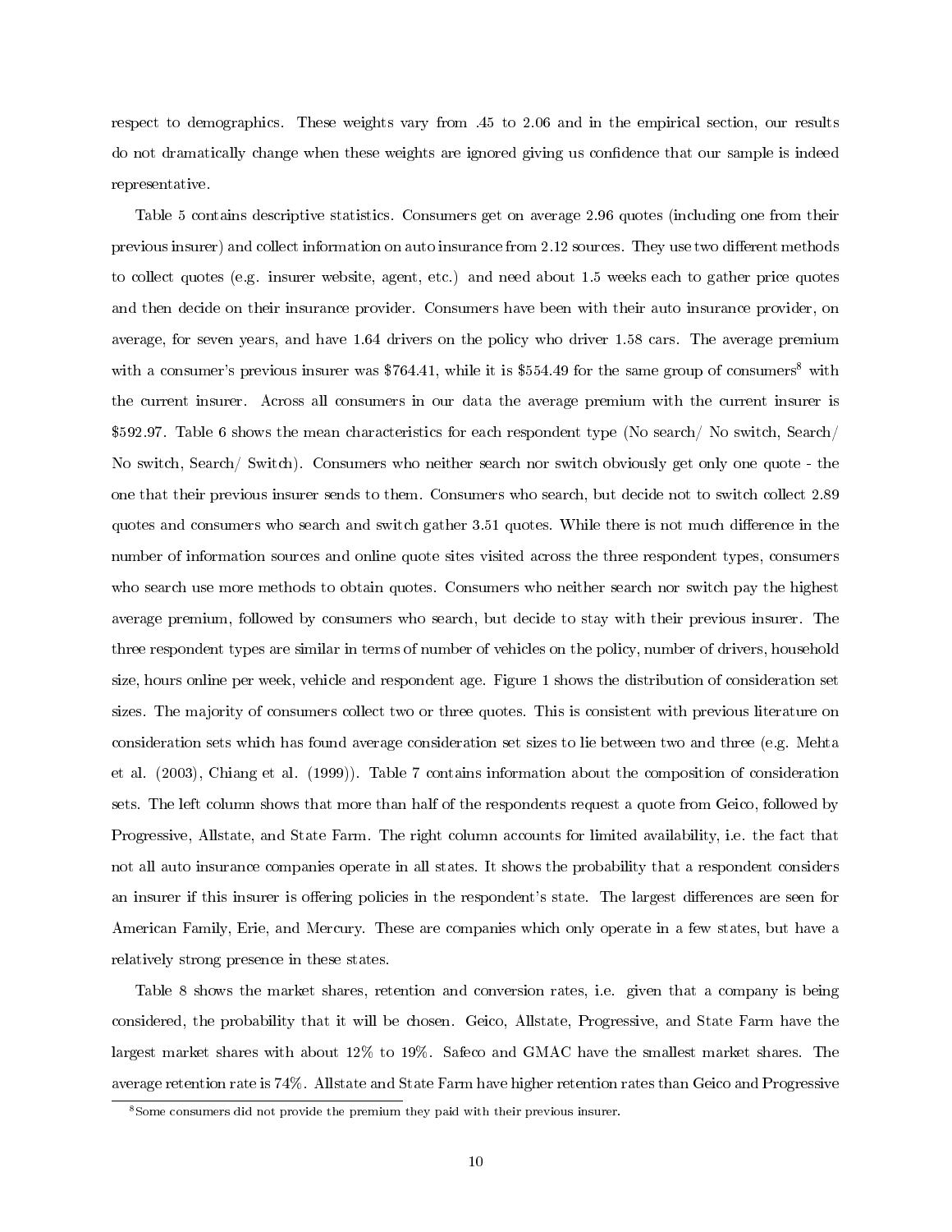respect to demographics. These weights vary from .45 to 2.06 and in the empirical section, our results do not dramatically change when these weights are ignored giving us confidence that our sample is indeed representative.

Table 5 contains descriptive statistics. Consumers get on average 2.96 quotes (including one from their previous insurer) and collect information on auto insurance from 2.12 sources. They use two different methods to collect quotes (e.g. insurer website, agent, etc.) and need about 1.5 weeks each to gather price quotes and then decide on their insurance provider. Consumers have been with their auto insurance provider, on average, for seven years, and have 1.64 drivers on the policy who driver 1.58 cars. The average premium with a consumer's previous insurer was \$764.41, while it is \$554.49 for the same group of consumers[8] with the current insurer. Across all consumers in our data the average premium with the current insurer is \$592.97. Table 6 shows the mean characteristics for each respondent type (No search/ No switch, Search/ No switch, Search/ Switch). Consumers who neither search nor switch obviously get only one quote - the one that their previous insurer sends to them. Consumers who search, but decide not to switch collect 2.89 quotes and consumers who search and switch gather 3.51 quotes. While there is not much difference in the number of information sources and online quote sites visited across the three respondent types, consumers who search use more methods to obtain quotes. Consumers who neither search nor switch pay the highest average premium, followed by consumers who search, but decide to stay with their previous insurer. The three respondent types are similar in terms of number of vehicles on the policy, number of drivers, household size, hours online per week, vehicle and respondent age. Figure 1 shows the distribution of consideration set sizes. The majority of consumers collect two or three quotes. This is consistent with previous literature on consideration sets which has found average consideration set sizes to lie between two and three (e.g. Mehta et al. (2003), Chiang et al. (1999)). Table 7 contains information about the composition of consideration sets. The left column shows that more than half of the respondents request a quote from Geico, followed by Progressive, Allstate, and State Farm. The right column accounts for limited availability, i.e. the fact that not all auto insurance companies operate in all states. It shows the probability that a respondent considers an insurer if this insurer is offering policies in the respondent's state. The largest differences are seen for American Family, Erie, and Mercury. These are companies which only operate in a few states, but have a relatively strong presence in these states.

Table 8 shows the market shares, retention and conversion rates, i.e. given that a company is being considered, the probability that it will be chosen. Geico, Allstate, Progressive, and State Farm have the largest market shares with about 12% to 19%. Safeco and GMAC have the smallest market shares. The average retention rate is 74%. Allstate and State Farm have higher retention rates than Geico and Progressive

[8] Some consumers did not provide the premium they paid with their previous insurer.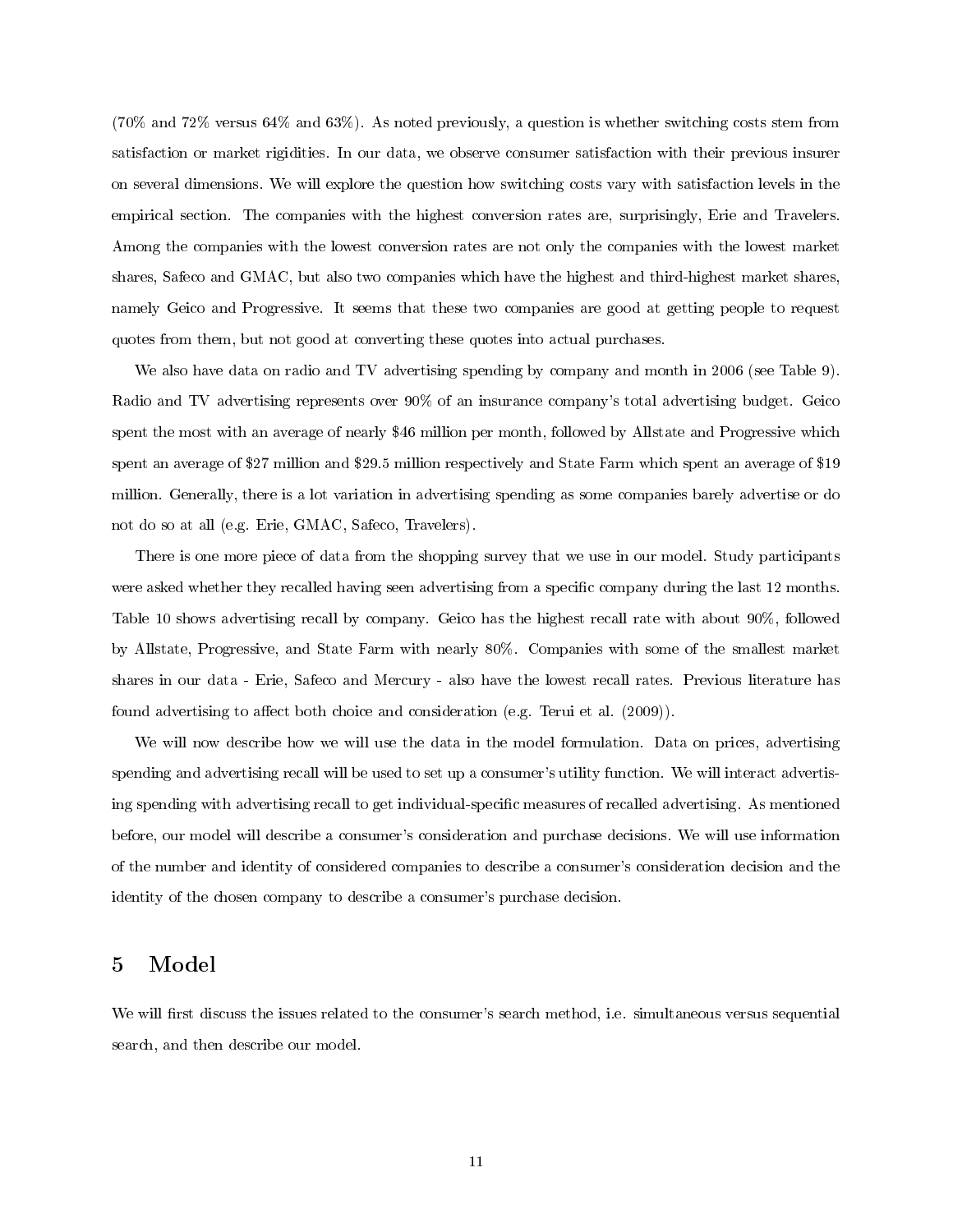(70% and 72% versus 64% and 63%). As noted previously, a question is whether switching costs stem from satisfaction or market rigidities. In our data, we observe consumer satisfaction with their previous insurer on several dimensions. We will explore the question how switching costs vary with satisfaction levels in the empirical section. The companies with the highest conversion rates are, surprisingly, Erie and Travelers. Among the companies with the lowest conversion rates are not only the companies with the lowest market shares, Safeco and GMAC, but also two companies which have the highest and third-highest market shares, namely Geico and Progressive. It seems that these two companies are good at getting people to request quotes from them, but not good at converting these quotes into actual purchases.

We also have data on radio and TV advertising spending by company and month in 2006 (see Table 9). Radio and TV advertising represents over 90% of an insurance company's total advertising budget. Geico spent the most with an average of nearly $46 million per month, followed by Allstate and Progressive which spent an average of $27 million and $29.5 million respectively and State Farm which spent an average of $19 million. Generally, there is a lot variation in advertising spending as some companies barely advertise or do not do so at all (e.g. Erie, GMAC, Safeco, Travelers).

There is one more piece of data from the shopping survey that we use in our model. Study participants were asked whether they recalled having seen advertising from a specific company during the last 12 months. Table 10 shows advertising recall by company. Geico has the highest recall rate with about 90%, followed by Allstate, Progressive, and State Farm with nearly 80%. Companies with some of the smallest market shares in our data - Erie, Safeco and Mercury - also have the lowest recall rates. Previous literature has found advertising to affect both choice and consideration (e.g. Terui et al. (2009)).

We will now describe how we will use the data in the model formulation. Data on prices, advertising spending and advertising recall will be used to set up a consumer's utility function. We will interact advertising spending with advertising recall to get individual-specific measures of recalled advertising. As mentioned before, our model will describe a consumer's consideration and purchase decisions. We will use information of the number and identity of considered companies to describe a consumer's consideration decision and the identity of the chosen company to describe a consumer's purchase decision.

# 5 Model

We will first discuss the issues related to the consumer's search method, i.e. simultaneous versus sequential search, and then describe our model.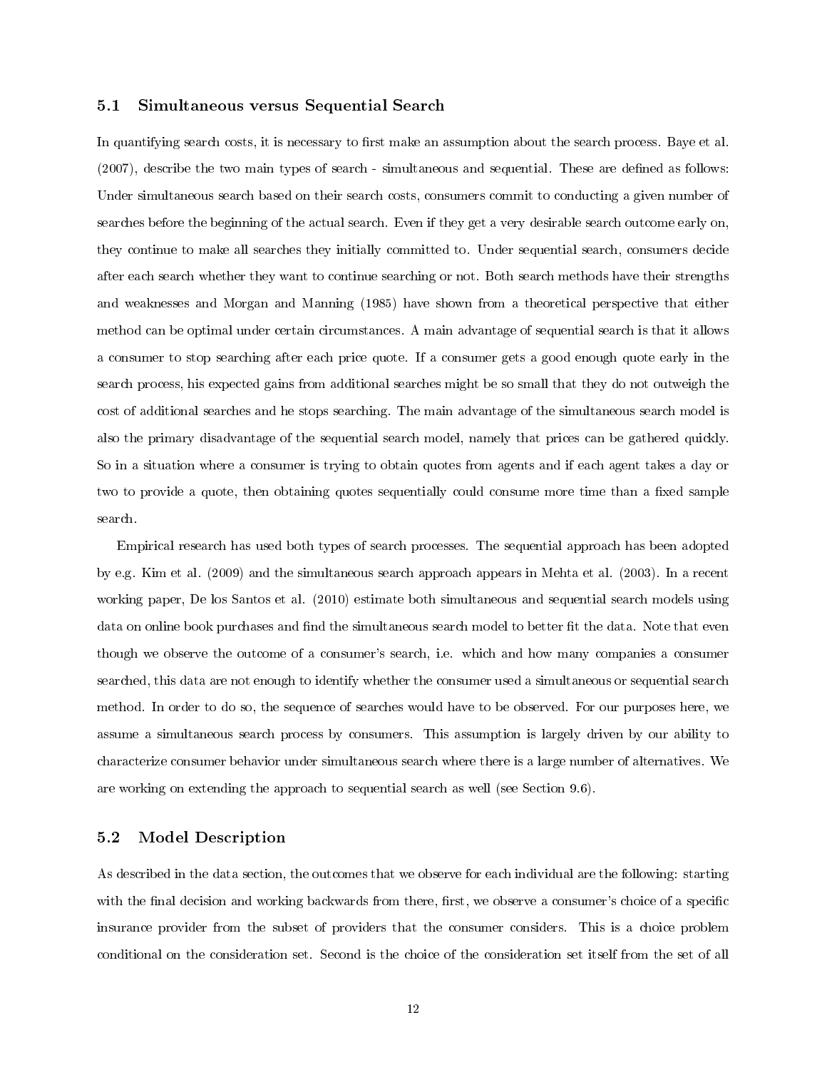### 5.1 Simultaneous versus Sequential Search

In quantifying search costs, it is necessary to first make an assumption about the search process. Baye et al. (2007), describe the two main types of search - simultaneous and sequential. These are defined as follows: Under simultaneous search based on their search costs, consumers commit to conducting a given number of searches before the beginning of the actual search. Even if they get a very desirable search outcome early on, they continue to make all searches they initially committed to. Under sequential search, consumers decide after each search whether they want to continue searching or not. Both search methods have their strengths and weaknesses and Morgan and Manning (1985) have shown from a theoretical perspective that either method can be optimal under certain circumstances. A main advantage of sequential search is that it allows a consumer to stop searching after each price quote. If a consumer gets a good enough quote early in the search process, his expected gains from additional searches might be so small that they do not outweigh the cost of additional searches and he stops searching. The main advantage of the simultaneous search model is also the primary disadvantage of the sequential search model, namely that prices can be gathered quickly. So in a situation where a consumer is trying to obtain quotes from agents and if each agent takes a day or two to provide a quote, then obtaining quotes sequentially could consume more time than a fixed sample search.

Empirical research has used both types of search processes. The sequential approach has been adopted by e.g. Kim et al. (2009) and the simultaneous search approach appears in Mehta et al. (2003). In a recent working paper, De los Santos et al. (2010) estimate both simultaneous and sequential search models using data on online book purchases and find the simultaneous search model to better fit the data. Note that even though we observe the outcome of a consumer's search, i.e. which and how many companies a consumer searched, this data are not enough to identify whether the consumer used a simultaneous or sequential search method. In order to do so, the sequence of searches would have to be observed. For our purposes here, we assume a simultaneous search process by consumers. This assumption is largely driven by our ability to characterize consumer behavior under simultaneous search where there is a large number of alternatives. We are working on extending the approach to sequential search as well (see Section 9.6).

### 5.2 Model Description

As described in the data section, the outcomes that we observe for each individual are the following: starting with the final decision and working backwards from there, first, we observe a consumer's choice of a specific insurance provider from the subset of providers that the consumer considers. This is a choice problem conditional on the consideration set. Second is the choice of the consideration set itself from the set of all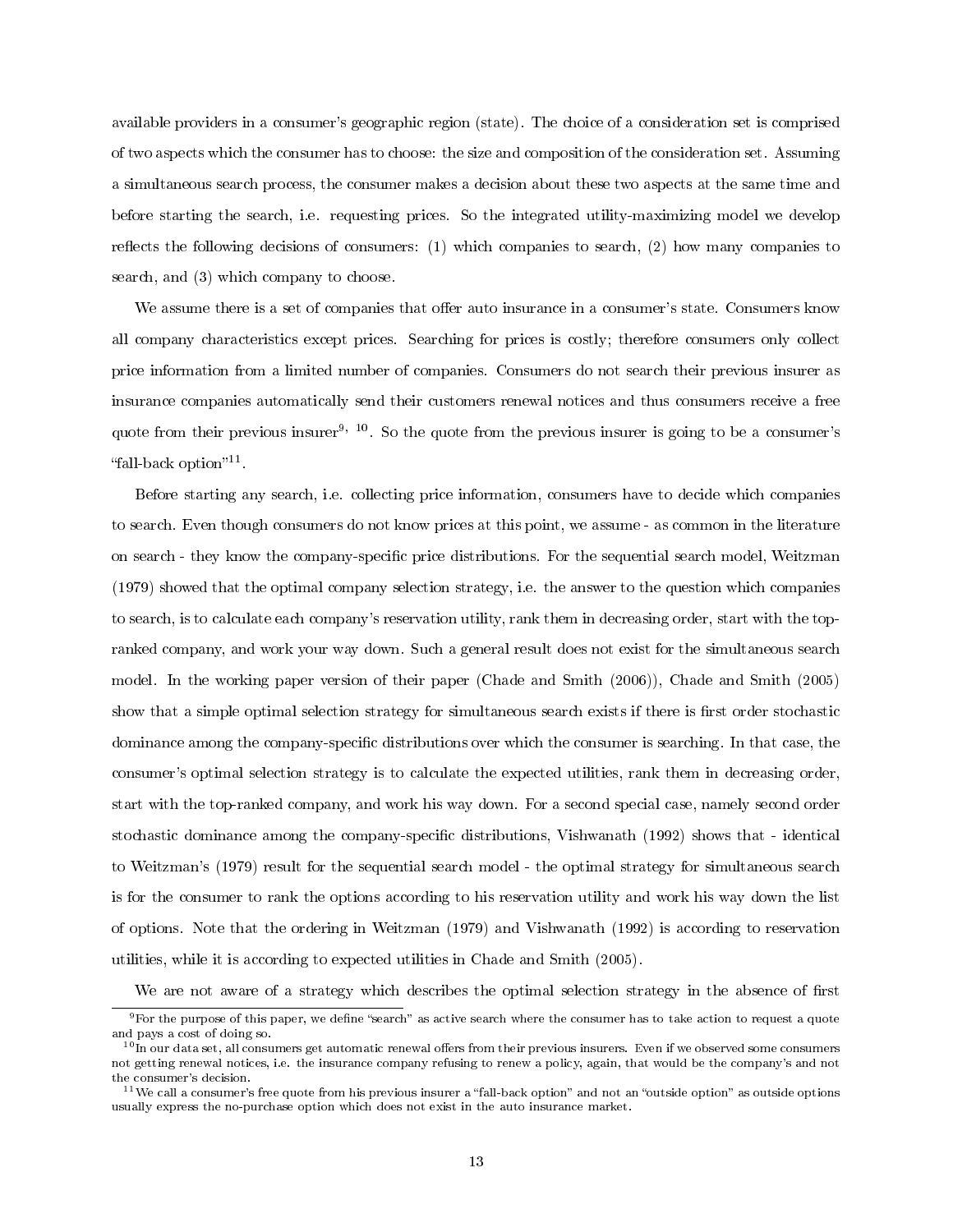available providers in a consumer's geographic region (state). The choice of a consideration set is comprised of two aspects which the consumer has to choose: the size and composition of the consideration set. Assuming a simultaneous search process, the consumer makes a decision about these two aspects at the same time and before starting the search, i.e. requesting prices. So the integrated utility-maximizing model we develop reflects the following decisions of consumers: (1) which companies to search, (2) how many companies to search, and (3) which company to choose.

We assume there is a set of companies that offer auto insurance in a consumer's state. Consumers know all company characteristics except prices. Searching for prices is costly; therefore consumers only collect price information from a limited number of companies. Consumers do not search their previous insurer as insurance companies automatically send their customers renewal notices and thus consumers receive a free quote from their previous insurer[9, 10]. So the quote from the previous insurer is going to be a consumer's "fall-back option"[11].

Before starting any search, i.e. collecting price information, consumers have to decide which companies to search. Even though consumers do not know prices at this point, we assume - as common in the literature on search - they know the company-specific price distributions. For the sequential search model, Weitzman (1979) showed that the optimal company selection strategy, i.e. the answer to the question which companies to search, is to calculate each company's reservation utility, rank them in decreasing order, start with the top-ranked company, and work your way down. Such a general result does not exist for the simultaneous search model. In the working paper version of their paper (Chade and Smith (2006)), Chade and Smith (2005) show that a simple optimal selection strategy for simultaneous search exists if there is first order stochastic dominance among the company-specific distributions over which the consumer is searching. In that case, the consumer's optimal selection strategy is to calculate the expected utilities, rank them in decreasing order, start with the top-ranked company, and work his way down. For a second special case, namely second order stochastic dominance among the company-specific distributions, Vishwanath (1992) shows that - identical to Weitzman's (1979) result for the sequential search model - the optimal strategy for simultaneous search is for the consumer to rank the options according to his reservation utility and work his way down the list of options. Note that the ordering in Weitzman (1979) and Vishwanath (1992) is according to reservation utilities, while it is according to expected utilities in Chade and Smith (2005).

We are not aware of a strategy which describes the optimal selection strategy in the absence of first

---

[9] For the purpose of this paper, we define "search" as active search where the consumer has to take action to request a quote and pays a cost of doing so.

[10] In our data set, all consumers get automatic renewal offers from their previous insurers. Even if we observed some consumers not getting renewal notices, i.e. the insurance company refusing to renew a policy, again, that would be the company's and not the consumer's decision.

[11] We call a consumer's free quote from his previous insurer a "fall-back option" and not an "outside option" as outside options usually express the no-purchase option which does not exist in the auto insurance market.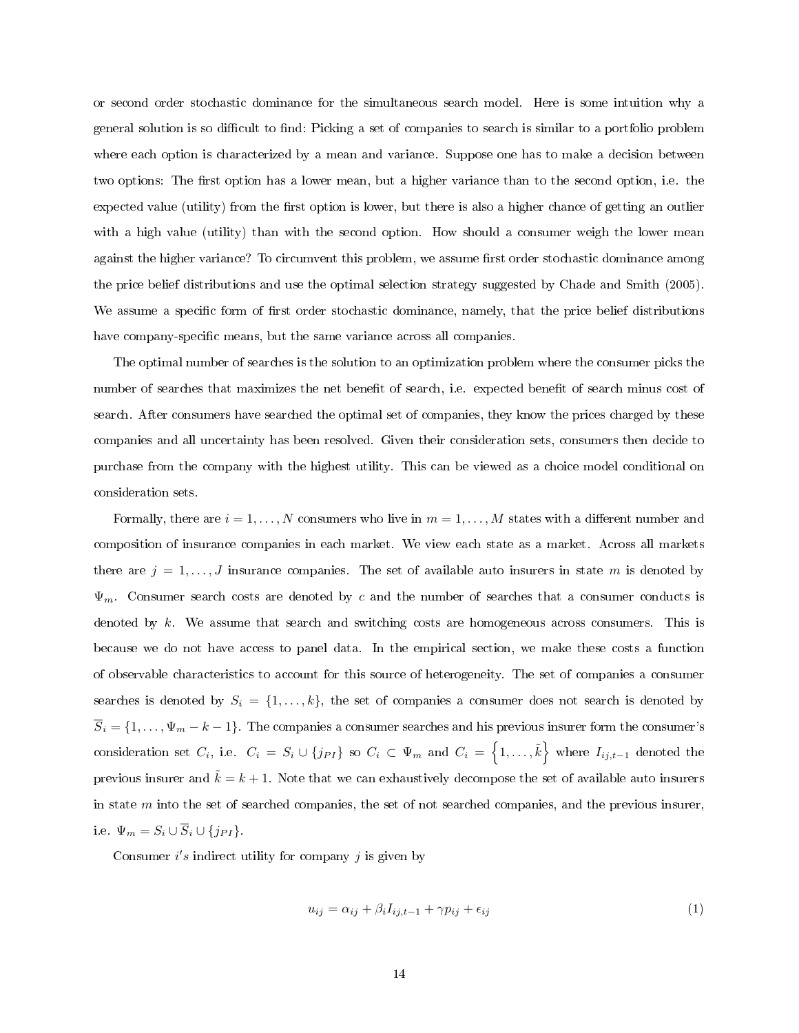or second order stochastic dominance for the simultaneous search model. Here is some intuition why a general solution is so difficult to find: Picking a set of companies to search is similar to a portfolio problem where each option is characterized by a mean and variance. Suppose one has to make a decision between two options: The first option has a lower mean, but a higher variance than to the second option, i.e. the expected value (utility) from the first option is lower, but there is also a higher chance of getting an outlier with a high value (utility) than with the second option. How should a consumer weigh the lower mean against the higher variance? To circumvent this problem, we assume first order stochastic dominance among the price belief distributions and use the optimal selection strategy suggested by Chade and Smith (2005). We assume a specific form of first order stochastic dominance, namely, that the price belief distributions have company-specific means, but the same variance across all companies.

The optimal number of searches is the solution to an optimization problem where the consumer picks the number of searches that maximizes the net benefit of search, i.e. expected benefit of search minus cost of search. After consumers have searched the optimal set of companies, they know the prices charged by these companies and all uncertainty has been resolved. Given their consideration sets, consumers then decide to purchase from the company with the highest utility. This can be viewed as a choice model conditional on consideration sets.

Formally, there are $i = 1, \ldots, N$ consumers who live in $m = 1, \ldots, M$ states with a different number and composition of insurance companies in each market. We view each state as a market. Across all markets there are $j = 1, \ldots, J$ insurance companies. The set of available auto insurers in state $m$ is denoted by $\Psi_m$. Consumer search costs are denoted by $c$ and the number of searches that a consumer conducts is denoted by $k$. We assume that search and switching costs are homogeneous across consumers. This is because we do not have access to panel data. In the empirical section, we make these costs a function of observable characteristics to account for this source of heterogeneity. The set of companies a consumer searches is denoted by $S_i = \{1, \ldots, k\}$, the set of companies a consumer does not search is denoted by $\overline{S}_i = \{1, \ldots, \Psi_m - k - 1\}$. The companies a consumer searches and his previous insurer form the consumer's consideration set $C_i$, i.e. $C_i = S_i \cup \{j_{PI}\}$ so $C_i \subset \Psi_m$ and $C_i = \left\{1, \ldots, \tilde{k}\right\}$ where $I_{ij,t-1}$ denoted the previous insurer and $\tilde{k} = k + 1$. Note that we can exhaustively decompose the set of available auto insurers in state $m$ into the set of searched companies, the set of not searched companies, and the previous insurer, i.e. $\Psi_m = S_i \cup \overline{S}_i \cup \{j_{PI}\}$.

Consumer $i's$ indirect utility for company $j$ is given by

$$u_{ij} = \alpha_{ij} + \beta_i I_{ij,t-1} + \gamma p_{ij} + \epsilon_{ij} \tag{1}$$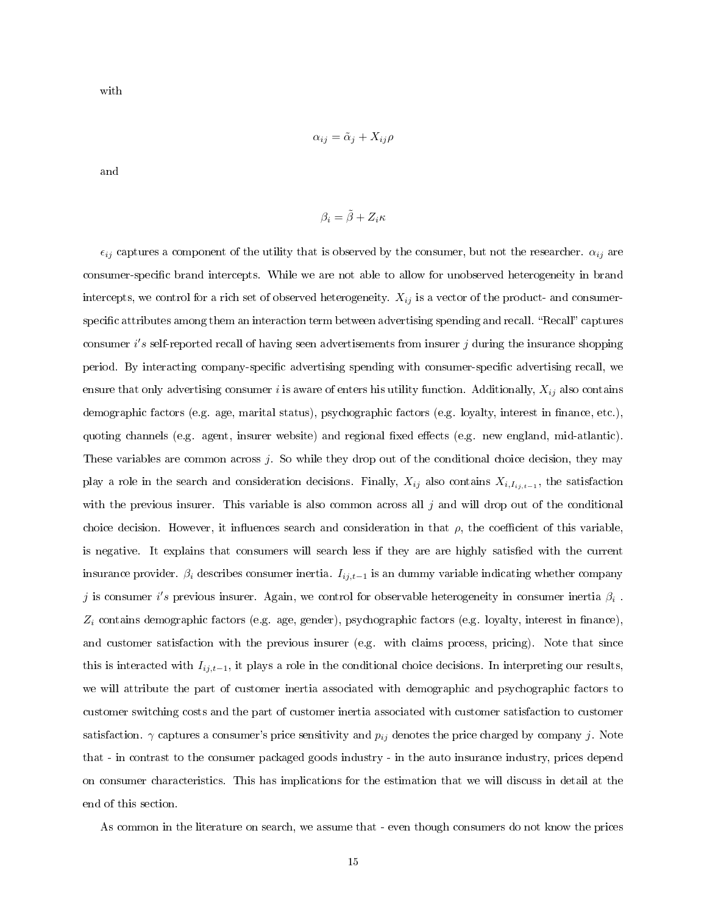with

$$\alpha_{ij} = \tilde{\alpha}_j + X_{ij}\rho$$

and

$$\beta_i = \tilde{\beta} + Z_i\kappa$$

$\epsilon_{ij}$ captures a component of the utility that is observed by the consumer, but not the researcher. $\alpha_{ij}$ are consumer-specific brand intercepts. While we are not able to allow for unobserved heterogeneity in brand intercepts, we control for a rich set of observed heterogeneity. $X_{ij}$ is a vector of the product- and consumer-specific attributes among them an interaction term between advertising spending and recall. "Recall" captures consumer $i's$ self-reported recall of having seen advertisements from insurer $j$ during the insurance shopping period. By interacting company-specific advertising spending with consumer-specific advertising recall, we ensure that only advertising consumer $i$ is aware of enters his utility function. Additionally, $X_{ij}$ also contains demographic factors (e.g. age, marital status), psychographic factors (e.g. loyalty, interest in finance, etc.), quoting channels (e.g. agent, insurer website) and regional fixed effects (e.g. new england, mid-atlantic). These variables are common across $j$. So while they drop out of the conditional choice decision, they may play a role in the search and consideration decisions. Finally, $X_{ij}$ also contains $X_{i,I_{ij,t-1}}$, the satisfaction with the previous insurer. This variable is also common across all $j$ and will drop out of the conditional choice decision. However, it influences search and consideration in that $\rho$, the coefficient of this variable, is negative. It explains that consumers will search less if they are are highly satisfied with the current insurance provider. $\beta_i$ describes consumer inertia. $I_{ij,t-1}$ is an dummy variable indicating whether company $j$ is consumer $i's$ previous insurer. Again, we control for observable heterogeneity in consumer inertia $\beta_i$ . $Z_i$ contains demographic factors (e.g. age, gender), psychographic factors (e.g. loyalty, interest in finance), and customer satisfaction with the previous insurer (e.g. with claims process, pricing). Note that since this is interacted with $I_{ij,t-1}$, it plays a role in the conditional choice decisions. In interpreting our results, we will attribute the part of customer inertia associated with demographic and psychographic factors to customer switching costs and the part of customer inertia associated with customer satisfaction to customer satisfaction. $\gamma$ captures a consumer's price sensitivity and $p_{ij}$ denotes the price charged by company $j$. Note that - in contrast to the consumer packaged goods industry - in the auto insurance industry, prices depend on consumer characteristics. This has implications for the estimation that we will discuss in detail at the end of this section.

As common in the literature on search, we assume that - even though consumers do not know the prices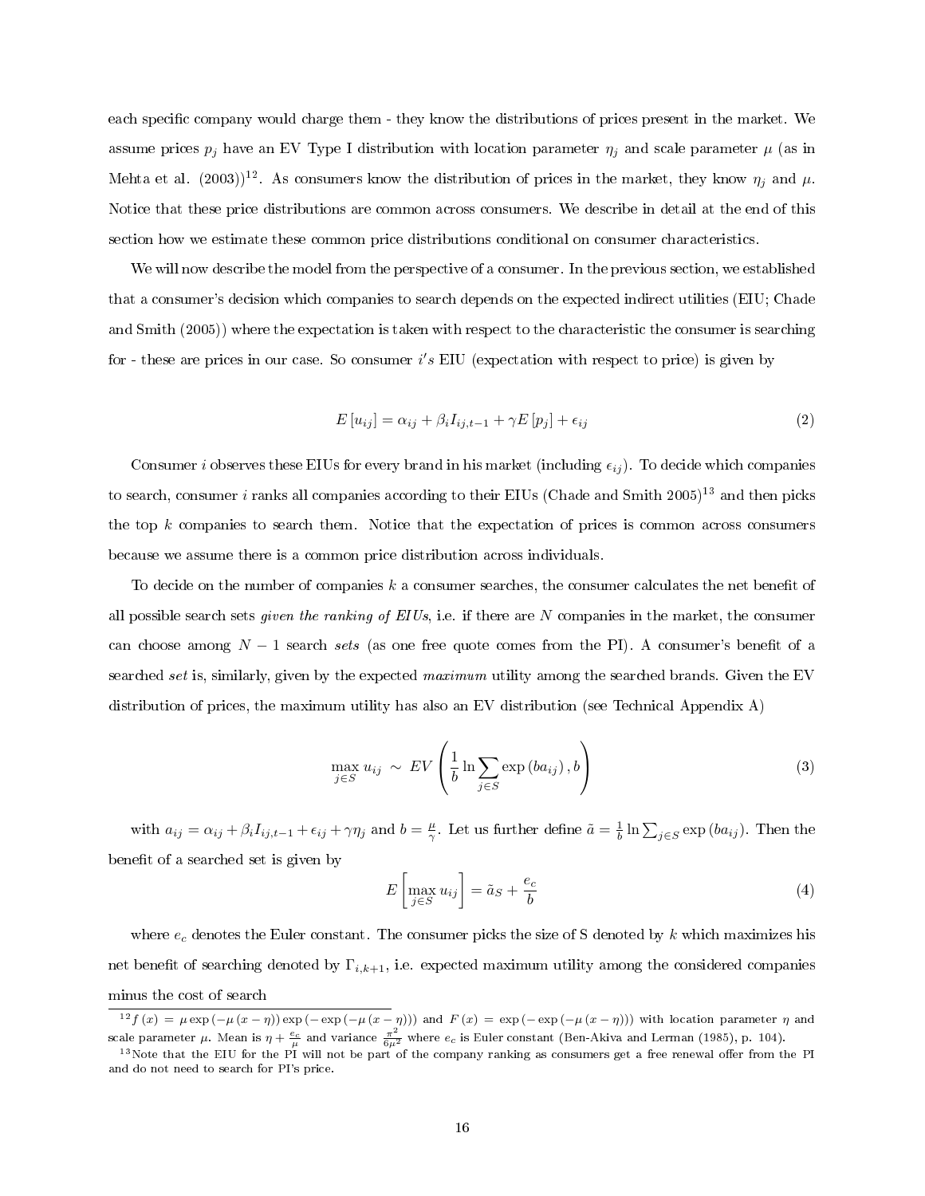each specific company would charge them - they know the distributions of prices present in the market. We assume prices $p_j$ have an EV Type I distribution with location parameter $\eta_j$ and scale parameter $\mu$ (as in Mehta et al. (2003))[12]. As consumers know the distribution of prices in the market, they know $\eta_j$ and $\mu$. Notice that these price distributions are common across consumers. We describe in detail at the end of this section how we estimate these common price distributions conditional on consumer characteristics.

We will now describe the model from the perspective of a consumer. In the previous section, we established that a consumer's decision which companies to search depends on the expected indirect utilities (EIU; Chade and Smith (2005)) where the expectation is taken with respect to the characteristic the consumer is searching for - these are prices in our case. So consumer $i's$ EIU (expectation with respect to price) is given by

$$E[u_{ij}] = \alpha_{ij} + \beta_i I_{ij,t-1} + \gamma E[p_j] + \epsilon_{ij} \tag{2}$$

Consumer $i$ observes these EIUs for every brand in his market (including $\epsilon_{ij}$). To decide which companies to search, consumer $i$ ranks all companies according to their EIUs (Chade and Smith 2005)[13] and then picks the top $k$ companies to search them. Notice that the expectation of prices is common across consumers because we assume there is a common price distribution across individuals.

To decide on the number of companies $k$ a consumer searches, the consumer calculates the net benefit of all possible search sets *given the ranking of EIUs*, i.e. if there are $N$ companies in the market, the consumer can choose among $N-1$ search *sets* (as one free quote comes from the PI). A consumer's benefit of a searched *set* is, similarly, given by the expected *maximum* utility among the searched brands. Given the EV distribution of prices, the maximum utility has also an EV distribution (see Technical Appendix A)

$$\max_{j\in S} u_{ij} \sim EV\left(\frac{1}{b}\ln\sum_{j\in S}\exp(ba_{ij}), b\right) \tag{3}$$

with $a_{ij} = \alpha_{ij} + \beta_i I_{ij,t-1} + \epsilon_{ij} + \gamma\eta_j$ and $b = \frac{\mu}{\gamma}$. Let us further define $\tilde{a} = \frac{1}{b}\ln\sum_{j\in S}\exp(ba_{ij})$. Then the benefit of a searched set is given by

$$E\left[\max_{j\in S} u_{ij}\right] = \tilde{a}_S + \frac{e_c}{b} \tag{4}$$

where $e_c$ denotes the Euler constant. The consumer picks the size of S denoted by $k$ which maximizes his net benefit of searching denoted by $\Gamma_{i,k+1}$, i.e. expected maximum utility among the considered companies minus the cost of search

---

[12] $f(x) = \mu\exp(-\mu(x-\eta))\exp(-\exp(-\mu(x-\eta)))$ and $F(x) = \exp(-\exp(-\mu(x-\eta)))$ with location parameter $\eta$ and scale parameter $\mu$. Mean is $\eta + \frac{e_c}{\mu}$ and variance $\frac{\pi^2}{6\mu^2}$ where $e_c$ is Euler constant (Ben-Akiva and Lerman (1985), p. 104).

[13] Note that the EIU for the PI will not be part of the company ranking as consumers get a free renewal offer from the PI and do not need to search for PI's price.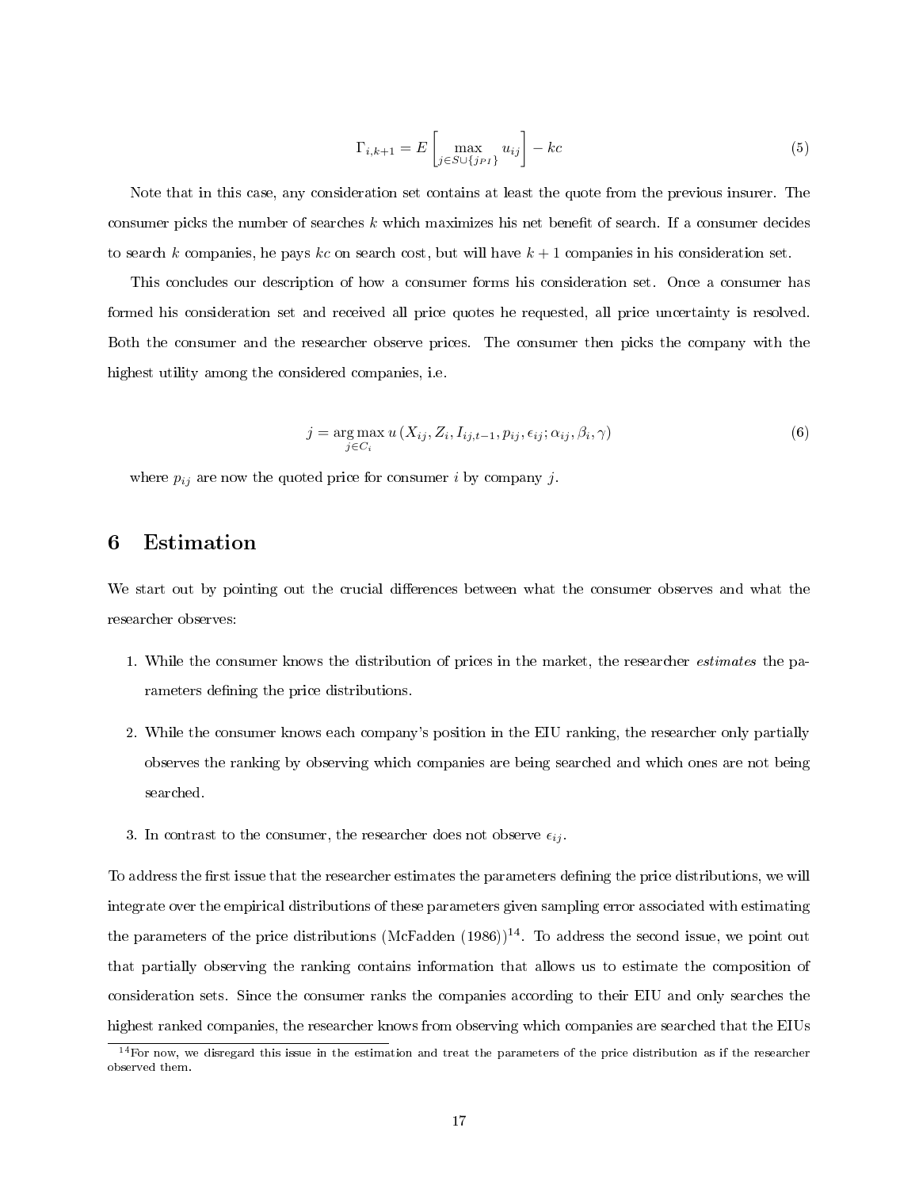$$\Gamma_{i,k+1} = E\left[\max_{j \in S \cup \{j_{PI}\}} u_{ij}\right] - kc \tag{5}$$

Note that in this case, any consideration set contains at least the quote from the previous insurer. The consumer picks the number of searches $k$ which maximizes his net benefit of search. If a consumer decides to search $k$ companies, he pays $kc$ on search cost, but will have $k+1$ companies in his consideration set.

This concludes our description of how a consumer forms his consideration set. Once a consumer has formed his consideration set and received all price quotes he requested, all price uncertainty is resolved. Both the consumer and the researcher observe prices. The consumer then picks the company with the highest utility among the considered companies, i.e.

$$j = \arg\max_{j \in C_i} u\left(X_{ij}, Z_i, I_{ij,t-1}, p_{ij}, \epsilon_{ij}; \alpha_{ij}, \beta_i, \gamma\right) \tag{6}$$

where $p_{ij}$ are now the quoted price for consumer $i$ by company $j$.

# 6 Estimation

We start out by pointing out the crucial differences between what the consumer observes and what the researcher observes:

1. While the consumer knows the distribution of prices in the market, the researcher *estimates* the parameters defining the price distributions.
2. While the consumer knows each company's position in the EIU ranking, the researcher only partially observes the ranking by observing which companies are being searched and which ones are not being searched.
3. In contrast to the consumer, the researcher does not observe $\epsilon_{ij}$.

To address the first issue that the researcher estimates the parameters defining the price distributions, we will integrate over the empirical distributions of these parameters given sampling error associated with estimating the parameters of the price distributions (McFadden (1986))[14]. To address the second issue, we point out that partially observing the ranking contains information that allows us to estimate the composition of consideration sets. Since the consumer ranks the companies according to their EIU and only searches the highest ranked companies, the researcher knows from observing which companies are searched that the EIUs

[14] For now, we disregard this issue in the estimation and treat the parameters of the price distribution as if the researcher observed them.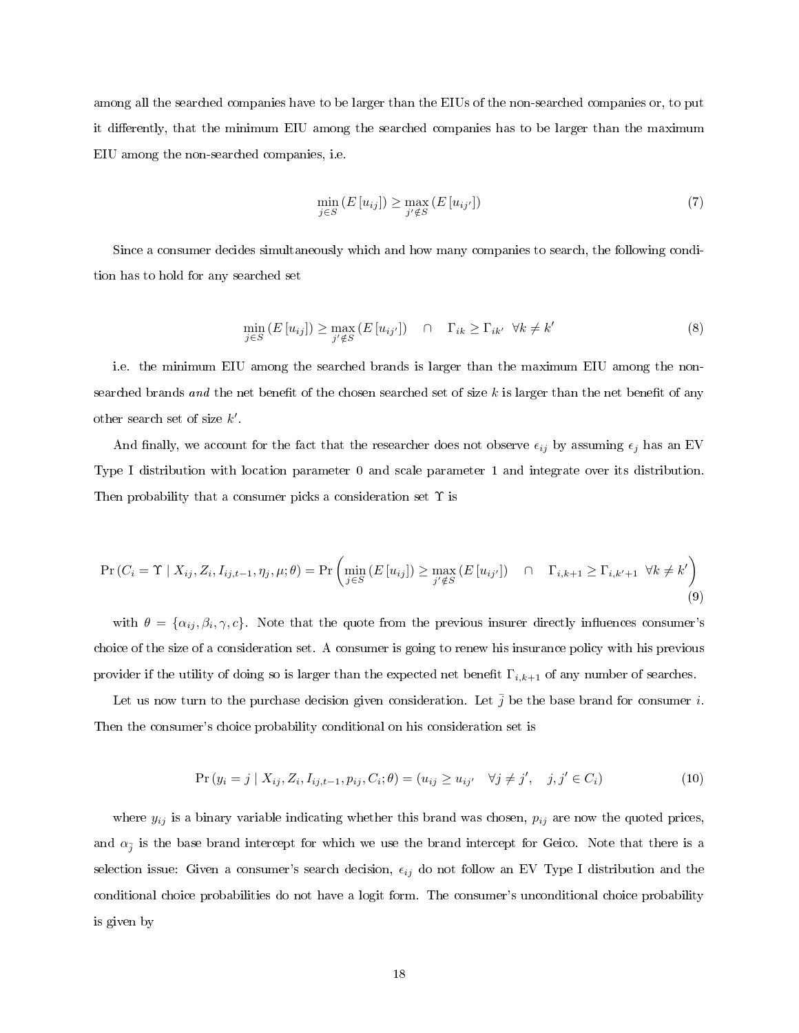among all the searched companies have to be larger than the EIUs of the non-searched companies or, to put it differently, that the minimum EIU among the searched companies has to be larger than the maximum EIU among the non-searched companies, i.e.

$$\min_{j \in S} \left( E\left[u_{ij}\right] \right) \geq \max_{j' \notin S} \left( E\left[u_{ij'}\right] \right) \tag{7}$$

Since a consumer decides simultaneously which and how many companies to search, the following condition has to hold for any searched set

$$\min_{j \in S} \left( E\left[u_{ij}\right] \right) \geq \max_{j' \notin S} \left( E\left[u_{ij'}\right] \right) \quad \cap \quad \Gamma_{ik} \geq \Gamma_{ik'} \;\; \forall k \neq k' \tag{8}$$

i.e. the minimum EIU among the searched brands is larger than the maximum EIU among the non-searched brands *and* the net benefit of the chosen searched set of size $k$ is larger than the net benefit of any other search set of size $k'$.

And finally, we account for the fact that the researcher does not observe $\epsilon_{ij}$ by assuming $\epsilon_j$ has an EV Type I distribution with location parameter 0 and scale parameter 1 and integrate over its distribution. Then probability that a consumer picks a consideration set $\Upsilon$ is

$$\Pr\left(C_i = \Upsilon \mid X_{ij}, Z_i, I_{ij,t-1}, \eta_j, \mu; \theta\right) = \Pr\left( \min_{j \in S} \left( E\left[u_{ij}\right] \right) \geq \max_{j' \notin S} \left( E\left[u_{ij'}\right] \right) \quad \cap \quad \Gamma_{i,k+1} \geq \Gamma_{i,k'+1} \;\; \forall k \neq k' \right) \tag{9}$$

with $\theta = \{\alpha_{ij}, \beta_i, \gamma, c\}$. Note that the quote from the previous insurer directly influences consumer's choice of the size of a consideration set. A consumer is going to renew his insurance policy with his previous provider if the utility of doing so is larger than the expected net benefit $\Gamma_{i,k+1}$ of any number of searches.

Let us now turn to the purchase decision given consideration. Let $\bar{j}$ be the base brand for consumer $i$. Then the consumer's choice probability conditional on his consideration set is

$$\Pr\left(y_i = j \mid X_{ij}, Z_i, I_{ij,t-1}, p_{ij}, C_i; \theta\right) = \left(u_{ij} \geq u_{ij'} \quad \forall j \neq j', \quad j, j' \in C_i\right) \tag{10}$$

where $y_{ij}$ is a binary variable indicating whether this brand was chosen, $p_{ij}$ are now the quoted prices, and $\alpha_{\bar{j}}$ is the base brand intercept for which we use the brand intercept for Geico. Note that there is a selection issue: Given a consumer's search decision, $\epsilon_{ij}$ do not follow an EV Type I distribution and the conditional choice probabilities do not have a logit form. The consumer's unconditional choice probability is given by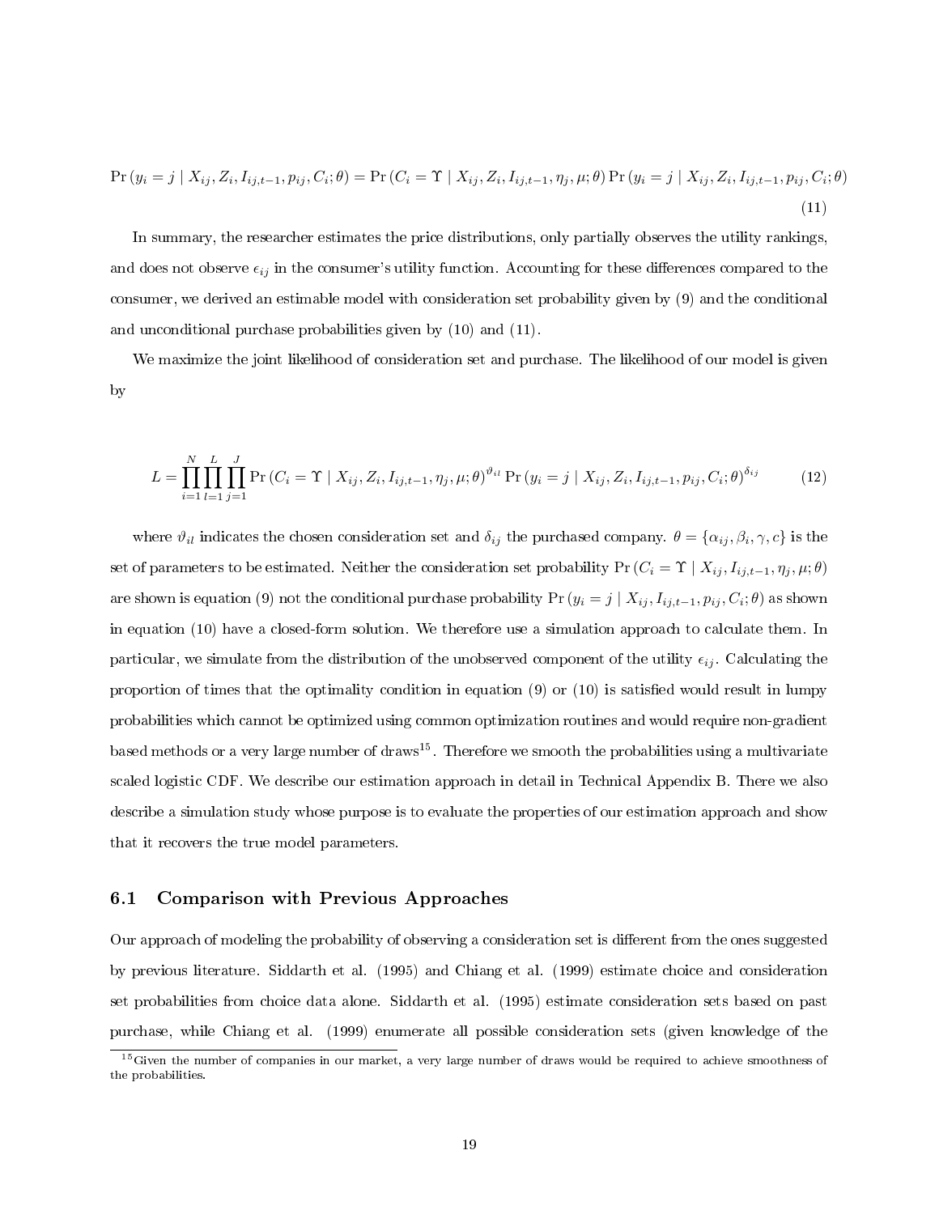$$\Pr\left(y_i = j \mid X_{ij}, Z_i, I_{ij,t-1}, p_{ij}, C_i; \theta\right) = \Pr\left(C_i = \Upsilon \mid X_{ij}, Z_i, I_{ij,t-1}, \eta_j, \mu; \theta\right) \Pr\left(y_i = j \mid X_{ij}, Z_i, I_{ij,t-1}, p_{ij}, C_i; \theta\right) \tag{11}$$

In summary, the researcher estimates the price distributions, only partially observes the utility rankings, and does not observe $\epsilon_{ij}$ in the consumer's utility function. Accounting for these differences compared to the consumer, we derived an estimable model with consideration set probability given by (9) and the conditional and unconditional purchase probabilities given by (10) and (11).

We maximize the joint likelihood of consideration set and purchase. The likelihood of our model is given by

$$L = \prod_{i=1}^{N} \prod_{l=1}^{L} \prod_{j=1}^{J} \Pr\left(C_i = \Upsilon \mid X_{ij}, Z_i, I_{ij,t-1}, \eta_j, \mu; \theta\right)^{\vartheta_{il}} \Pr\left(y_i = j \mid X_{ij}, Z_i, I_{ij,t-1}, p_{ij}, C_i; \theta\right)^{\delta_{ij}} \tag{12}$$

where $\vartheta_{il}$ indicates the chosen consideration set and $\delta_{ij}$ the purchased company. $\theta = \{\alpha_{ij}, \beta_i, \gamma, c\}$ is the set of parameters to be estimated. Neither the consideration set probability $\Pr\left(C_i = \Upsilon \mid X_{ij}, I_{ij,t-1}, \eta_j, \mu; \theta\right)$ are shown is equation (9) not the conditional purchase probability $\Pr\left(y_i = j \mid X_{ij}, I_{ij,t-1}, p_{ij}, C_i; \theta\right)$ as shown in equation (10) have a closed-form solution. We therefore use a simulation approach to calculate them. In particular, we simulate from the distribution of the unobserved component of the utility $\epsilon_{ij}$. Calculating the proportion of times that the optimality condition in equation (9) or (10) is satisfied would result in lumpy probabilities which cannot be optimized using common optimization routines and would require non-gradient based methods or a very large number of draws[15]. Therefore we smooth the probabilities using a multivariate scaled logistic CDF. We describe our estimation approach in detail in Technical Appendix B. There we also describe a simulation study whose purpose is to evaluate the properties of our estimation approach and show that it recovers the true model parameters.

### 6.1 Comparison with Previous Approaches

Our approach of modeling the probability of observing a consideration set is different from the ones suggested by previous literature. Siddarth et al. (1995) and Chiang et al. (1999) estimate choice and consideration set probabilities from choice data alone. Siddarth et al. (1995) estimate consideration sets based on past purchase, while Chiang et al. (1999) enumerate all possible consideration sets (given knowledge of the

[15] Given the number of companies in our market, a very large number of draws would be required to achieve smoothness of the probabilities.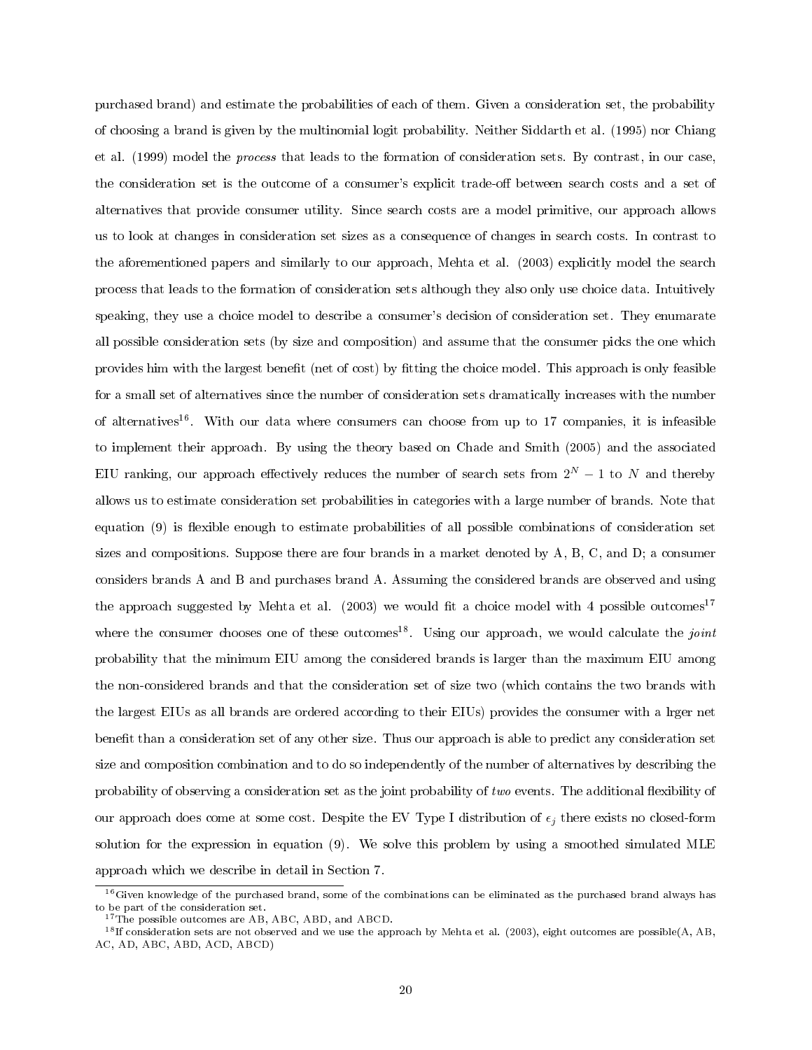purchased brand) and estimate the probabilities of each of them. Given a consideration set, the probability of choosing a brand is given by the multinomial logit probability. Neither Siddarth et al. (1995) nor Chiang et al. (1999) model the *process* that leads to the formation of consideration sets. By contrast, in our case, the consideration set is the outcome of a consumer's explicit trade-off between search costs and a set of alternatives that provide consumer utility. Since search costs are a model primitive, our approach allows us to look at changes in consideration set sizes as a consequence of changes in search costs. In contrast to the aforementioned papers and similarly to our approach, Mehta et al. (2003) explicitly model the search process that leads to the formation of consideration sets although they also only use choice data. Intuitively speaking, they use a choice model to describe a consumer's decision of consideration set. They enumarate all possible consideration sets (by size and composition) and assume that the consumer picks the one which provides him with the largest benefit (net of cost) by fitting the choice model. This approach is only feasible for a small set of alternatives since the number of consideration sets dramatically increases with the number of alternatives[16]. With our data where consumers can choose from up to 17 companies, it is infeasible to implement their approach. By using the theory based on Chade and Smith (2005) and the associated EIU ranking, our approach effectively reduces the number of search sets from $2^N - 1$ to $N$ and thereby allows us to estimate consideration set probabilities in categories with a large number of brands. Note that equation (9) is flexible enough to estimate probabilities of all possible combinations of consideration set sizes and compositions. Suppose there are four brands in a market denoted by A, B, C, and D; a consumer considers brands A and B and purchases brand A. Assuming the considered brands are observed and using the approach suggested by Mehta et al. (2003) we would fit a choice model with 4 possible outcomes[17] where the consumer chooses one of these outcomes[18]. Using our approach, we would calculate the *joint* probability that the minimum EIU among the considered brands is larger than the maximum EIU among the non-considered brands and that the consideration set of size two (which contains the two brands with the largest EIUs as all brands are ordered according to their EIUs) provides the consumer with a lrger net benefit than a consideration set of any other size. Thus our approach is able to predict any consideration set size and composition combination and to do so independently of the number of alternatives by describing the probability of observing a consideration set as the joint probability of *two* events. The additional flexibility of our approach does come at some cost. Despite the EV Type I distribution of $\epsilon_j$ there exists no closed-form solution for the expression in equation (9). We solve this problem by using a smoothed simulated MLE approach which we describe in detail in Section 7.

[16] Given knowledge of the purchased brand, some of the combinations can be eliminated as the purchased brand always has to be part of the consideration set.

[17] The possible outcomes are AB, ABC, ABD, and ABCD.

[18] If consideration sets are not observed and we use the approach by Mehta et al. (2003), eight outcomes are possible(A, AB, AC, AD, ABC, ABD, ACD, ABCD)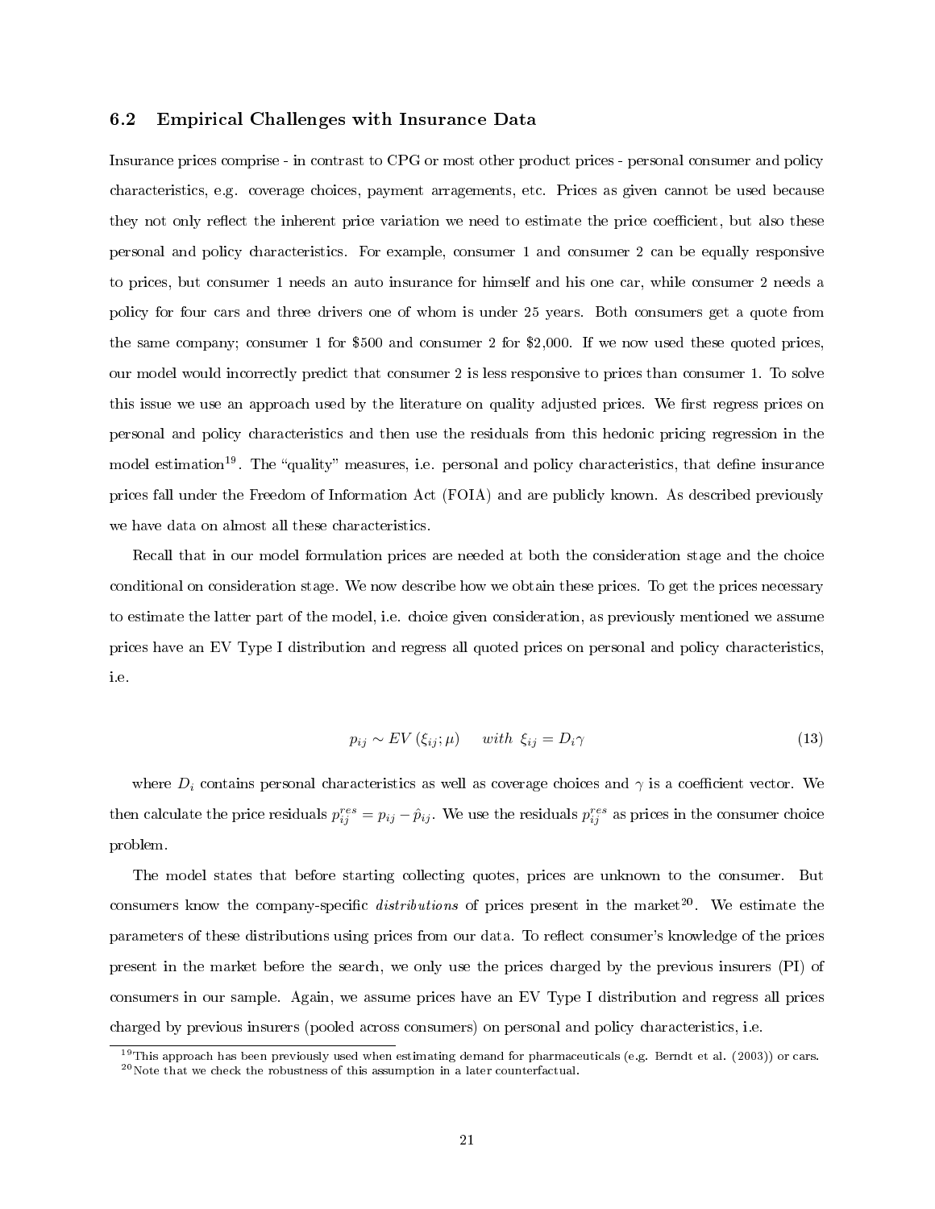### 6.2 Empirical Challenges with Insurance Data

Insurance prices comprise - in contrast to CPG or most other product prices - personal consumer and policy characteristics, e.g. coverage choices, payment arragements, etc. Prices as given cannot be used because they not only reflect the inherent price variation we need to estimate the price coefficient, but also these personal and policy characteristics. For example, consumer 1 and consumer 2 can be equally responsive to prices, but consumer 1 needs an auto insurance for himself and his one car, while consumer 2 needs a policy for four cars and three drivers one of whom is under 25 years. Both consumers get a quote from the same company; consumer 1 for \$500 and consumer 2 for \$2,000. If we now used these quoted prices, our model would incorrectly predict that consumer 2 is less responsive to prices than consumer 1. To solve this issue we use an approach used by the literature on quality adjusted prices. We first regress prices on personal and policy characteristics and then use the residuals from this hedonic pricing regression in the model estimation[19]. The "quality" measures, i.e. personal and policy characteristics, that define insurance prices fall under the Freedom of Information Act (FOIA) and are publicly known. As described previously we have data on almost all these characteristics.

Recall that in our model formulation prices are needed at both the consideration stage and the choice conditional on consideration stage. We now describe how we obtain these prices. To get the prices necessary to estimate the latter part of the model, i.e. choice given consideration, as previously mentioned we assume prices have an EV Type I distribution and regress all quoted prices on personal and policy characteristics, i.e.

$$p_{ij} \sim EV\left(\xi_{ij};\mu\right) \quad with\ \xi_{ij} = D_i\gamma \tag{13}$$

where $D_i$ contains personal characteristics as well as coverage choices and $\gamma$ is a coefficient vector. We then calculate the price residuals $p_{ij}^{res} = p_{ij} - \hat{p}_{ij}$. We use the residuals $p_{ij}^{res}$ as prices in the consumer choice problem.

The model states that before starting collecting quotes, prices are unknown to the consumer. But consumers know the company-specific *distributions* of prices present in the market[20]. We estimate the parameters of these distributions using prices from our data. To reflect consumer's knowledge of the prices present in the market before the search, we only use the prices charged by the previous insurers (PI) of consumers in our sample. Again, we assume prices have an EV Type I distribution and regress all prices charged by previous insurers (pooled across consumers) on personal and policy characteristics, i.e.

[19] This approach has been previously used when estimating demand for pharmaceuticals (e.g. Berndt et al. (2003)) or cars.

[20] Note that we check the robustness of this assumption in a later counterfactual.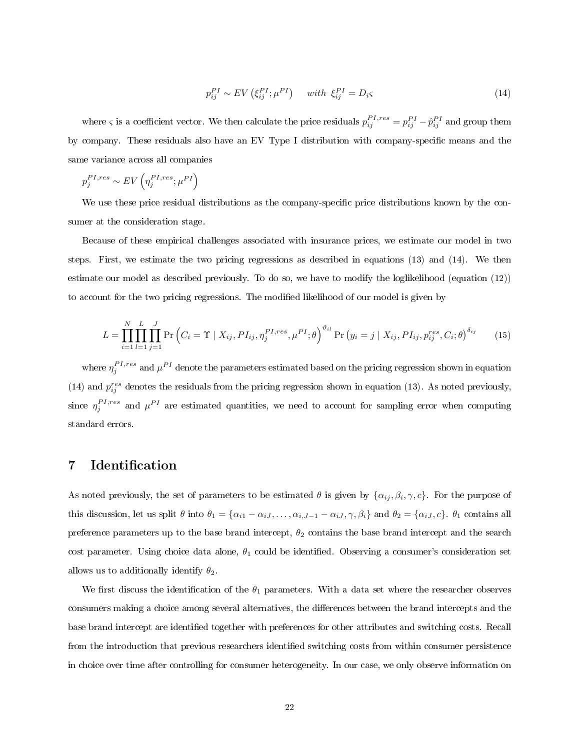$$p_{ij}^{PI} \sim EV\left(\xi_{ij}^{PI};\mu^{PI}\right) \quad with\ \xi_{ij}^{PI} = D_i\varsigma \tag{14}$$

where $\varsigma$ is a coefficient vector. We then calculate the price residuals $p_{ij}^{PI,res} = p_{ij}^{PI} - \hat{p}_{ij}^{PI}$ and group them by company. These residuals also have an EV Type I distribution with company-specific means and the same variance across all companies

$p_j^{PI,res} \sim EV\left(\eta_j^{PI,res};\mu^{PI}\right)$

We use these price residual distributions as the company-specific price distributions known by the consumer at the consideration stage.

Because of these empirical challenges associated with insurance prices, we estimate our model in two steps. First, we estimate the two pricing regressions as described in equations (13) and (14). We then estimate our model as described previously. To do so, we have to modify the loglikelihood (equation (12)) to account for the two pricing regressions. The modified likelihood of our model is given by

$$L = \prod_{i=1}^{N}\prod_{l=1}^{L}\prod_{j=1}^{J} \Pr\left(C_i = \Upsilon \mid X_{ij}, PI_{ij}, \eta_j^{PI,res}, \mu^{PI};\theta\right)^{\vartheta_{il}} \Pr\left(y_i = j \mid X_{ij}, PI_{ij}, p_{ij}^{res}, C_i;\theta\right)^{\delta_{ij}} \tag{15}$$

where $\eta_j^{PI,res}$ and $\mu^{PI}$ denote the parameters estimated based on the pricing regression shown in equation (14) and $p_{ij}^{res}$ denotes the residuals from the pricing regression shown in equation (13). As noted previously, since $\eta_j^{PI,res}$ and $\mu^{PI}$ are estimated quantities, we need to account for sampling error when computing standard errors.

# 7 Identification

As noted previously, the set of parameters to be estimated $\theta$ is given by $\{\alpha_{ij}, \beta_i, \gamma, c\}$. For the purpose of this discussion, let us split $\theta$ into $\theta_1 = \{\alpha_{i1} - \alpha_{iJ}, \ldots, \alpha_{i,J-1} - \alpha_{iJ}, \gamma, \beta_i\}$ and $\theta_2 = \{\alpha_{iJ}, c\}$. $\theta_1$ contains all preference parameters up to the base brand intercept, $\theta_2$ contains the base brand intercept and the search cost parameter. Using choice data alone, $\theta_1$ could be identified. Observing a consumer's consideration set allows us to additionally identify $\theta_2$.

We first discuss the identification of the $\theta_1$ parameters. With a data set where the researcher observes consumers making a choice among several alternatives, the differences between the brand intercepts and the base brand intercept are identified together with preferences for other attributes and switching costs. Recall from the introduction that previous researchers identified switching costs from within consumer persistence in choice over time after controlling for consumer heterogeneity. In our case, we only observe information on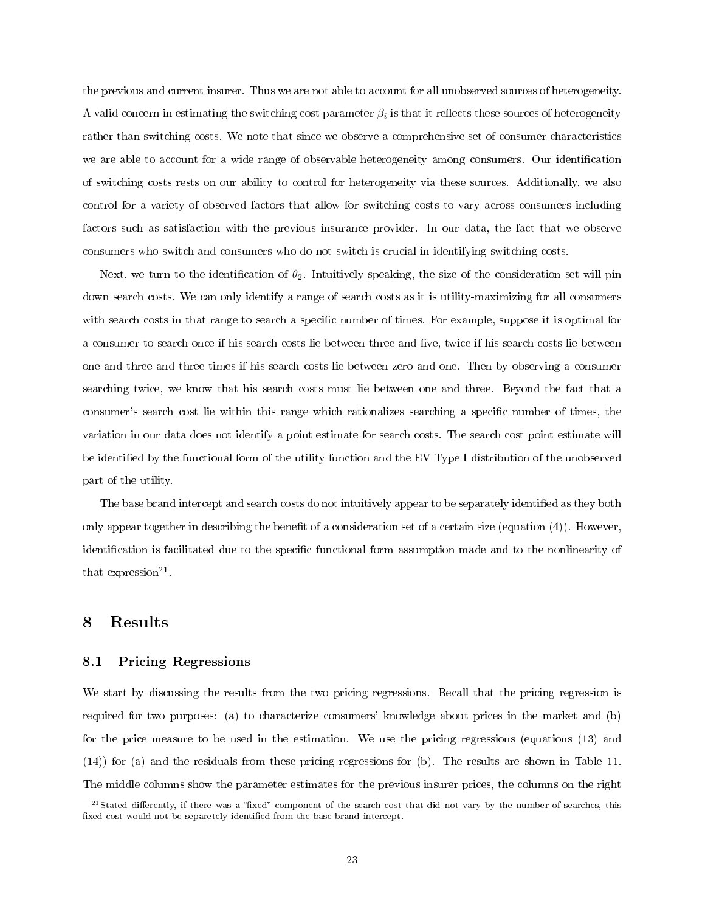the previous and current insurer. Thus we are not able to account for all unobserved sources of heterogeneity. A valid concern in estimating the switching cost parameter $\beta_i$ is that it reflects these sources of heterogeneity rather than switching costs. We note that since we observe a comprehensive set of consumer characteristics we are able to account for a wide range of observable heterogeneity among consumers. Our identification of switching costs rests on our ability to control for heterogeneity via these sources. Additionally, we also control for a variety of observed factors that allow for switching costs to vary across consumers including factors such as satisfaction with the previous insurance provider. In our data, the fact that we observe consumers who switch and consumers who do not switch is crucial in identifying switching costs.

Next, we turn to the identification of $\theta_2$. Intuitively speaking, the size of the consideration set will pin down search costs. We can only identify a range of search costs as it is utility-maximizing for all consumers with search costs in that range to search a specific number of times. For example, suppose it is optimal for a consumer to search once if his search costs lie between three and five, twice if his search costs lie between one and three and three times if his search costs lie between zero and one. Then by observing a consumer searching twice, we know that his search costs must lie between one and three. Beyond the fact that a consumer's search cost lie within this range which rationalizes searching a specific number of times, the variation in our data does not identify a point estimate for search costs. The search cost point estimate will be identified by the functional form of the utility function and the EV Type I distribution of the unobserved part of the utility.

The base brand intercept and search costs do not intuitively appear to be separately identified as they both only appear together in describing the benefit of a consideration set of a certain size (equation (4)). However, identification is facilitated due to the specific functional form assumption made and to the nonlinearity of that expression[21].

## 8 Results

### 8.1 Pricing Regressions

We start by discussing the results from the two pricing regressions. Recall that the pricing regression is required for two purposes: (a) to characterize consumers' knowledge about prices in the market and (b) for the price measure to be used in the estimation. We use the pricing regressions (equations (13) and (14)) for (a) and the residuals from these pricing regressions for (b). The results are shown in Table 11. The middle columns show the parameter estimates for the previous insurer prices, the columns on the right

[21] Stated differently, if there was a "fixed" component of the search cost that did not vary by the number of searches, this fixed cost would not be separetely identified from the base brand intercept.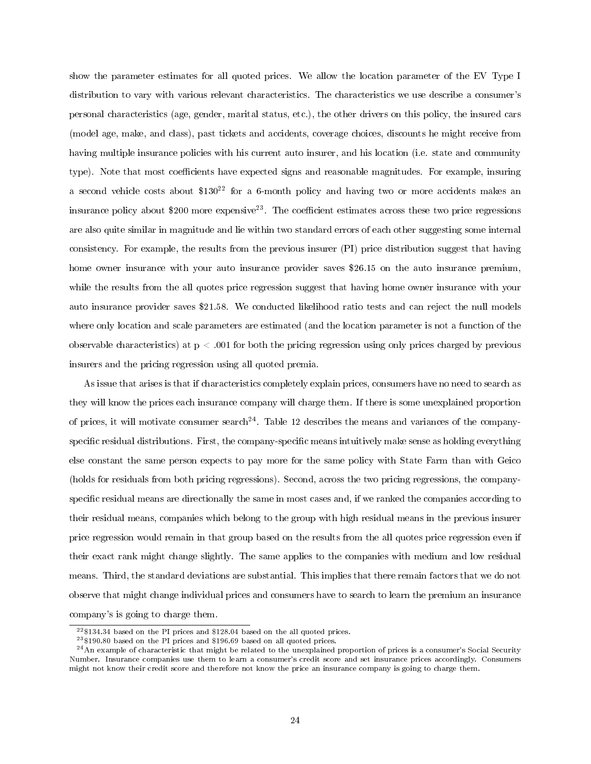show the parameter estimates for all quoted prices. We allow the location parameter of the EV Type I distribution to vary with various relevant characteristics. The characteristics we use describe a consumer's personal characteristics (age, gender, marital status, etc.), the other drivers on this policy, the insured cars (model age, make, and class), past tickets and accidents, coverage choices, discounts he might receive from having multiple insurance policies with his current auto insurer, and his location (i.e. state and community type). Note that most coefficients have expected signs and reasonable magnitudes. For example, insuring a second vehicle costs about \$130[22] for a 6-month policy and having two or more accidents makes an insurance policy about \$200 more expensive[23]. The coefficient estimates across these two price regressions are also quite similar in magnitude and lie within two standard errors of each other suggesting some internal consistency. For example, the results from the previous insurer (PI) price distribution suggest that having home owner insurance with your auto insurance provider saves \$26.15 on the auto insurance premium, while the results from the all quotes price regression suggest that having home owner insurance with your auto insurance provider saves \$21.58. We conducted likelihood ratio tests and can reject the null models where only location and scale parameters are estimated (and the location parameter is not a function of the observable characteristics) at $p < .001$ for both the pricing regression using only prices charged by previous insurers and the pricing regression using all quoted premia.

As issue that arises is that if characteristics completely explain prices, consumers have no need to search as they will know the prices each insurance company will charge them. If there is some unexplained proportion of prices, it will motivate consumer search[24]. Table 12 describes the means and variances of the company-specific residual distributions. First, the company-specific means intuitively make sense as holding everything else constant the same person expects to pay more for the same policy with State Farm than with Geico (holds for residuals from both pricing regressions). Second, across the two pricing regressions, the company-specific residual means are directionally the same in most cases and, if we ranked the companies according to their residual means, companies which belong to the group with high residual means in the previous insurer price regression would remain in that group based on the results from the all quotes price regression even if their exact rank might change slightly. The same applies to the companies with medium and low residual means. Third, the standard deviations are substantial. This implies that there remain factors that we do not observe that might change individual prices and consumers have to search to learn the premium an insurance company's is going to charge them.

[22] \$134.34 based on the PI prices and \$128.04 based on the all quoted prices.

[23] \$190.80 based on the PI prices and \$196.69 based on all quoted prices.

[24] An example of characteristic that might be related to the unexplained proportion of prices is a consumer's Social Security Number. Insurance companies use them to learn a consumer's credit score and set insurance prices accordingly. Consumers might not know their credit score and therefore not know the price an insurance company is going to charge them.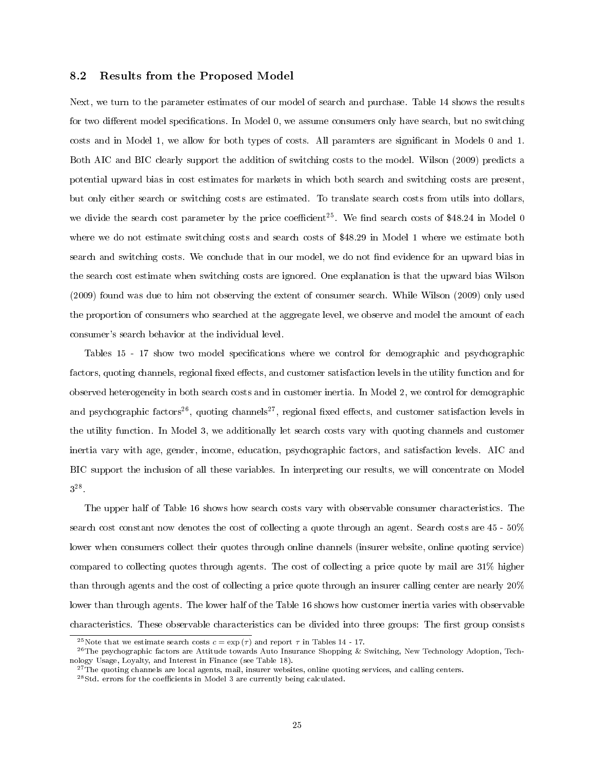## 8.2 Results from the Proposed Model

Next, we turn to the parameter estimates of our model of search and purchase. Table 14 shows the results for two different model specifications. In Model 0, we assume consumers only have search, but no switching costs and in Model 1, we allow for both types of costs. All paramters are significant in Models 0 and 1. Both AIC and BIC clearly support the addition of switching costs to the model. Wilson (2009) predicts a potential upward bias in cost estimates for markets in which both search and switching costs are present, but only either search or switching costs are estimated. To translate search costs from utils into dollars, we divide the search cost parameter by the price coefficient[25]. We find search costs of \$48.24 in Model 0 where we do not estimate switching costs and search costs of \$48.29 in Model 1 where we estimate both search and switching costs. We conclude that in our model, we do not find evidence for an upward bias in the search cost estimate when switching costs are ignored. One explanation is that the upward bias Wilson (2009) found was due to him not observing the extent of consumer search. While Wilson (2009) only used the proportion of consumers who searched at the aggregate level, we observe and model the amount of each consumer's search behavior at the individual level.

Tables 15 - 17 show two model specifications where we control for demographic and psychographic factors, quoting channels, regional fixed effects, and customer satisfaction levels in the utility function and for observed heterogeneity in both search costs and in customer inertia. In Model 2, we control for demographic and psychographic factors[26], quoting channels[27], regional fixed effects, and customer satisfaction levels in the utility function. In Model 3, we additionally let search costs vary with quoting channels and customer inertia vary with age, gender, income, education, psychographic factors, and satisfaction levels. AIC and BIC support the inclusion of all these variables. In interpreting our results, we will concentrate on Model 3[28].

The upper half of Table 16 shows how search costs vary with observable consumer characteristics. The search cost constant now denotes the cost of collecting a quote through an agent. Search costs are 45 - 50% lower when consumers collect their quotes through online channels (insurer website, online quoting service) compared to collecting quotes through agents. The cost of collecting a price quote by mail are 31% higher than through agents and the cost of collecting a price quote through an insurer calling center are nearly 20% lower than through agents. The lower half of the Table 16 shows how customer inertia varies with observable characteristics. These observable characteristics can be divided into three groups: The first group consists

---

[25] Note that we estimate search costs $c = \exp(\tau)$ and report $\tau$ in Tables 14 - 17.

[26] The psychographic factors are Attitude towards Auto Insurance Shopping & Switching, New Technology Adoption, Technology Usage, Loyalty, and Interest in Finance (see Table 18).

[27] The quoting channels are local agents, mail, insurer websites, online quoting services, and calling centers.

[28] Std. errors for the coefficients in Model 3 are currently being calculated.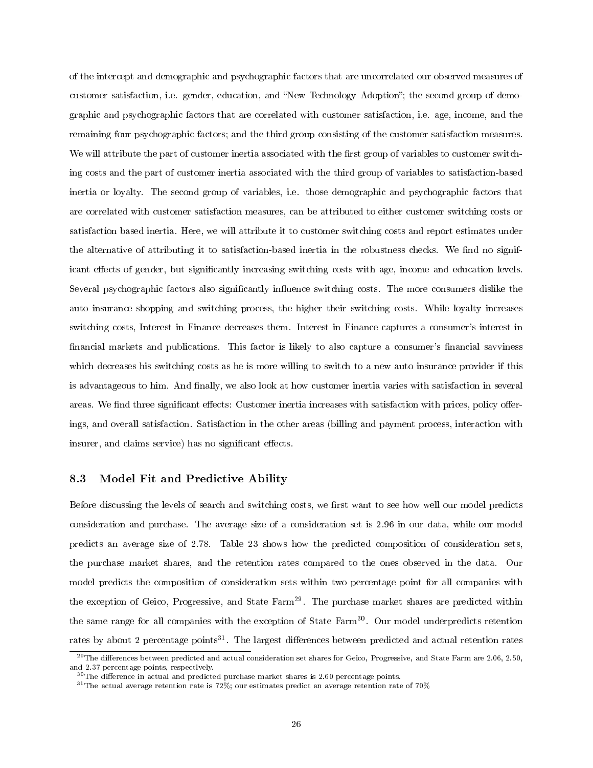of the intercept and demographic and psychographic factors that are uncorrelated our observed measures of customer satisfaction, i.e. gender, education, and "New Technology Adoption"; the second group of demographic and psychographic factors that are correlated with customer satisfaction, i.e. age, income, and the remaining four psychographic factors; and the third group consisting of the customer satisfaction measures. We will attribute the part of customer inertia associated with the first group of variables to customer switching costs and the part of customer inertia associated with the third group of variables to satisfaction-based inertia or loyalty. The second group of variables, i.e. those demographic and psychographic factors that are correlated with customer satisfaction measures, can be attributed to either customer switching costs or satisfaction based inertia. Here, we will attribute it to customer switching costs and report estimates under the alternative of attributing it to satisfaction-based inertia in the robustness checks. We find no significant effects of gender, but significantly increasing switching costs with age, income and education levels. Several psychographic factors also significantly influence switching costs. The more consumers dislike the auto insurance shopping and switching process, the higher their switching costs. While loyalty increases switching costs, Interest in Finance decreases them. Interest in Finance captures a consumer's interest in financial markets and publications. This factor is likely to also capture a consumer's financial savviness which decreases his switching costs as he is more willing to switch to a new auto insurance provider if this is advantageous to him. And finally, we also look at how customer inertia varies with satisfaction in several areas. We find three significant effects: Customer inertia increases with satisfaction with prices, policy offerings, and overall satisfaction. Satisfaction in the other areas (billing and payment process, interaction with insurer, and claims service) has no significant effects.

### 8.3 Model Fit and Predictive Ability

Before discussing the levels of search and switching costs, we first want to see how well our model predicts consideration and purchase. The average size of a consideration set is 2.96 in our data, while our model predicts an average size of 2.78. Table 23 shows how the predicted composition of consideration sets, the purchase market shares, and the retention rates compared to the ones observed in the data. Our model predicts the composition of consideration sets within two percentage point for all companies with the exception of Geico, Progressive, and State Farm[29]. The purchase market shares are predicted within the same range for all companies with the exception of State Farm[30]. Our model underpredicts retention rates by about 2 percentage points[31]. The largest differences between predicted and actual retention rates

[29] The differences between predicted and actual consideration set shares for Geico, Progressive, and State Farm are 2.06, 2.50, and 2.37 percentage points, respectively.

[30] The difference in actual and predicted purchase market shares is 2.60 percentage points.

[31] The actual average retention rate is 72%; our estimates predict an average retention rate of 70%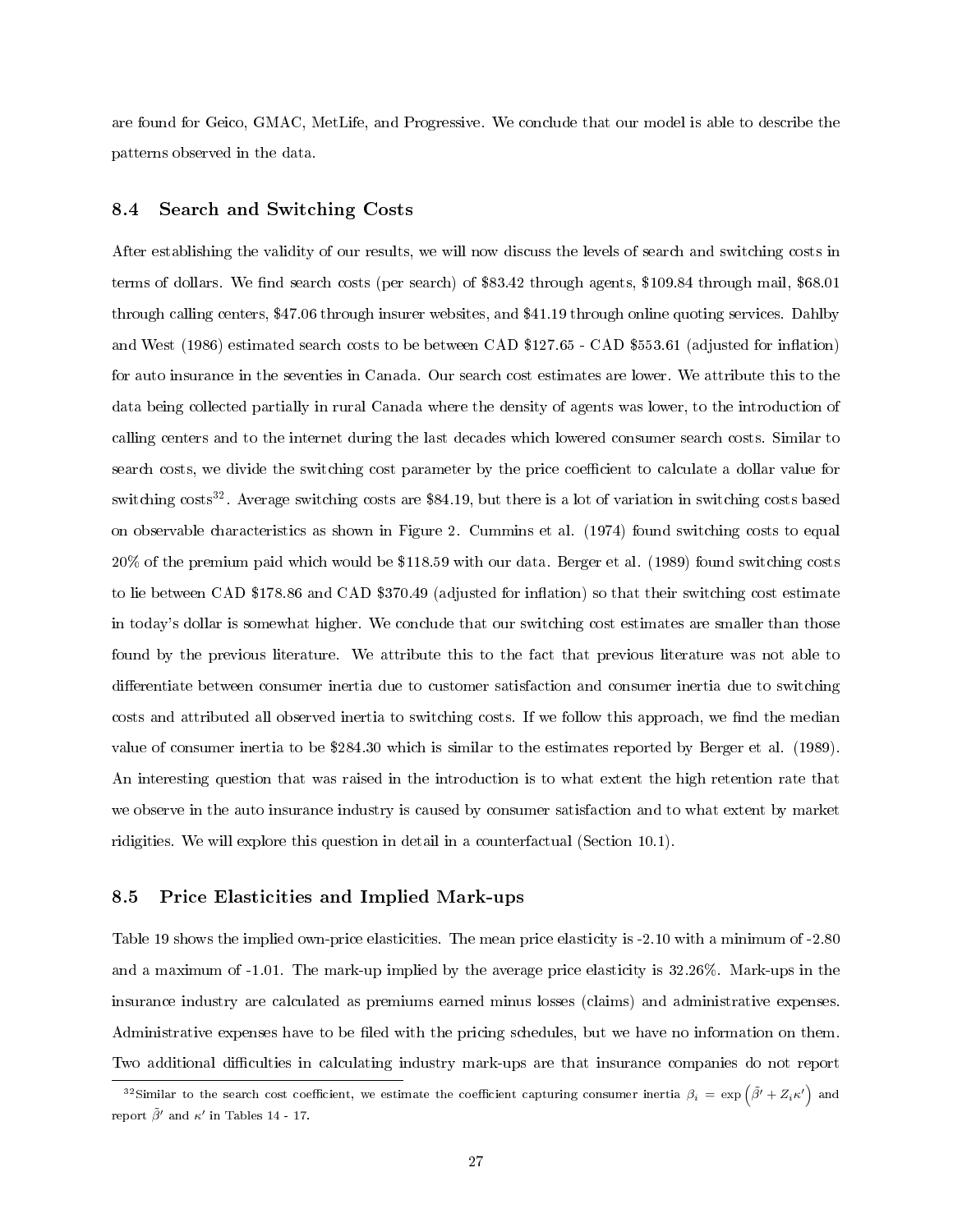are found for Geico, GMAC, MetLife, and Progressive. We conclude that our model is able to describe the patterns observed in the data.

### 8.4 Search and Switching Costs

After establishing the validity of our results, we will now discuss the levels of search and switching costs in terms of dollars. We find search costs (per search) of $83.42 through agents, $109.84 through mail, $68.01 through calling centers, $47.06 through insurer websites, and $41.19 through online quoting services. Dahlby and West (1986) estimated search costs to be between CAD $127.65 - CAD $553.61 (adjusted for inflation) for auto insurance in the seventies in Canada. Our search cost estimates are lower. We attribute this to the data being collected partially in rural Canada where the density of agents was lower, to the introduction of calling centers and to the internet during the last decades which lowered consumer search costs. Similar to search costs, we divide the switching cost parameter by the price coefficient to calculate a dollar value for switching costs[32]. Average switching costs are $84.19, but there is a lot of variation in switching costs based on observable characteristics as shown in Figure 2. Cummins et al. (1974) found switching costs to equal 20% of the premium paid which would be $118.59 with our data. Berger et al. (1989) found switching costs to lie between CAD $178.86 and CAD $370.49 (adjusted for inflation) so that their switching cost estimate in today's dollar is somewhat higher. We conclude that our switching cost estimates are smaller than those found by the previous literature. We attribute this to the fact that previous literature was not able to differentiate between consumer inertia due to customer satisfaction and consumer inertia due to switching costs and attributed all observed inertia to switching costs. If we follow this approach, we find the median value of consumer inertia to be $284.30 which is similar to the estimates reported by Berger et al. (1989). An interesting question that was raised in the introduction is to what extent the high retention rate that we observe in the auto insurance industry is caused by consumer satisfaction and to what extent by market ridigities. We will explore this question in detail in a counterfactual (Section 10.1).

### 8.5 Price Elasticities and Implied Mark-ups

Table 19 shows the implied own-price elasticities. The mean price elasticity is -2.10 with a minimum of -2.80 and a maximum of -1.01. The mark-up implied by the average price elasticity is 32.26%. Mark-ups in the insurance industry are calculated as premiums earned minus losses (claims) and administrative expenses. Administrative expenses have to be filed with the pricing schedules, but we have no information on them. Two additional difficulties in calculating industry mark-ups are that insurance companies do not report

---

[32] Similar to the search cost coefficient, we estimate the coefficient capturing consumer inertia $\beta_i = \exp\left(\tilde{\beta}' + Z_i \kappa'\right)$ and report $\tilde{\beta}'$ and $\kappa'$ in Tables 14 - 17.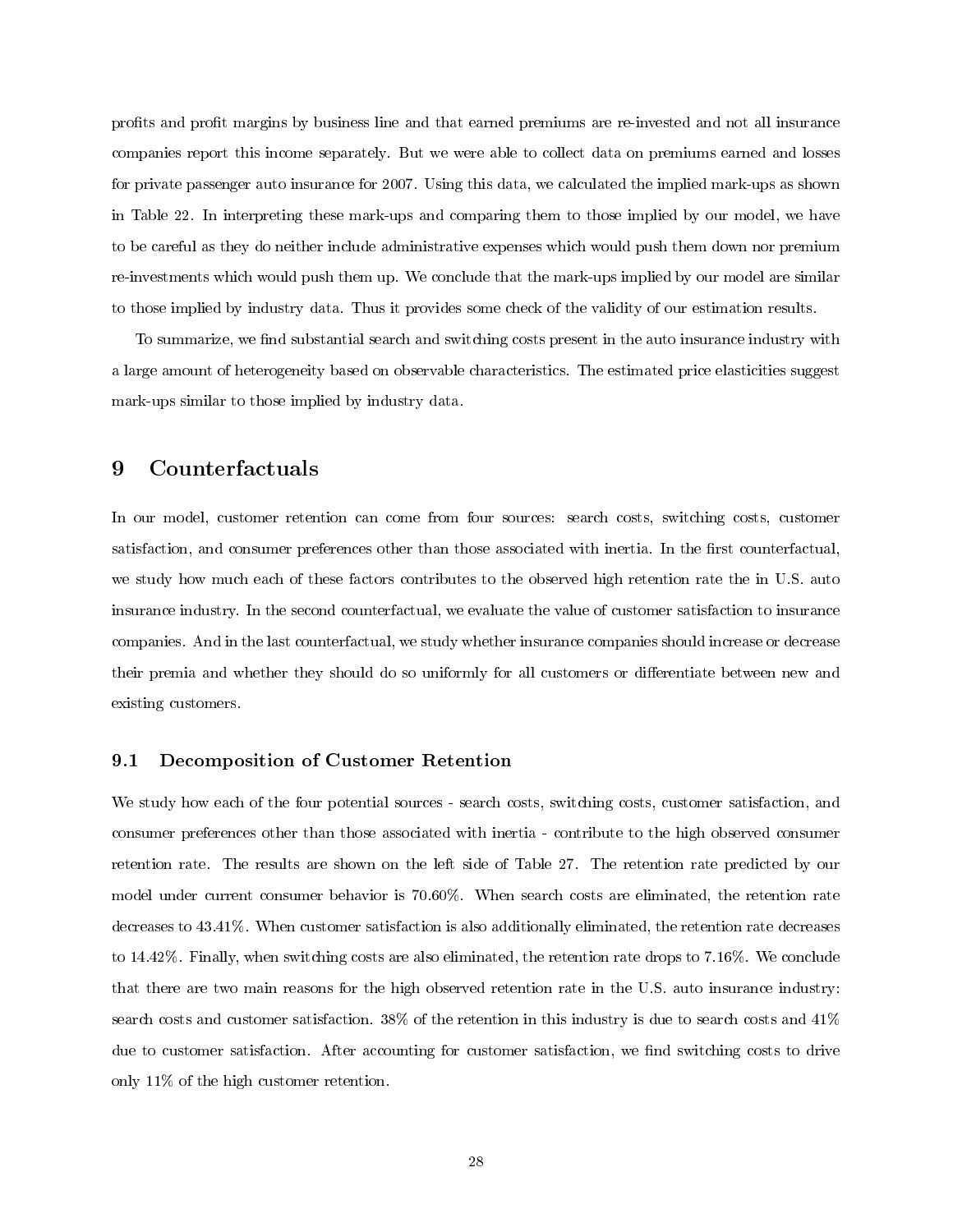profits and profit margins by business line and that earned premiums are re-invested and not all insurance companies report this income separately. But we were able to collect data on premiums earned and losses for private passenger auto insurance for 2007. Using this data, we calculated the implied mark-ups as shown in Table 22. In interpreting these mark-ups and comparing them to those implied by our model, we have to be careful as they do neither include administrative expenses which would push them down nor premium re-investments which would push them up. We conclude that the mark-ups implied by our model are similar to those implied by industry data. Thus it provides some check of the validity of our estimation results.

To summarize, we find substantial search and switching costs present in the auto insurance industry with a large amount of heterogeneity based on observable characteristics. The estimated price elasticities suggest mark-ups similar to those implied by industry data.

# 9 Counterfactuals

In our model, customer retention can come from four sources: search costs, switching costs, customer satisfaction, and consumer preferences other than those associated with inertia. In the first counterfactual, we study how much each of these factors contributes to the observed high retention rate the in U.S. auto insurance industry. In the second counterfactual, we evaluate the value of customer satisfaction to insurance companies. And in the last counterfactual, we study whether insurance companies should increase or decrease their premia and whether they should do so uniformly for all customers or differentiate between new and existing customers.

## 9.1 Decomposition of Customer Retention

We study how each of the four potential sources - search costs, switching costs, customer satisfaction, and consumer preferences other than those associated with inertia - contribute to the high observed consumer retention rate. The results are shown on the left side of Table 27. The retention rate predicted by our model under current consumer behavior is 70.60%. When search costs are eliminated, the retention rate decreases to 43.41%. When customer satisfaction is also additionally eliminated, the retention rate decreases to 14.42%. Finally, when switching costs are also eliminated, the retention rate drops to 7.16%. We conclude that there are two main reasons for the high observed retention rate in the U.S. auto insurance industry: search costs and customer satisfaction. 38% of the retention in this industry is due to search costs and 41% due to customer satisfaction. After accounting for customer satisfaction, we find switching costs to drive only 11% of the high customer retention.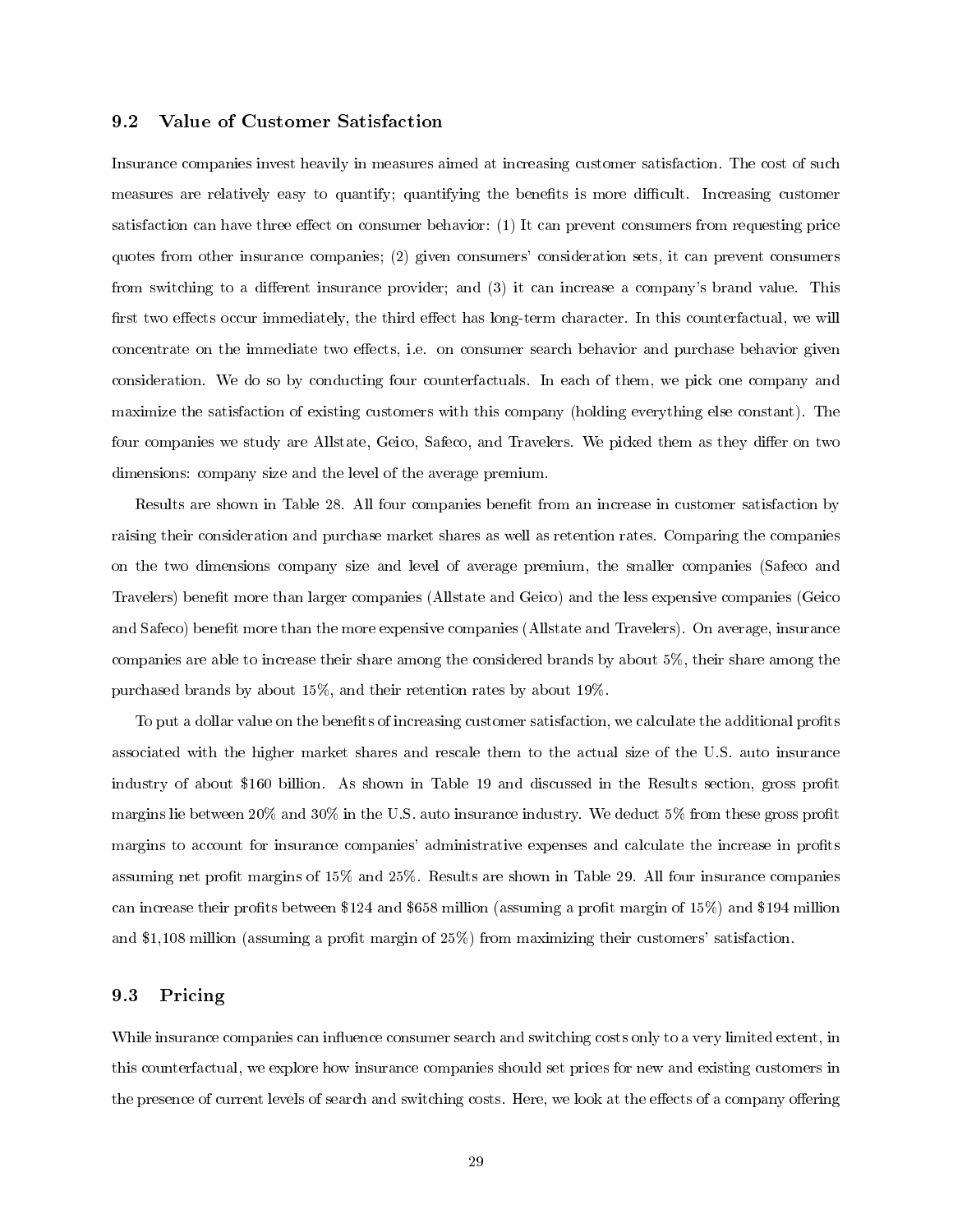### 9.2 Value of Customer Satisfaction

Insurance companies invest heavily in measures aimed at increasing customer satisfaction. The cost of such measures are relatively easy to quantify; quantifying the benefits is more difficult. Increasing customer satisfaction can have three effect on consumer behavior: (1) It can prevent consumers from requesting price quotes from other insurance companies; (2) given consumers' consideration sets, it can prevent consumers from switching to a different insurance provider; and (3) it can increase a company's brand value. This first two effects occur immediately, the third effect has long-term character. In this counterfactual, we will concentrate on the immediate two effects, i.e. on consumer search behavior and purchase behavior given consideration. We do so by conducting four counterfactuals. In each of them, we pick one company and maximize the satisfaction of existing customers with this company (holding everything else constant). The four companies we study are Allstate, Geico, Safeco, and Travelers. We picked them as they differ on two dimensions: company size and the level of the average premium.

Results are shown in Table 28. All four companies benefit from an increase in customer satisfaction by raising their consideration and purchase market shares as well as retention rates. Comparing the companies on the two dimensions company size and level of average premium, the smaller companies (Safeco and Travelers) benefit more than larger companies (Allstate and Geico) and the less expensive companies (Geico and Safeco) benefit more than the more expensive companies (Allstate and Travelers). On average, insurance companies are able to increase their share among the considered brands by about 5%, their share among the purchased brands by about 15%, and their retention rates by about 19%.

To put a dollar value on the benefits of increasing customer satisfaction, we calculate the additional profits associated with the higher market shares and rescale them to the actual size of the U.S. auto insurance industry of about $160 billion. As shown in Table 19 and discussed in the Results section, gross profit margins lie between 20% and 30% in the U.S. auto insurance industry. We deduct 5% from these gross profit margins to account for insurance companies' administrative expenses and calculate the increase in profits assuming net profit margins of 15% and 25%. Results are shown in Table 29. All four insurance companies can increase their profits between $124 and $658 million (assuming a profit margin of 15%) and $194 million and $1,108 million (assuming a profit margin of 25%) from maximizing their customers' satisfaction.

### 9.3 Pricing

While insurance companies can influence consumer search and switching costs only to a very limited extent, in this counterfactual, we explore how insurance companies should set prices for new and existing customers in the presence of current levels of search and switching costs. Here, we look at the effects of a company offering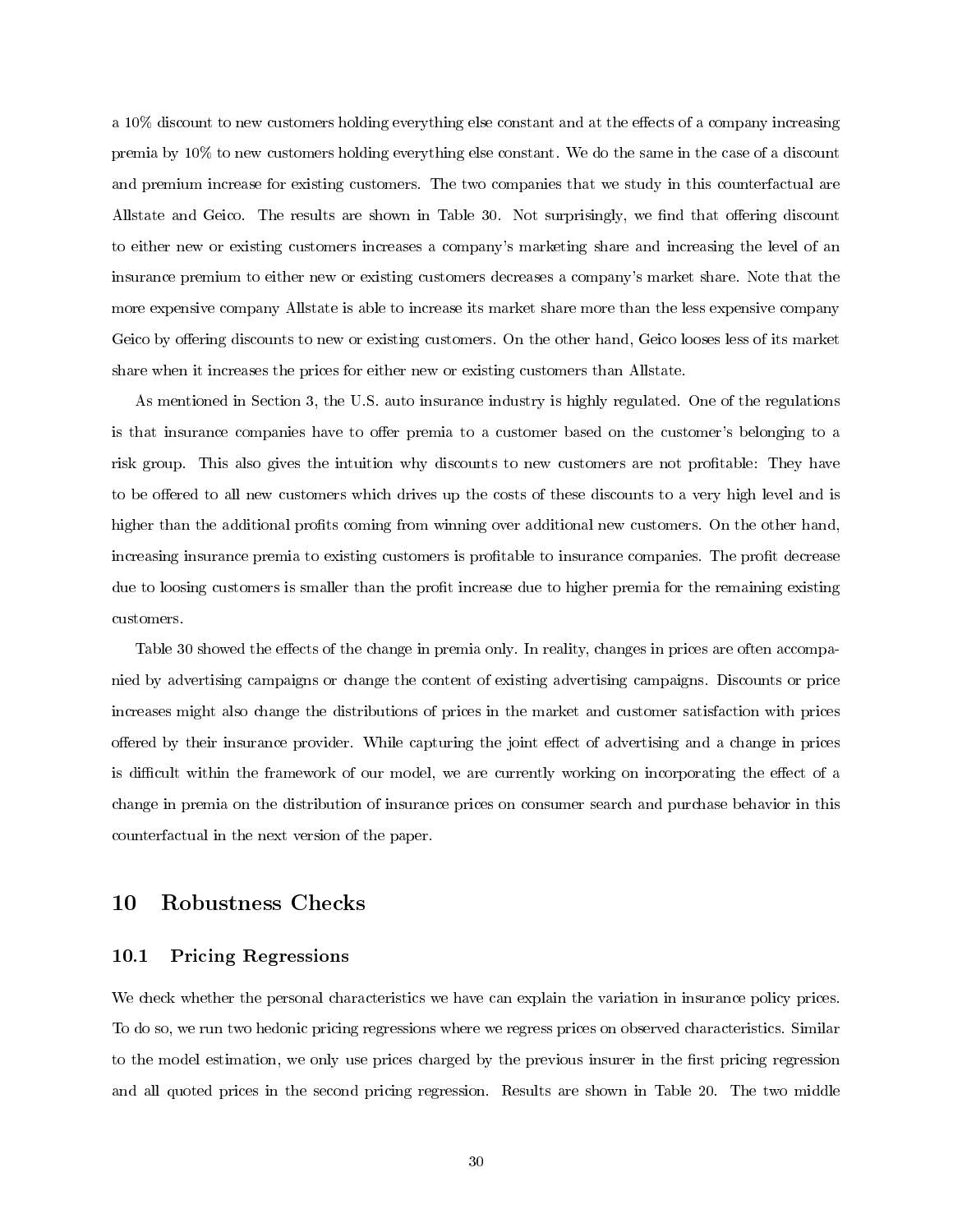a 10% discount to new customers holding everything else constant and at the effects of a company increasing premia by 10% to new customers holding everything else constant. We do the same in the case of a discount and premium increase for existing customers. The two companies that we study in this counterfactual are Allstate and Geico. The results are shown in Table 30. Not surprisingly, we find that offering discount to either new or existing customers increases a company's marketing share and increasing the level of an insurance premium to either new or existing customers decreases a company's market share. Note that the more expensive company Allstate is able to increase its market share more than the less expensive company Geico by offering discounts to new or existing customers. On the other hand, Geico looses less of its market share when it increases the prices for either new or existing customers than Allstate.

As mentioned in Section 3, the U.S. auto insurance industry is highly regulated. One of the regulations is that insurance companies have to offer premia to a customer based on the customer's belonging to a risk group. This also gives the intuition why discounts to new customers are not profitable: They have to be offered to all new customers which drives up the costs of these discounts to a very high level and is higher than the additional profits coming from winning over additional new customers. On the other hand, increasing insurance premia to existing customers is profitable to insurance companies. The profit decrease due to loosing customers is smaller than the profit increase due to higher premia for the remaining existing customers.

Table 30 showed the effects of the change in premia only. In reality, changes in prices are often accompanied by advertising campaigns or change the content of existing advertising campaigns. Discounts or price increases might also change the distributions of prices in the market and customer satisfaction with prices offered by their insurance provider. While capturing the joint effect of advertising and a change in prices is difficult within the framework of our model, we are currently working on incorporating the effect of a change in premia on the distribution of insurance prices on consumer search and purchase behavior in this counterfactual in the next version of the paper.

# 10 Robustness Checks

## 10.1 Pricing Regressions

We check whether the personal characteristics we have can explain the variation in insurance policy prices. To do so, we run two hedonic pricing regressions where we regress prices on observed characteristics. Similar to the model estimation, we only use prices charged by the previous insurer in the first pricing regression and all quoted prices in the second pricing regression. Results are shown in Table 20. The two middle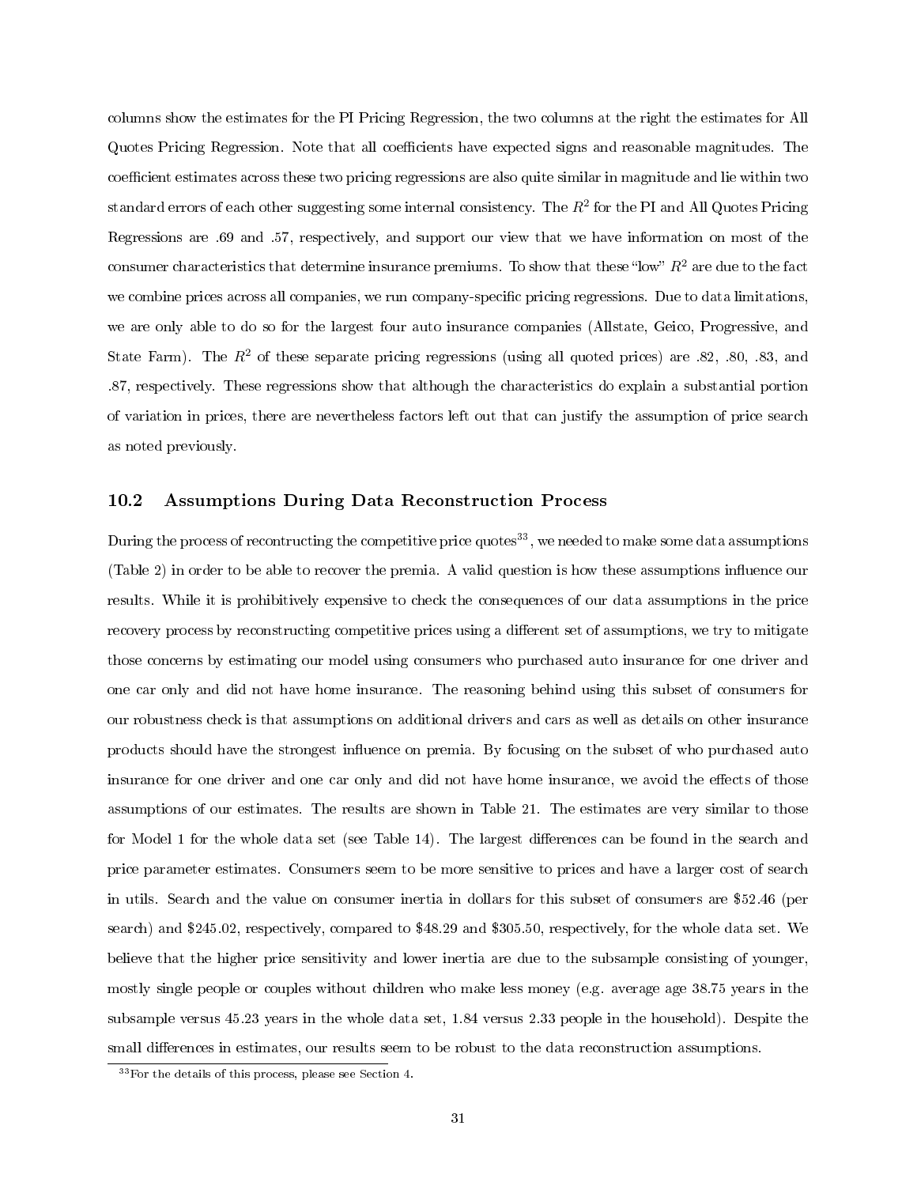columns show the estimates for the PI Pricing Regression, the two columns at the right the estimates for All Quotes Pricing Regression. Note that all coefficients have expected signs and reasonable magnitudes. The coefficient estimates across these two pricing regressions are also quite similar in magnitude and lie within two standard errors of each other suggesting some internal consistency. The $R^2$ for the PI and All Quotes Pricing Regressions are .69 and .57, respectively, and support our view that we have information on most of the consumer characteristics that determine insurance premiums. To show that these "low" $R^2$ are due to the fact we combine prices across all companies, we run company-specific pricing regressions. Due to data limitations, we are only able to do so for the largest four auto insurance companies (Allstate, Geico, Progressive, and State Farm). The $R^2$ of these separate pricing regressions (using all quoted prices) are .82, .80, .83, and .87, respectively. These regressions show that although the characteristics do explain a substantial portion of variation in prices, there are nevertheless factors left out that can justify the assumption of price search as noted previously.

## 10.2 Assumptions During Data Reconstruction Process

During the process of recontructing the competitive price quotes[33], we needed to make some data assumptions (Table 2) in order to be able to recover the premia. A valid question is how these assumptions influence our results. While it is prohibitively expensive to check the consequences of our data assumptions in the price recovery process by reconstructing competitive prices using a different set of assumptions, we try to mitigate those concerns by estimating our model using consumers who purchased auto insurance for one driver and one car only and did not have home insurance. The reasoning behind using this subset of consumers for our robustness check is that assumptions on additional drivers and cars as well as details on other insurance products should have the strongest influence on premia. By focusing on the subset of who purchased auto insurance for one driver and one car only and did not have home insurance, we avoid the effects of those assumptions of our estimates. The results are shown in Table 21. The estimates are very similar to those for Model 1 for the whole data set (see Table 14). The largest differences can be found in the search and price parameter estimates. Consumers seem to be more sensitive to prices and have a larger cost of search in utils. Search and the value on consumer inertia in dollars for this subset of consumers are $52.46 (per search) and $245.02, respectively, compared to $48.29 and $305.50, respectively, for the whole data set. We believe that the higher price sensitivity and lower inertia are due to the subsample consisting of younger, mostly single people or couples without children who make less money (e.g. average age 38.75 years in the subsample versus 45.23 years in the whole data set, 1.84 versus 2.33 people in the household). Despite the small differences in estimates, our results seem to be robust to the data reconstruction assumptions.

[33] For the details of this process, please see Section 4.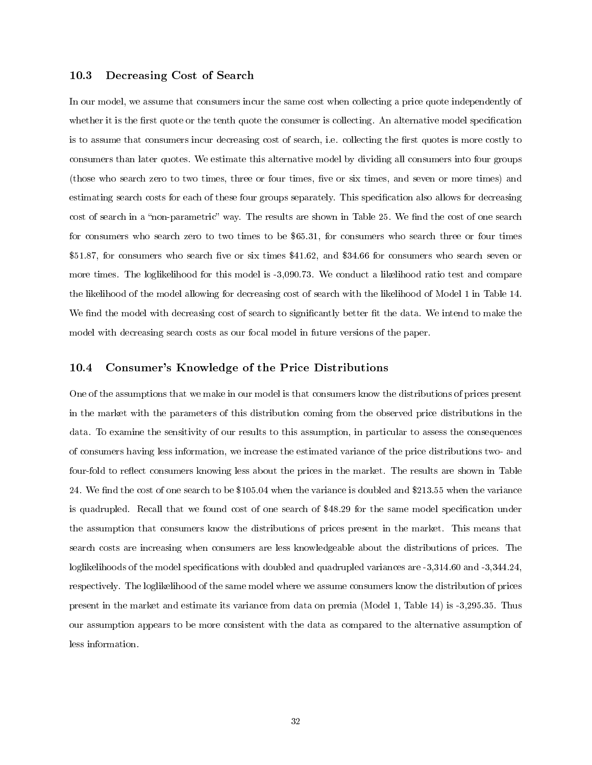### 10.3 Decreasing Cost of Search

In our model, we assume that consumers incur the same cost when collecting a price quote independently of whether it is the first quote or the tenth quote the consumer is collecting. An alternative model specification is to assume that consumers incur decreasing cost of search, i.e. collecting the first quotes is more costly to consumers than later quotes. We estimate this alternative model by dividing all consumers into four groups (those who search zero to two times, three or four times, five or six times, and seven or more times) and estimating search costs for each of these four groups separately. This specification also allows for decreasing cost of search in a "non-parametric" way. The results are shown in Table 25. We find the cost of one search for consumers who search zero to two times to be $65.31, for consumers who search three or four times $51.87, for consumers who search five or six times $41.62, and $34.66 for consumers who search seven or more times. The loglikelihood for this model is -3,090.73. We conduct a likelihood ratio test and compare the likelihood of the model allowing for decreasing cost of search with the likelihood of Model 1 in Table 14. We find the model with decreasing cost of search to significantly better fit the data. We intend to make the model with decreasing search costs as our focal model in future versions of the paper.

### 10.4 Consumer's Knowledge of the Price Distributions

One of the assumptions that we make in our model is that consumers know the distributions of prices present in the market with the parameters of this distribution coming from the observed price distributions in the data. To examine the sensitivity of our results to this assumption, in particular to assess the consequences of consumers having less information, we increase the estimated variance of the price distributions two- and four-fold to reflect consumers knowing less about the prices in the market. The results are shown in Table 24. We find the cost of one search to be $105.04 when the variance is doubled and $213.55 when the variance is quadrupled. Recall that we found cost of one search of $48.29 for the same model specification under the assumption that consumers know the distributions of prices present in the market. This means that search costs are increasing when consumers are less knowledgeable about the distributions of prices. The loglikelihoods of the model specifications with doubled and quadrupled variances are -3,314.60 and -3,344.24, respectively. The loglikelihood of the same model where we assume consumers know the distribution of prices present in the market and estimate its variance from data on premia (Model 1, Table 14) is -3,295.35. Thus our assumption appears to be more consistent with the data as compared to the alternative assumption of less information.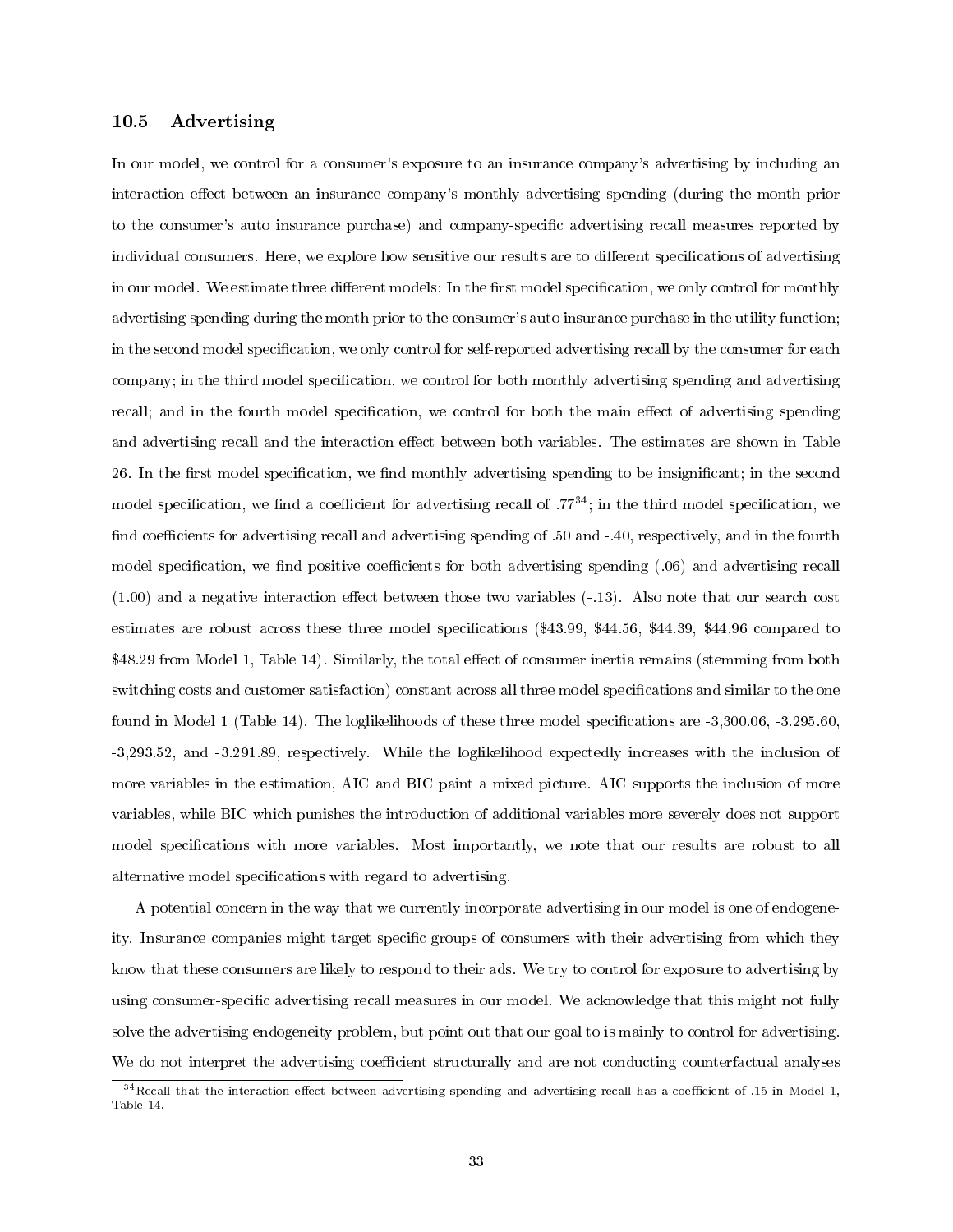## 10.5 Advertising

In our model, we control for a consumer's exposure to an insurance company's advertising by including an interaction effect between an insurance company's monthly advertising spending (during the month prior to the consumer's auto insurance purchase) and company-specific advertising recall measures reported by individual consumers. Here, we explore how sensitive our results are to different specifications of advertising in our model. We estimate three different models: In the first model specification, we only control for monthly advertising spending during the month prior to the consumer's auto insurance purchase in the utility function; in the second model specification, we only control for self-reported advertising recall by the consumer for each company; in the third model specification, we control for both monthly advertising spending and advertising recall; and in the fourth model specification, we control for both the main effect of advertising spending and advertising recall and the interaction effect between both variables. The estimates are shown in Table 26. In the first model specification, we find monthly advertising spending to be insignificant; in the second model specification, we find a coefficient for advertising recall of .77[34]; in the third model specification, we find coefficients for advertising recall and advertising spending of .50 and -.40, respectively, and in the fourth model specification, we find positive coefficients for both advertising spending (.06) and advertising recall (1.00) and a negative interaction effect between those two variables (-.13). Also note that our search cost estimates are robust across these three model specifications ($43.99, $44.56, $44.39, $44.96 compared to $48.29 from Model 1, Table 14). Similarly, the total effect of consumer inertia remains (stemming from both switching costs and customer satisfaction) constant across all three model specifications and similar to the one found in Model 1 (Table 14). The loglikelihoods of these three model specifications are -3,300.06, -3.295.60, -3,293.52, and -3.291.89, respectively. While the loglikelihood expectedly increases with the inclusion of more variables in the estimation, AIC and BIC paint a mixed picture. AIC supports the inclusion of more variables, while BIC which punishes the introduction of additional variables more severely does not support model specifications with more variables. Most importantly, we note that our results are robust to all alternative model specifications with regard to advertising.

A potential concern in the way that we currently incorporate advertising in our model is one of endogeneity. Insurance companies might target specific groups of consumers with their advertising from which they know that these consumers are likely to respond to their ads. We try to control for exposure to advertising by using consumer-specific advertising recall measures in our model. We acknowledge that this might not fully solve the advertising endogeneity problem, but point out that our goal to is mainly to control for advertising. We do not interpret the advertising coefficient structurally and are not conducting counterfactual analyses

[34] Recall that the interaction effect between advertising spending and advertising recall has a coefficient of .15 in Model 1, Table 14.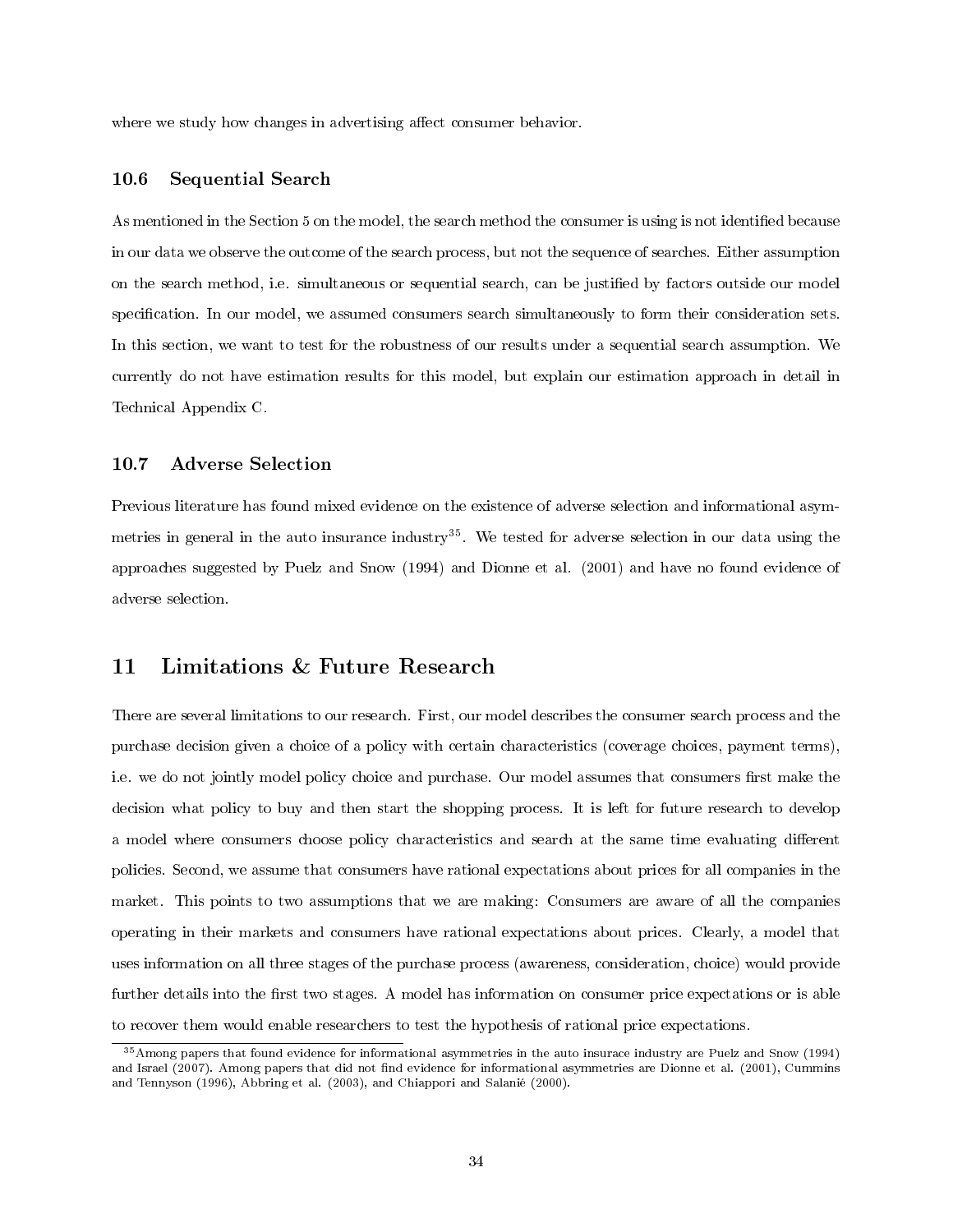where we study how changes in advertising affect consumer behavior.

### 10.6 Sequential Search

As mentioned in the Section 5 on the model, the search method the consumer is using is not identified because in our data we observe the outcome of the search process, but not the sequence of searches. Either assumption on the search method, i.e. simultaneous or sequential search, can be justified by factors outside our model specification. In our model, we assumed consumers search simultaneously to form their consideration sets. In this section, we want to test for the robustness of our results under a sequential search assumption. We currently do not have estimation results for this model, but explain our estimation approach in detail in Technical Appendix C.

### 10.7 Adverse Selection

Previous literature has found mixed evidence on the existence of adverse selection and informational asymmetries in general in the auto insurance industry[35]. We tested for adverse selection in our data using the approaches suggested by Puelz and Snow (1994) and Dionne et al. (2001) and have no found evidence of adverse selection.

## 11 Limitations & Future Research

There are several limitations to our research. First, our model describes the consumer search process and the purchase decision given a choice of a policy with certain characteristics (coverage choices, payment terms), i.e. we do not jointly model policy choice and purchase. Our model assumes that consumers first make the decision what policy to buy and then start the shopping process. It is left for future research to develop a model where consumers choose policy characteristics and search at the same time evaluating different policies. Second, we assume that consumers have rational expectations about prices for all companies in the market. This points to two assumptions that we are making: Consumers are aware of all the companies operating in their markets and consumers have rational expectations about prices. Clearly, a model that uses information on all three stages of the purchase process (awareness, consideration, choice) would provide further details into the first two stages. A model has information on consumer price expectations or is able to recover them would enable researchers to test the hypothesis of rational price expectations.

[35] Among papers that found evidence for informational asymmetries in the auto insurace industry are Puelz and Snow (1994) and Israel (2007). Among papers that did not find evidence for informational asymmetries are Dionne et al. (2001), Cummins and Tennyson (1996), Abbring et al. (2003), and Chiappori and Salanié (2000).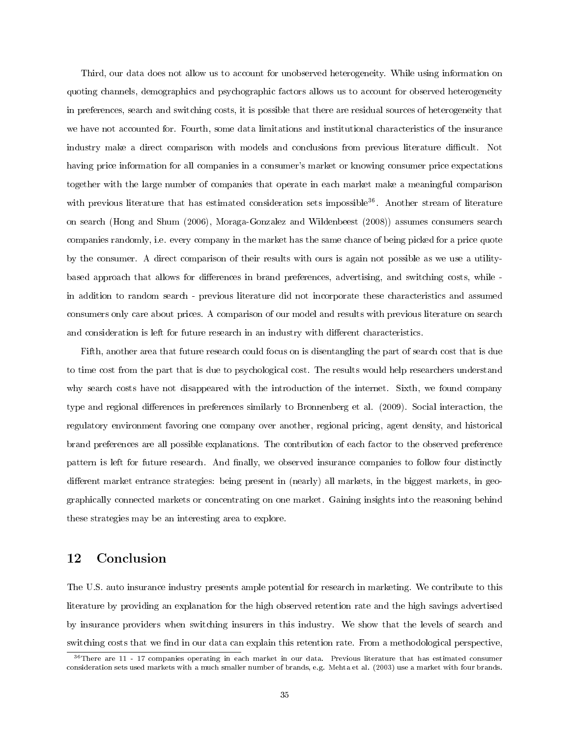Third, our data does not allow us to account for unobserved heterogeneity. While using information on quoting channels, demographics and psychographic factors allows us to account for observed heterogeneity in preferences, search and switching costs, it is possible that there are residual sources of heterogeneity that we have not accounted for. Fourth, some data limitations and institutional characteristics of the insurance industry make a direct comparison with models and conclusions from previous literature difficult. Not having price information for all companies in a consumer's market or knowing consumer price expectations together with the large number of companies that operate in each market make a meaningful comparison with previous literature that has estimated consideration sets impossible[36]. Another stream of literature on search (Hong and Shum (2006), Moraga-Gonzalez and Wildenbeest (2008)) assumes consumers search companies randomly, i.e. every company in the market has the same chance of being picked for a price quote by the consumer. A direct comparison of their results with ours is again not possible as we use a utility-based approach that allows for differences in brand preferences, advertising, and switching costs, while - in addition to random search - previous literature did not incorporate these characteristics and assumed consumers only care about prices. A comparison of our model and results with previous literature on search and consideration is left for future research in an industry with different characteristics.

Fifth, another area that future research could focus on is disentangling the part of search cost that is due to time cost from the part that is due to psychological cost. The results would help researchers understand why search costs have not disappeared with the introduction of the internet. Sixth, we found company type and regional differences in preferences similarly to Bronnenberg et al. (2009). Social interaction, the regulatory environment favoring one company over another, regional pricing, agent density, and historical brand preferences are all possible explanations. The contribution of each factor to the observed preference pattern is left for future research. And finally, we observed insurance companies to follow four distinctly different market entrance strategies: being present in (nearly) all markets, in the biggest markets, in geographically connected markets or concentrating on one market. Gaining insights into the reasoning behind these strategies may be an interesting area to explore.

## 12 Conclusion

The U.S. auto insurance industry presents ample potential for research in marketing. We contribute to this literature by providing an explanation for the high observed retention rate and the high savings advertised by insurance providers when switching insurers in this industry. We show that the levels of search and switching costs that we find in our data can explain this retention rate. From a methodological perspective,

[36]There are 11 - 17 companies operating in each market in our data. Previous literature that has estimated consumer consideration sets used markets with a much smaller number of brands, e.g. Mehta et al. (2003) use a market with four brands.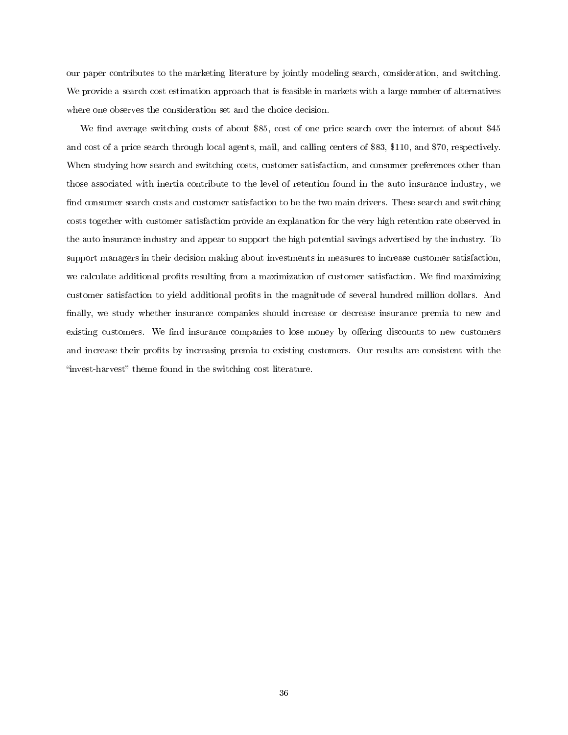our paper contributes to the marketing literature by jointly modeling search, consideration, and switching. We provide a search cost estimation approach that is feasible in markets with a large number of alternatives where one observes the consideration set and the choice decision.

We find average switching costs of about $85, cost of one price search over the internet of about $45 and cost of a price search through local agents, mail, and calling centers of $83, $110, and $70, respectively. When studying how search and switching costs, customer satisfaction, and consumer preferences other than those associated with inertia contribute to the level of retention found in the auto insurance industry, we find consumer search costs and customer satisfaction to be the two main drivers. These search and switching costs together with customer satisfaction provide an explanation for the very high retention rate observed in the auto insurance industry and appear to support the high potential savings advertised by the industry. To support managers in their decision making about investments in measures to increase customer satisfaction, we calculate additional profits resulting from a maximization of customer satisfaction. We find maximizing customer satisfaction to yield additional profits in the magnitude of several hundred million dollars. And finally, we study whether insurance companies should increase or decrease insurance premia to new and existing customers. We find insurance companies to lose money by offering discounts to new customers and increase their profits by increasing premia to existing customers. Our results are consistent with the "invest-harvest" theme found in the switching cost literature.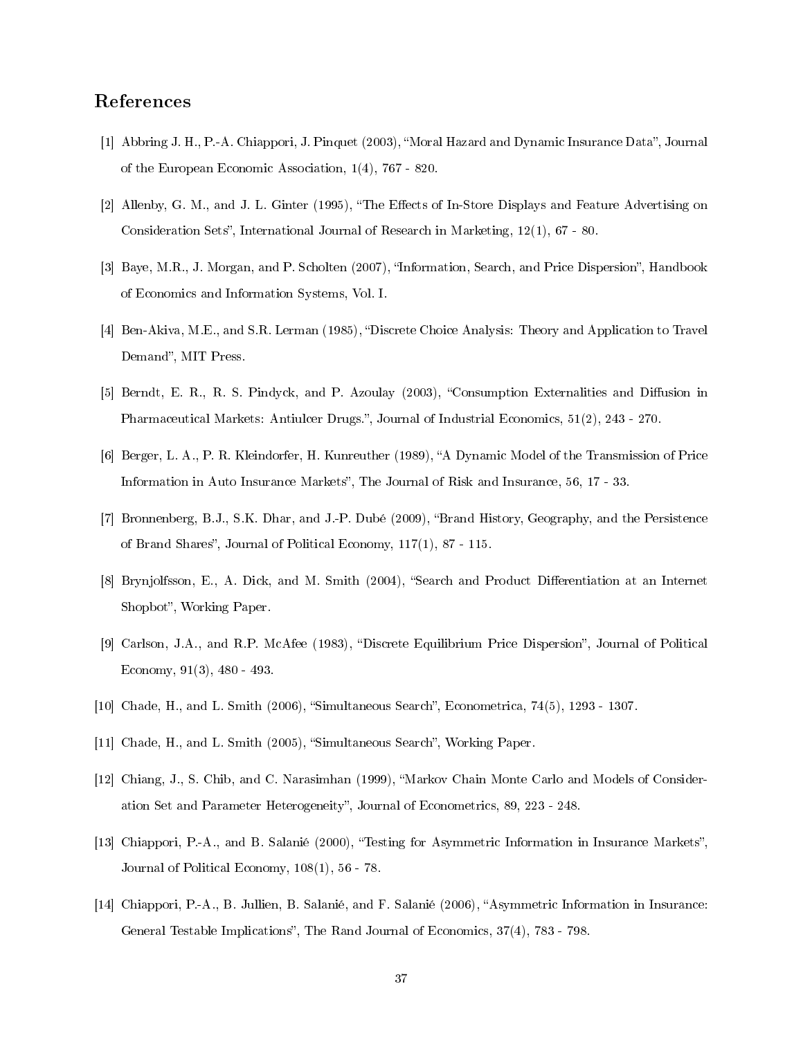# References

[1] Abbring J. H., P.-A. Chiappori, J. Pinquet (2003), "Moral Hazard and Dynamic Insurance Data", Journal of the European Economic Association, 1(4), 767 - 820.

[2] Allenby, G. M., and J. L. Ginter (1995), "The Effects of In-Store Displays and Feature Advertising on Consideration Sets", International Journal of Research in Marketing, 12(1), 67 - 80.

[3] Baye, M.R., J. Morgan, and P. Scholten (2007), "Information, Search, and Price Dispersion", Handbook of Economics and Information Systems, Vol. I.

[4] Ben-Akiva, M.E., and S.R. Lerman (1985), "Discrete Choice Analysis: Theory and Application to Travel Demand", MIT Press.

[5] Berndt, E. R., R. S. Pindyck, and P. Azoulay (2003), "Consumption Externalities and Diffusion in Pharmaceutical Markets: Antiulcer Drugs.", Journal of Industrial Economics, 51(2), 243 - 270.

[6] Berger, L. A., P. R. Kleindorfer, H. Kunreuther (1989), "A Dynamic Model of the Transmission of Price Information in Auto Insurance Markets", The Journal of Risk and Insurance, 56, 17 - 33.

[7] Bronnenberg, B.J., S.K. Dhar, and J.-P. Dubé (2009), "Brand History, Geography, and the Persistence of Brand Shares", Journal of Political Economy, 117(1), 87 - 115.

[8] Brynjolfsson, E., A. Dick, and M. Smith (2004), "Search and Product Differentiation at an Internet Shopbot", Working Paper.

[9] Carlson, J.A., and R.P. McAfee (1983), "Discrete Equilibrium Price Dispersion", Journal of Political Economy, 91(3), 480 - 493.

[10] Chade, H., and L. Smith (2006), "Simultaneous Search", Econometrica, 74(5), 1293 - 1307.

[11] Chade, H., and L. Smith (2005), "Simultaneous Search", Working Paper.

[12] Chiang, J., S. Chib, and C. Narasimhan (1999), "Markov Chain Monte Carlo and Models of Consideration Set and Parameter Heterogeneity", Journal of Econometrics, 89, 223 - 248.

[13] Chiappori, P.-A., and B. Salanié (2000), "Testing for Asymmetric Information in Insurance Markets", Journal of Political Economy, 108(1), 56 - 78.

[14] Chiappori, P.-A., B. Jullien, B. Salanié, and F. Salanié (2006), "Asymmetric Information in Insurance: General Testable Implications", The Rand Journal of Economics, 37(4), 783 - 798.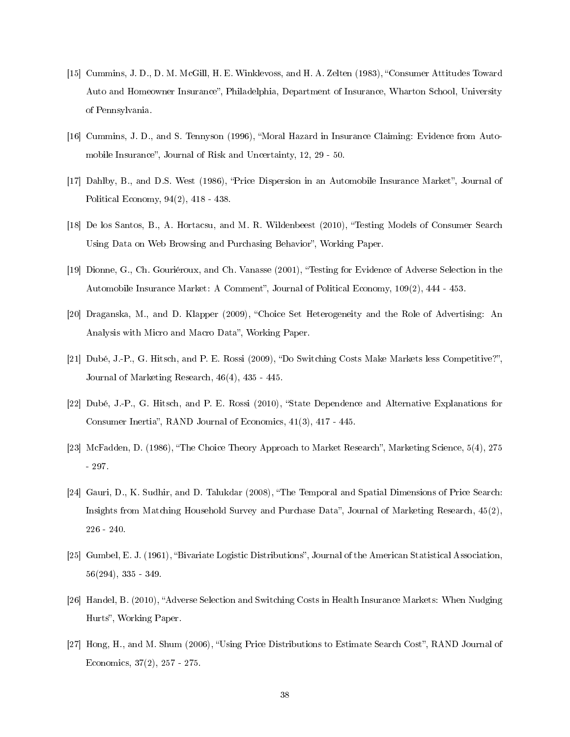[15] Cummins, J. D., D. M. McGill, H. E. Winklevoss, and H. A. Zelten (1983), "Consumer Attitudes Toward Auto and Homeowner Insurance", Philadelphia, Department of Insurance, Wharton School, University of Pennsylvania.

[16] Cummins, J. D., and S. Tennyson (1996), "Moral Hazard in Insurance Claiming: Evidence from Automobile Insurance", Journal of Risk and Uncertainty, 12, 29 - 50.

[17] Dahlby, B., and D.S. West (1986), "Price Dispersion in an Automobile Insurance Market", Journal of Political Economy, 94(2), 418 - 438.

[18] De los Santos, B., A. Hortacsu, and M. R. Wildenbeest (2010), "Testing Models of Consumer Search Using Data on Web Browsing and Purchasing Behavior", Working Paper.

[19] Dionne, G., Ch. Gouriéroux, and Ch. Vanasse (2001), "Testing for Evidence of Adverse Selection in the Automobile Insurance Market: A Comment", Journal of Political Economy, 109(2), 444 - 453.

[20] Draganska, M., and D. Klapper (2009), "Choice Set Heterogeneity and the Role of Advertising: An Analysis with Micro and Macro Data", Working Paper.

[21] Dubé, J.-P., G. Hitsch, and P. E. Rossi (2009), "Do Switching Costs Make Markets less Competitive?", Journal of Marketing Research, 46(4), 435 - 445.

[22] Dubé, J.-P., G. Hitsch, and P. E. Rossi (2010), "State Dependence and Alternative Explanations for Consumer Inertia", RAND Journal of Economics, 41(3), 417 - 445.

[23] McFadden, D. (1986), "The Choice Theory Approach to Market Research", Marketing Science, 5(4), 275 - 297.

[24] Gauri, D., K. Sudhir, and D. Talukdar (2008), "The Temporal and Spatial Dimensions of Price Search: Insights from Matching Household Survey and Purchase Data", Journal of Marketing Research, 45(2), 226 - 240.

[25] Gumbel, E. J. (1961), "Bivariate Logistic Distributions", Journal of the American Statistical Association, 56(294), 335 - 349.

[26] Handel, B. (2010), "Adverse Selection and Switching Costs in Health Insurance Markets: When Nudging Hurts", Working Paper.

[27] Hong, H., and M. Shum (2006), "Using Price Distributions to Estimate Search Cost", RAND Journal of Economics, 37(2), 257 - 275.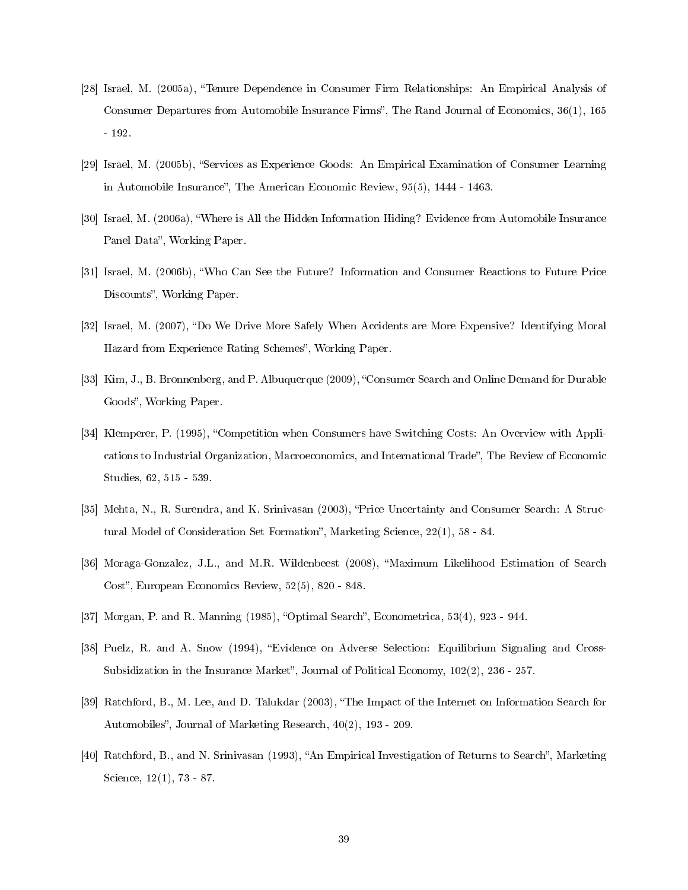[28] Israel, M. (2005a), "Tenure Dependence in Consumer Firm Relationships: An Empirical Analysis of Consumer Departures from Automobile Insurance Firms", The Rand Journal of Economics, 36(1), 165 - 192.

[29] Israel, M. (2005b), "Services as Experience Goods: An Empirical Examination of Consumer Learning in Automobile Insurance", The American Economic Review, 95(5), 1444 - 1463.

[30] Israel, M. (2006a), "Where is All the Hidden Information Hiding? Evidence from Automobile Insurance Panel Data", Working Paper.

[31] Israel, M. (2006b), "Who Can See the Future? Information and Consumer Reactions to Future Price Discounts", Working Paper.

[32] Israel, M. (2007), "Do We Drive More Safely When Accidents are More Expensive? Identifying Moral Hazard from Experience Rating Schemes", Working Paper.

[33] Kim, J., B. Bronnenberg, and P. Albuquerque (2009), "Consumer Search and Online Demand for Durable Goods", Working Paper.

[34] Klemperer, P. (1995), "Competition when Consumers have Switching Costs: An Overview with Applications to Industrial Organization, Macroeconomics, and International Trade", The Review of Economic Studies, 62, 515 - 539.

[35] Mehta, N., R. Surendra, and K. Srinivasan (2003), "Price Uncertainty and Consumer Search: A Structural Model of Consideration Set Formation", Marketing Science, 22(1), 58 - 84.

[36] Moraga-Gonzalez, J.L., and M.R. Wildenbeest (2008), "Maximum Likelihood Estimation of Search Cost", European Economics Review, 52(5), 820 - 848.

[37] Morgan, P. and R. Manning (1985), "Optimal Search", Econometrica, 53(4), 923 - 944.

[38] Puelz, R. and A. Snow (1994), "Evidence on Adverse Selection: Equilibrium Signaling and Cross-Subsidization in the Insurance Market", Journal of Political Economy, 102(2), 236 - 257.

[39] Ratchford, B., M. Lee, and D. Talukdar (2003), "The Impact of the Internet on Information Search for Automobiles", Journal of Marketing Research, 40(2), 193 - 209.

[40] Ratchford, B., and N. Srinivasan (1993), "An Empirical Investigation of Returns to Search", Marketing Science, 12(1), 73 - 87.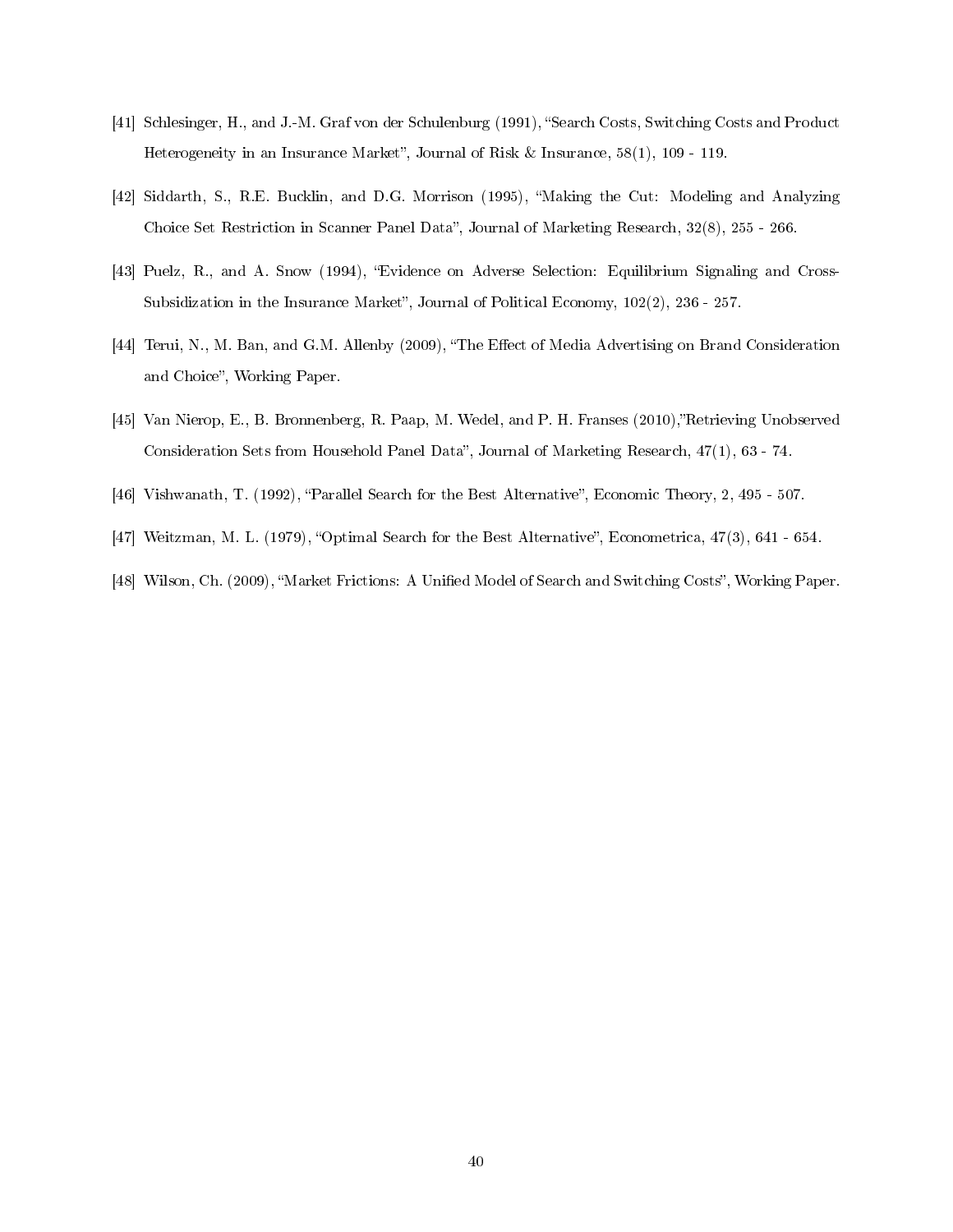[41] Schlesinger, H., and J.-M. Graf von der Schulenburg (1991), "Search Costs, Switching Costs and Product Heterogeneity in an Insurance Market", Journal of Risk & Insurance, 58(1), 109 - 119.

[42] Siddarth, S., R.E. Bucklin, and D.G. Morrison (1995), "Making the Cut: Modeling and Analyzing Choice Set Restriction in Scanner Panel Data", Journal of Marketing Research, 32(8), 255 - 266.

[43] Puelz, R., and A. Snow (1994), "Evidence on Adverse Selection: Equilibrium Signaling and Cross-Subsidization in the Insurance Market", Journal of Political Economy, 102(2), 236 - 257.

[44] Terui, N., M. Ban, and G.M. Allenby (2009), "The Effect of Media Advertising on Brand Consideration and Choice", Working Paper.

[45] Van Nierop, E., B. Bronnenberg, R. Paap, M. Wedel, and P. H. Franses (2010),"Retrieving Unobserved Consideration Sets from Household Panel Data", Journal of Marketing Research, 47(1), 63 - 74.

[46] Vishwanath, T. (1992), "Parallel Search for the Best Alternative", Economic Theory, 2, 495 - 507.

[47] Weitzman, M. L. (1979), "Optimal Search for the Best Alternative", Econometrica, 47(3), 641 - 654.

[48] Wilson, Ch. (2009), "Market Frictions: A Unified Model of Search and Switching Costs", Working Paper.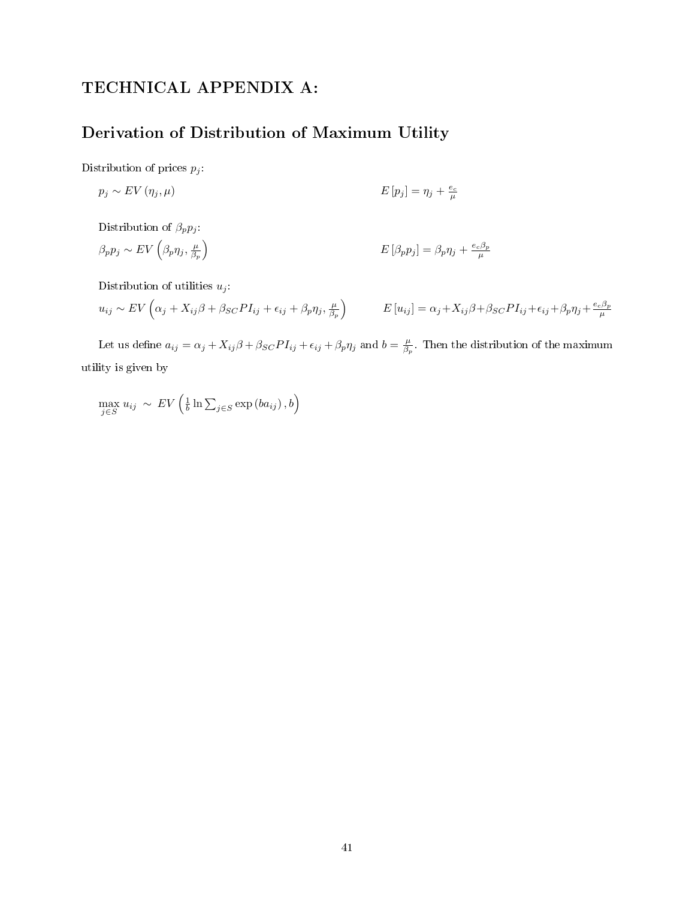# TECHNICAL APPENDIX A:

## Derivation of Distribution of Maximum Utility

Distribution of prices $p_j$:

$p_j \sim EV(\eta_j, \mu)$ $\qquad\qquad$ $E[p_j] = \eta_j + \frac{e_c}{\mu}$

Distribution of $\beta_p p_j$:

$\beta_p p_j \sim EV\left(\beta_p \eta_j, \frac{\mu}{\beta_p}\right)$ $\qquad\qquad$ $E[\beta_p p_j] = \beta_p \eta_j + \frac{e_c \beta_p}{\mu}$

Distribution of utilities $u_j$:

$u_{ij} \sim EV\left(\alpha_j + X_{ij}\beta + \beta_{SC} PI_{ij} + \epsilon_{ij} + \beta_p \eta_j, \frac{\mu}{\beta_p}\right)$ $\qquad\qquad$ $E[u_{ij}] = \alpha_j + X_{ij}\beta + \beta_{SC} PI_{ij} + \epsilon_{ij} + \beta_p \eta_j + \frac{e_c \beta_p}{\mu}$

Let us define $a_{ij} = \alpha_j + X_{ij}\beta + \beta_{SC} PI_{ij} + \epsilon_{ij} + \beta_p \eta_j$ and $b = \frac{\mu}{\beta_p}$. Then the distribution of the maximum utility is given by

$$\max_{j \in S} u_{ij} \sim EV\left(\frac{1}{b} \ln \sum_{j \in S} \exp(b a_{ij}), b\right)$$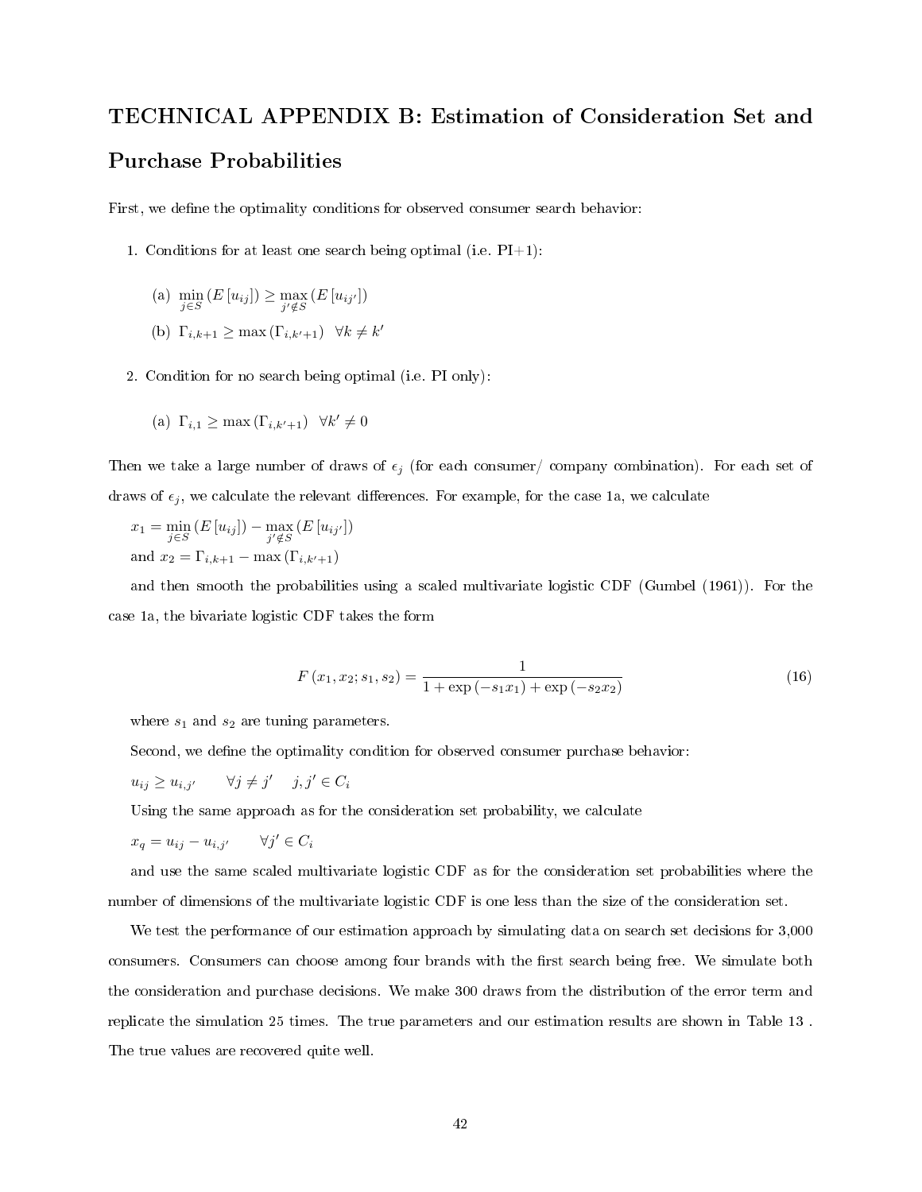## TECHNICAL APPENDIX B: Estimation of Consideration Set and Purchase Probabilities

First, we define the optimality conditions for observed consumer search behavior:

1. Conditions for at least one search being optimal (i.e. PI+1):

   (a) $\min_{j \in S} (E[u_{ij}]) \geq \max_{j' \notin S} (E[u_{ij'}])$

   (b) $\Gamma_{i,k+1} \geq \max(\Gamma_{i,k'+1}) \quad \forall k \neq k'$

2. Condition for no search being optimal (i.e. PI only):

   (a) $\Gamma_{i,1} \geq \max(\Gamma_{i,k'+1}) \quad \forall k' \neq 0$

Then we take a large number of draws of $\epsilon_j$ (for each consumer/ company combination). For each set of draws of $\epsilon_j$, we calculate the relevant differences. For example, for the case 1a, we calculate

$x_1 = \min_{j \in S} (E[u_{ij}]) - \max_{j' \notin S} (E[u_{ij'}])$
and $x_2 = \Gamma_{i,k+1} - \max(\Gamma_{i,k'+1})$

and then smooth the probabilities using a scaled multivariate logistic CDF (Gumbel (1961)). For the case 1a, the bivariate logistic CDF takes the form

$$F(x_1, x_2; s_1, s_2) = \frac{1}{1 + \exp(-s_1 x_1) + \exp(-s_2 x_2)} \tag{16}$$

where $s_1$ and $s_2$ are tuning parameters.

Second, we define the optimality condition for observed consumer purchase behavior:

$u_{ij} \geq u_{i,j'} \qquad \forall j \neq j' \quad j, j' \in C_i$

Using the same approach as for the consideration set probability, we calculate

$x_q = u_{ij} - u_{i,j'} \qquad \forall j' \in C_i$

and use the same scaled multivariate logistic CDF as for the consideration set probabilities where the number of dimensions of the multivariate logistic CDF is one less than the size of the consideration set.

We test the performance of our estimation approach by simulating data on search set decisions for 3,000 consumers. Consumers can choose among four brands with the first search being free. We simulate both the consideration and purchase decisions. We make 300 draws from the distribution of the error term and replicate the simulation 25 times. The true parameters and our estimation results are shown in Table 13 . The true values are recovered quite well.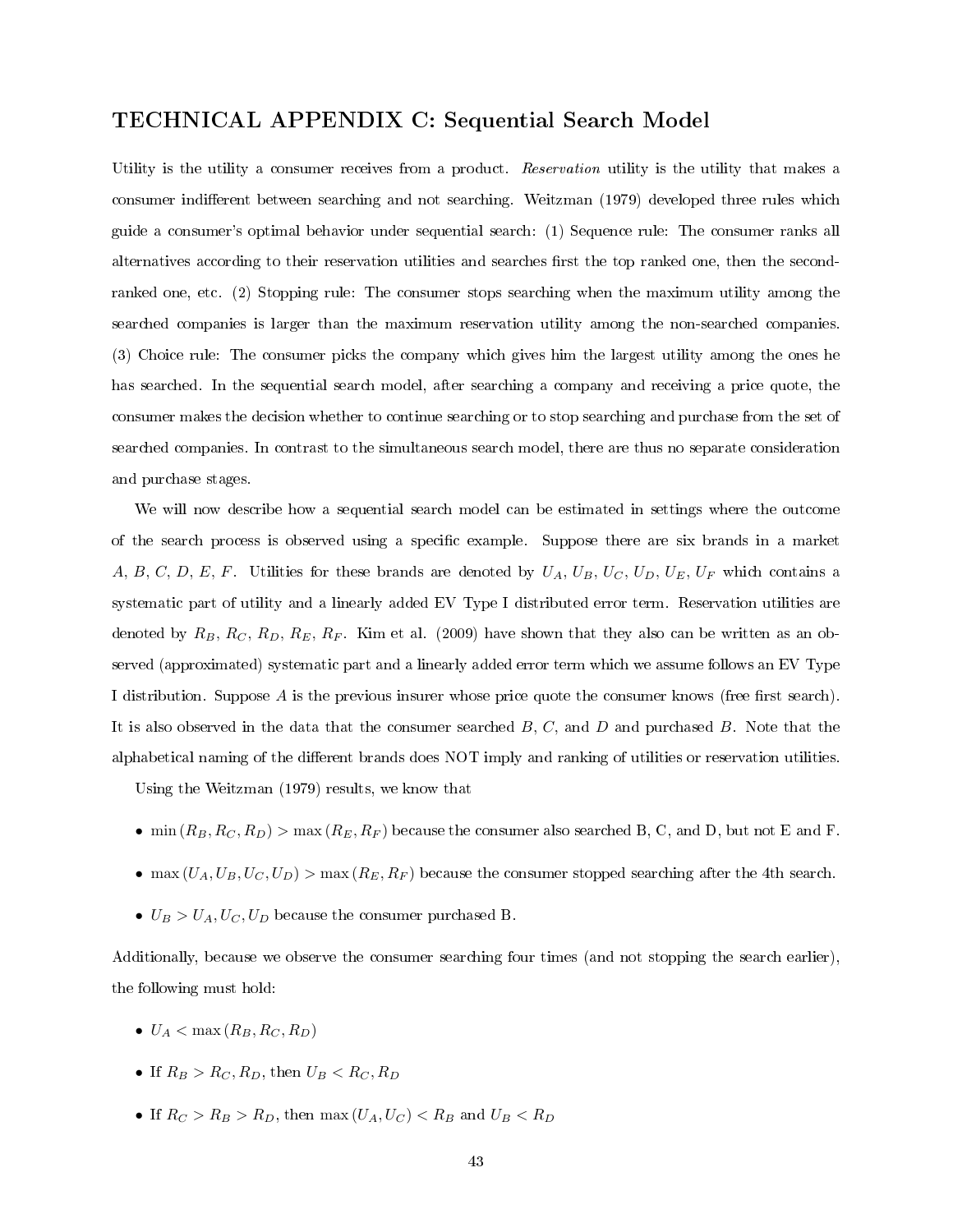## TECHNICAL APPENDIX C: Sequential Search Model

Utility is the utility a consumer receives from a product. *Reservation* utility is the utility that makes a consumer indifferent between searching and not searching. Weitzman (1979) developed three rules which guide a consumer's optimal behavior under sequential search: (1) Sequence rule: The consumer ranks all alternatives according to their reservation utilities and searches first the top ranked one, then the second-ranked one, etc. (2) Stopping rule: The consumer stops searching when the maximum utility among the searched companies is larger than the maximum reservation utility among the non-searched companies. (3) Choice rule: The consumer picks the company which gives him the largest utility among the ones he has searched. In the sequential search model, after searching a company and receiving a price quote, the consumer makes the decision whether to continue searching or to stop searching and purchase from the set of searched companies. In contrast to the simultaneous search model, there are thus no separate consideration and purchase stages.

We will now describe how a sequential search model can be estimated in settings where the outcome of the search process is observed using a specific example. Suppose there are six brands in a market $A$, $B$, $C$, $D$, $E$, $F$. Utilities for these brands are denoted by $U_A$, $U_B$, $U_C$, $U_D$, $U_E$, $U_F$ which contains a systematic part of utility and a linearly added EV Type I distributed error term. Reservation utilities are denoted by $R_B$, $R_C$, $R_D$, $R_E$, $R_F$. Kim et al. (2009) have shown that they also can be written as an observed (approximated) systematic part and a linearly added error term which we assume follows an EV Type I distribution. Suppose $A$ is the previous insurer whose price quote the consumer knows (free first search). It is also observed in the data that the consumer searched $B$, $C$, and $D$ and purchased $B$. Note that the alphabetical naming of the different brands does NOT imply and ranking of utilities or reservation utilities.

Using the Weitzman (1979) results, we know that

- $\min(R_B, R_C, R_D) > \max(R_E, R_F)$ because the consumer also searched B, C, and D, but not E and F.
- $\max(U_A, U_B, U_C, U_D) > \max(R_E, R_F)$ because the consumer stopped searching after the 4th search.
- $U_B > U_A, U_C, U_D$ because the consumer purchased B.

Additionally, because we observe the consumer searching four times (and not stopping the search earlier), the following must hold:

- $U_A < \max(R_B, R_C, R_D)$
- If $R_B > R_C, R_D$, then $U_B < R_C, R_D$
- If $R_C > R_B > R_D$, then $\max(U_A, U_C) < R_B$ and $U_B < R_D$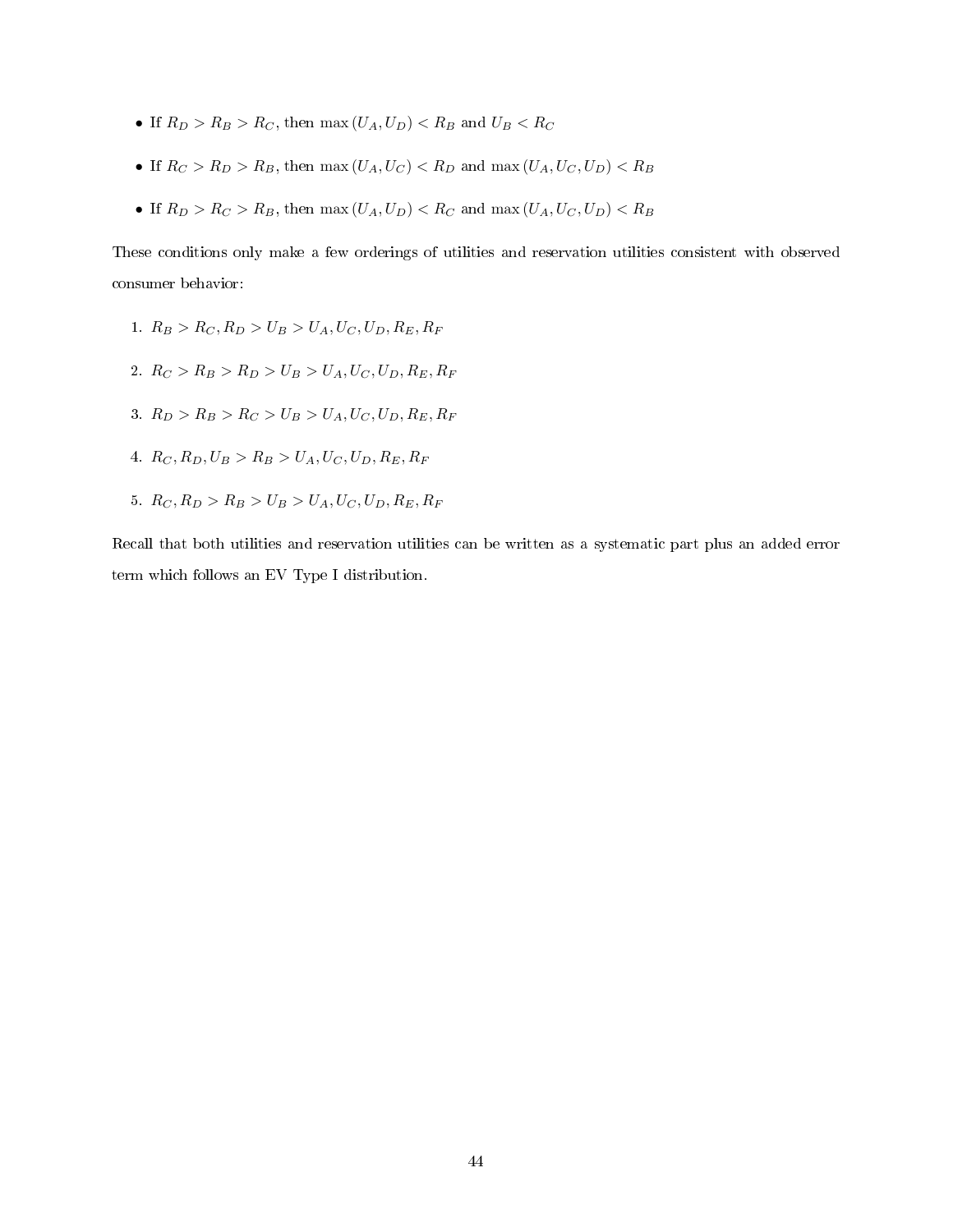- If $R_D > R_B > R_C$, then $\max(U_A, U_D) < R_B$ and $U_B < R_C$
- If $R_C > R_D > R_B$, then $\max(U_A, U_C) < R_D$ and $\max(U_A, U_C, U_D) < R_B$
- If $R_D > R_C > R_B$, then $\max(U_A, U_D) < R_C$ and $\max(U_A, U_C, U_D) < R_B$

These conditions only make a few orderings of utilities and reservation utilities consistent with observed consumer behavior:

1. $R_B > R_C, R_D > U_B > U_A, U_C, U_D, R_E, R_F$
2. $R_C > R_B > R_D > U_B > U_A, U_C, U_D, R_E, R_F$
3. $R_D > R_B > R_C > U_B > U_A, U_C, U_D, R_E, R_F$
4. $R_C, R_D, U_B > R_B > U_A, U_C, U_D, R_E, R_F$
5. $R_C, R_D > R_B > U_B > U_A, U_C, U_D, R_E, R_F$

Recall that both utilities and reservation utilities can be written as a systematic part plus an added error term which follows an EV Type I distribution.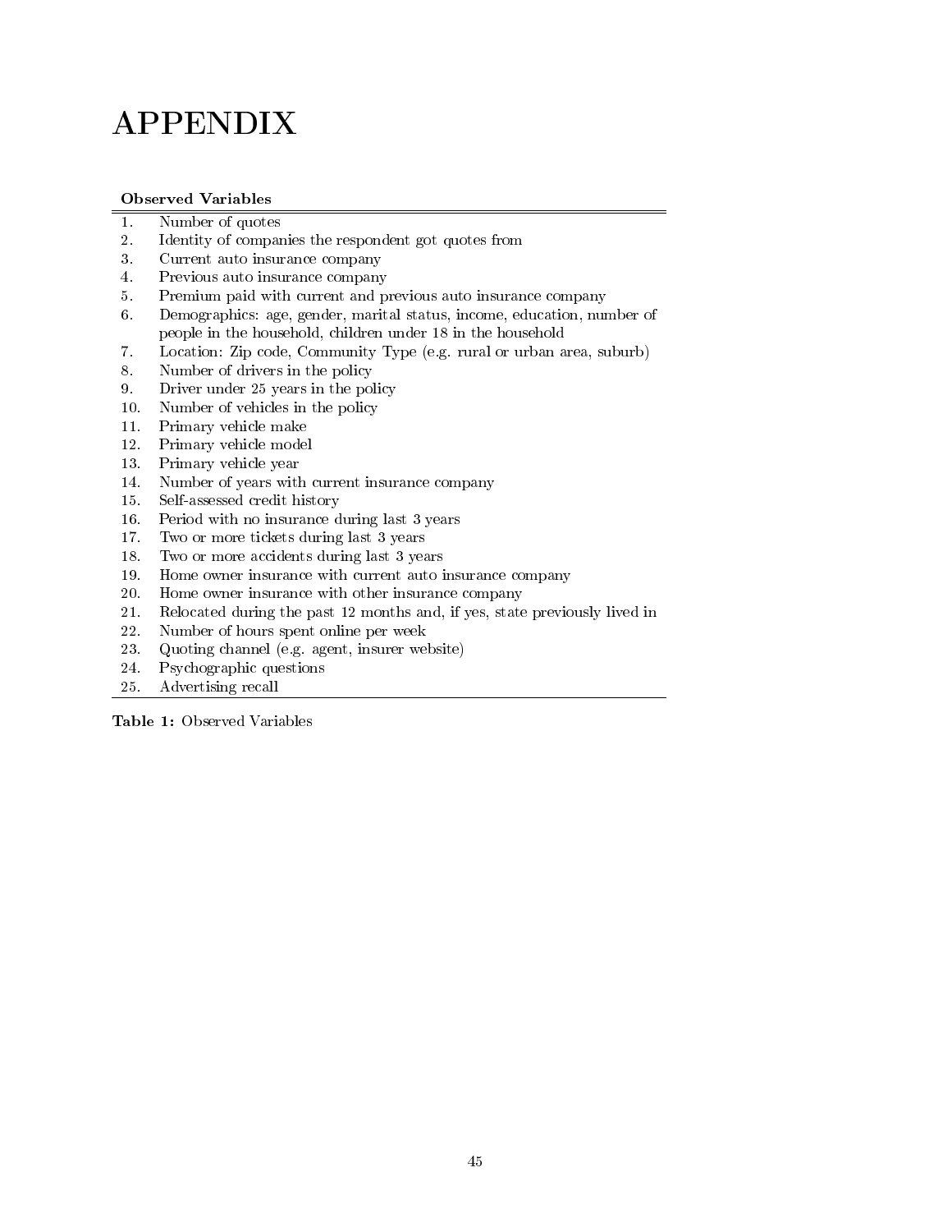# APPENDIX

| **Observed Variables** | |
|---|---|
| 1. | Number of quotes |
| 2. | Identity of companies the respondent got quotes from |
| 3. | Current auto insurance company |
| 4. | Previous auto insurance company |
| 5. | Premium paid with current and previous auto insurance company |
| 6. | Demographics: age, gender, marital status, income, education, number of people in the household, children under 18 in the household |
| 7. | Location: Zip code, Community Type (e.g. rural or urban area, suburb) |
| 8. | Number of drivers in the policy |
| 9. | Driver under 25 years in the policy |
| 10. | Number of vehicles in the policy |
| 11. | Primary vehicle make |
| 12. | Primary vehicle model |
| 13. | Primary vehicle year |
| 14. | Number of years with current insurance company |
| 15. | Self-assessed credit history |
| 16. | Period with no insurance during last 3 years |
| 17. | Two or more tickets during last 3 years |
| 18. | Two or more accidents during last 3 years |
| 19. | Home owner insurance with current auto insurance company |
| 20. | Home owner insurance with other insurance company |
| 21. | Relocated during the past 12 months and, if yes, state previously lived in |
| 22. | Number of hours spent online per week |
| 23. | Quoting channel (e.g. agent, insurer website) |
| 24. | Psychographic questions |
| 25. | Advertising recall |

**Table 1:** Observed Variables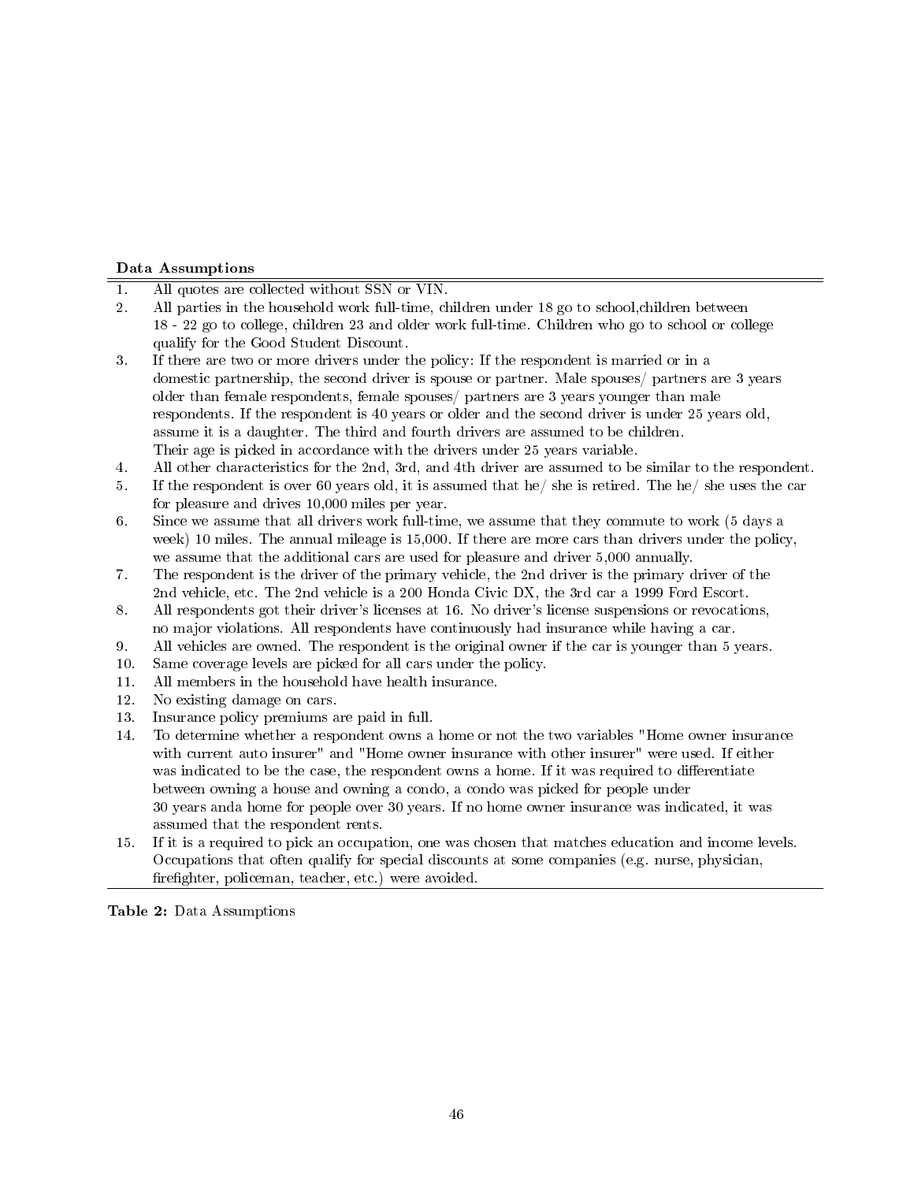**Data Assumptions**

| | |
|---|---|
| 1. | All quotes are collected without SSN or VIN. |
| 2. | All parties in the household work full-time, children under 18 go to school,children between 18 - 22 go to college, children 23 and older work full-time. Children who go to school or college qualify for the Good Student Discount. |
| 3. | If there are two or more drivers under the policy: If the respondent is married or in a domestic partnership, the second driver is spouse or partner. Male spouses/ partners are 3 years older than female respondents, female spouses/ partners are 3 years younger than male respondents. If the respondent is 40 years or older and the second driver is under 25 years old, assume it is a daughter. The third and fourth drivers are assumed to be children. Their age is picked in accordance with the drivers under 25 years variable. |
| 4. | All other characteristics for the 2nd, 3rd, and 4th driver are assumed to be similar to the respondent. |
| 5. | If the respondent is over 60 years old, it is assumed that he/ she is retired. The he/ she uses the car for pleasure and drives 10,000 miles per year. |
| 6. | Since we assume that all drivers work full-time, we assume that they commute to work (5 days a week) 10 miles. The annual mileage is 15,000. If there are more cars than drivers under the policy, we assume that the additional cars are used for pleasure and driver 5,000 annually. |
| 7. | The respondent is the driver of the primary vehicle, the 2nd driver is the primary driver of the 2nd vehicle, etc. The 2nd vehicle is a 200 Honda Civic DX, the 3rd car a 1999 Ford Escort. |
| 8. | All respondents got their driver's licenses at 16. No driver's license suspensions or revocations, no major violations. All respondents have continuously had insurance while having a car. |
| 9. | All vehicles are owned. The respondent is the original owner if the car is younger than 5 years. |
| 10. | Same coverage levels are picked for all cars under the policy. |
| 11. | All members in the household have health insurance. |
| 12. | No existing damage on cars. |
| 13. | Insurance policy premiums are paid in full. |
| 14. | To determine whether a respondent owns a home or not the two variables "Home owner insurance with current auto insurer" and "Home owner insurance with other insurer" were used. If either was indicated to be the case, the respondent owns a home. If it was required to differentiate between owning a house and owning a condo, a condo was picked for people under 30 years anda home for people over 30 years. If no home owner insurance was indicated, it was assumed that the respondent rents. |
| 15. | If it is a required to pick an occupation, one was chosen that matches education and income levels. Occupations that often qualify for special discounts at some companies (e.g. nurse, physician, firefighter, policeman, teacher, etc.) were avoided. |

**Table 2:** Data Assumptions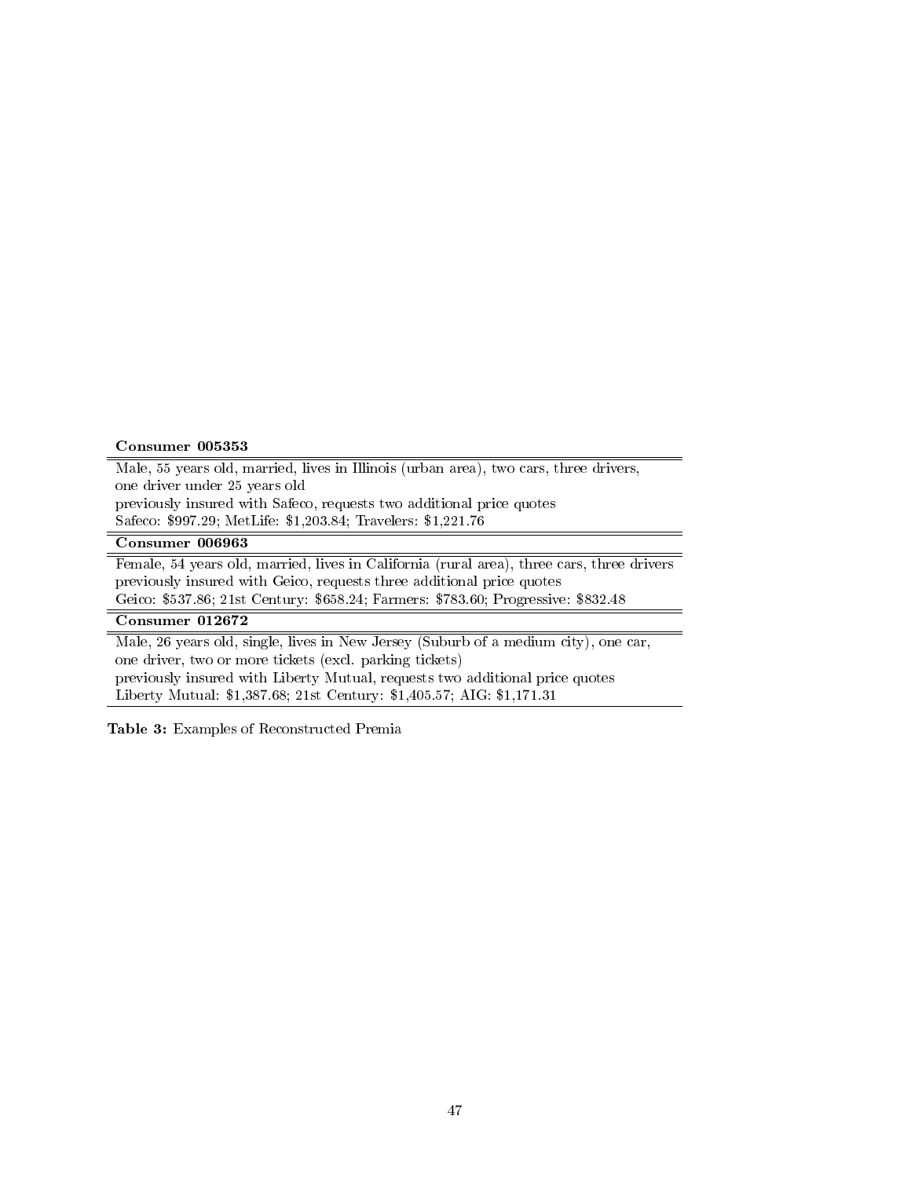| **Consumer 005353** |
|---|
| Male, 55 years old, married, lives in Illinois (urban area), two cars, three drivers, one driver under 25 years old |
| previously insured with Safeco, requests two additional price quotes |
| Safeco: $997.29; MetLife: $1,203.84; Travelers: $1,221.76 |
| **Consumer 006963** |
| Female, 54 years old, married, lives in California (rural area), three cars, three drivers |
| previously insured with Geico, requests three additional price quotes |
| Geico: $537.86; 21st Century: $658.24; Farmers: $783.60; Progressive: $832.48 |
| **Consumer 012672** |
| Male, 26 years old, single, lives in New Jersey (Suburb of a medium city), one car, one driver, two or more tickets (excl. parking tickets) |
| previously insured with Liberty Mutual, requests two additional price quotes |
| Liberty Mutual: $1,387.68; 21st Century: $1,405.57; AIG: $1,171.31 |

**Table 3:** Examples of Reconstructed Premia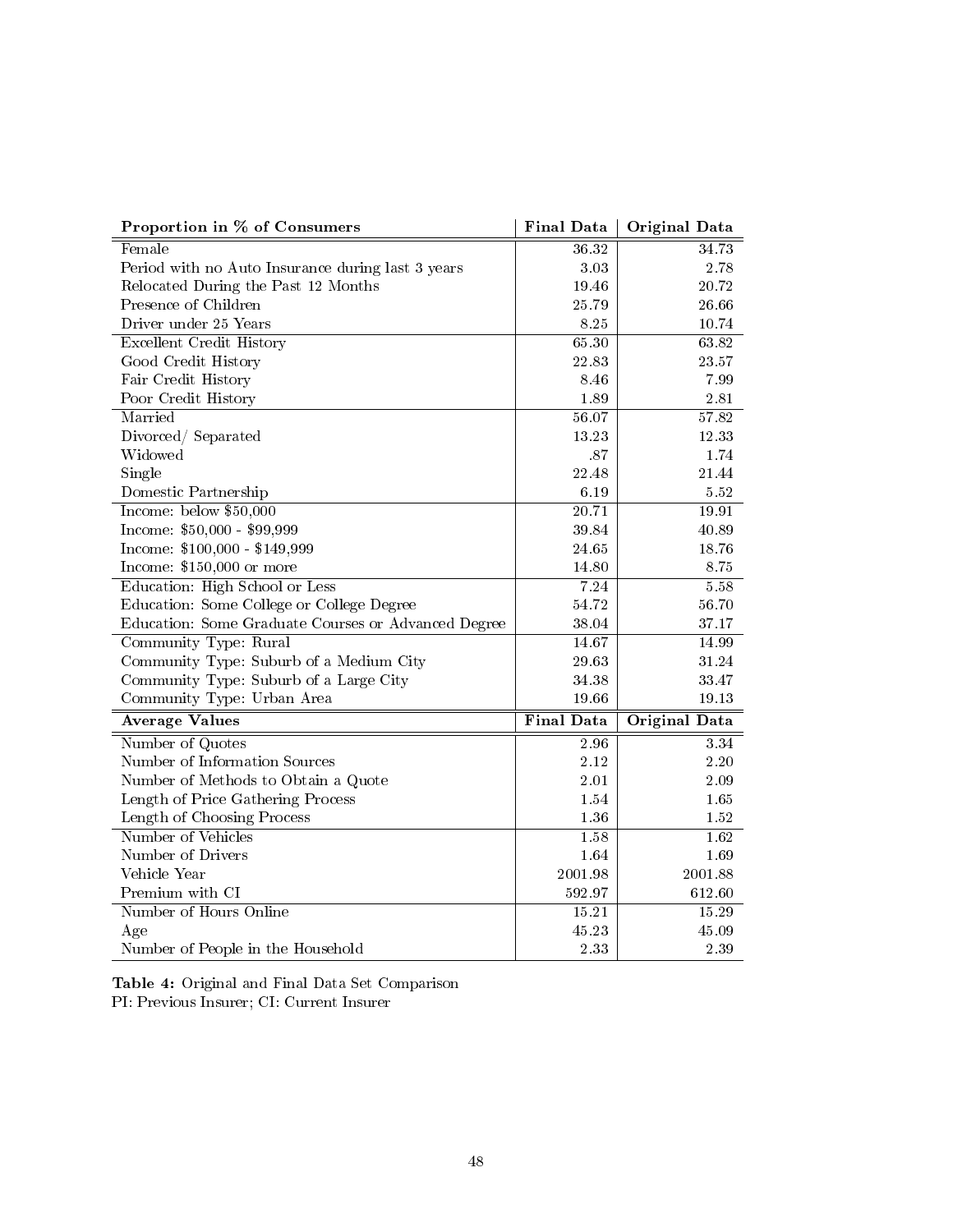| Proportion in % of Consumers | Final Data | Original Data |
|---|---|---|
| Female | 36.32 | 34.73 |
| Period with no Auto Insurance during last 3 years | 3.03 | 2.78 |
| Relocated During the Past 12 Months | 19.46 | 20.72 |
| Presence of Children | 25.79 | 26.66 |
| Driver under 25 Years | 8.25 | 10.74 |
| Excellent Credit History | 65.30 | 63.82 |
| Good Credit History | 22.83 | 23.57 |
| Fair Credit History | 8.46 | 7.99 |
| Poor Credit History | 1.89 | 2.81 |
| Married | 56.07 | 57.82 |
| Divorced/ Separated | 13.23 | 12.33 |
| Widowed | .87 | 1.74 |
| Single | 22.48 | 21.44 |
| Domestic Partnership | 6.19 | 5.52 |
| Income: below $50,000 | 20.71 | 19.91 |
| Income: $50,000 - $99,999 | 39.84 | 40.89 |
| Income: $100,000 - $149,999 | 24.65 | 18.76 |
| Income: $150,000 or more | 14.80 | 8.75 |
| Education: High School or Less | 7.24 | 5.58 |
| Education: Some College or College Degree | 54.72 | 56.70 |
| Education: Some Graduate Courses or Advanced Degree | 38.04 | 37.17 |
| Community Type: Rural | 14.67 | 14.99 |
| Community Type: Suburb of a Medium City | 29.63 | 31.24 |
| Community Type: Suburb of a Large City | 34.38 | 33.47 |
| Community Type: Urban Area | 19.66 | 19.13 |
| **Average Values** | **Final Data** | **Original Data** |
| Number of Quotes | 2.96 | 3.34 |
| Number of Information Sources | 2.12 | 2.20 |
| Number of Methods to Obtain a Quote | 2.01 | 2.09 |
| Length of Price Gathering Process | 1.54 | 1.65 |
| Length of Choosing Process | 1.36 | 1.52 |
| Number of Vehicles | 1.58 | 1.62 |
| Number of Drivers | 1.64 | 1.69 |
| Vehicle Year | 2001.98 | 2001.88 |
| Premium with CI | 592.97 | 612.60 |
| Number of Hours Online | 15.21 | 15.29 |
| Age | 45.23 | 45.09 |
| Number of People in the Household | 2.33 | 2.39 |

**Table 4:** Original and Final Data Set Comparison
PI: Previous Insurer; CI: Current Insurer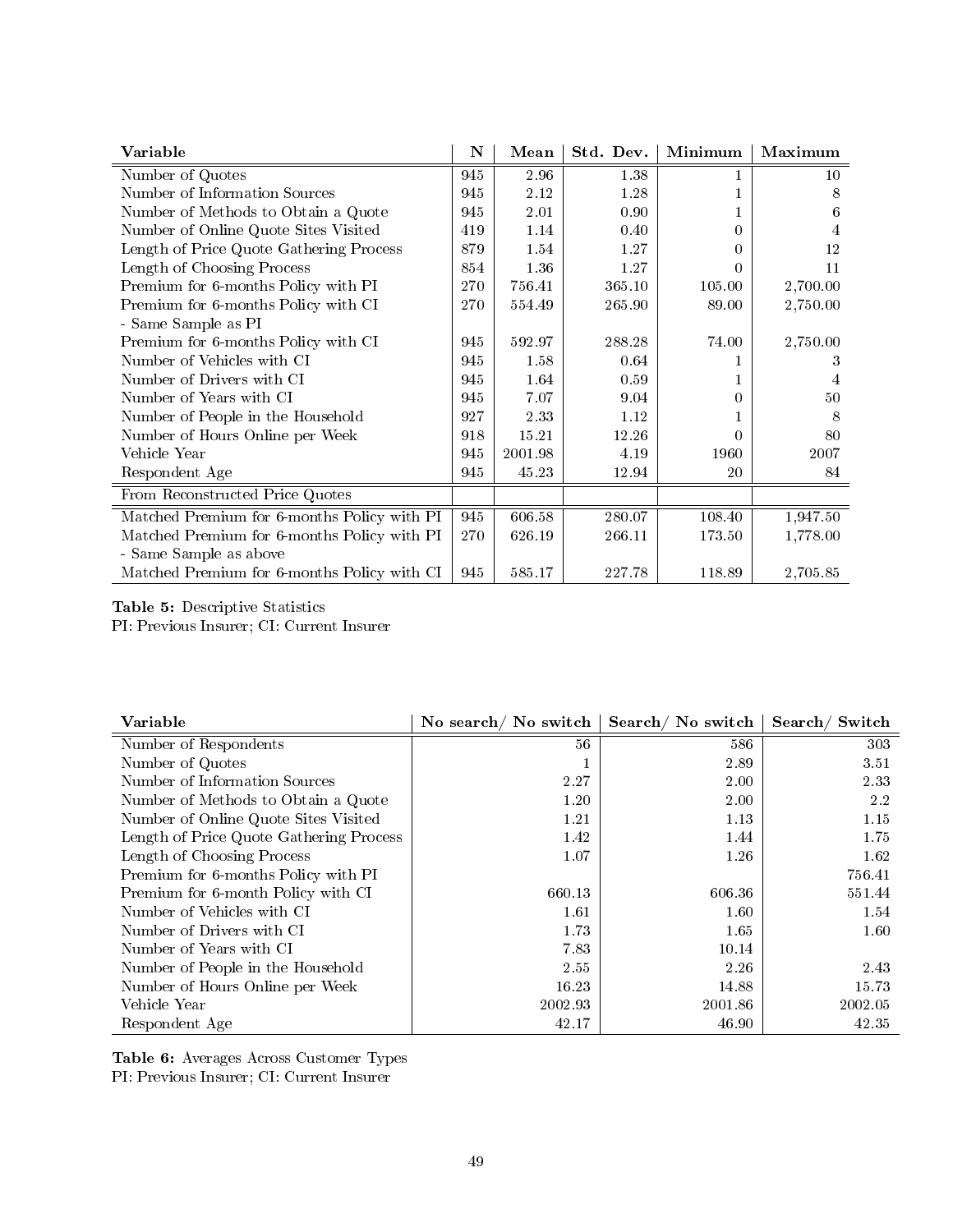| **Variable** | **N** | **Mean** | **Std. Dev.** | **Minimum** | **Maximum** |
|---|---|---|---|---|---|
| Number of Quotes | 945 | 2.96 | 1.38 | 1 | 10 |
| Number of Information Sources | 945 | 2.12 | 1.28 | 1 | 8 |
| Number of Methods to Obtain a Quote | 945 | 2.01 | 0.90 | 1 | 6 |
| Number of Online Quote Sites Visited | 419 | 1.14 | 0.40 | 0 | 4 |
| Length of Price Quote Gathering Process | 879 | 1.54 | 1.27 | 0 | 12 |
| Length of Choosing Process | 854 | 1.36 | 1.27 | 0 | 11 |
| Premium for 6-months Policy with PI | 270 | 756.41 | 365.10 | 105.00 | 2,700.00 |
| Premium for 6-months Policy with CI - Same Sample as PI | 270 | 554.49 | 265.90 | 89.00 | 2,750.00 |
| Premium for 6-months Policy with CI | 945 | 592.97 | 288.28 | 74.00 | 2,750.00 |
| Number of Vehicles with CI | 945 | 1.58 | 0.64 | 1 | 3 |
| Number of Drivers with CI | 945 | 1.64 | 0.59 | 1 | 4 |
| Number of Years with CI | 945 | 7.07 | 9.04 | 0 | 50 |
| Number of People in the Household | 927 | 2.33 | 1.12 | 1 | 8 |
| Number of Hours Online per Week | 918 | 15.21 | 12.26 | 0 | 80 |
| Vehicle Year | 945 | 2001.98 | 4.19 | 1960 | 2007 |
| Respondent Age | 945 | 45.23 | 12.94 | 20 | 84 |
| From Reconstructed Price Quotes | | | | | |
| Matched Premium for 6-months Policy with PI | 945 | 606.58 | 280.07 | 108.40 | 1,947.50 |
| Matched Premium for 6-months Policy with PI - Same Sample as above | 270 | 626.19 | 266.11 | 173.50 | 1,778.00 |
| Matched Premium for 6-months Policy with CI | 945 | 585.17 | 227.78 | 118.89 | 2,705.85 |

**Table 5:** Descriptive Statistics
PI: Previous Insurer; CI: Current Insurer

| **Variable** | **No search/ No switch** | **Search/ No switch** | **Search/ Switch** |
|---|---|---|---|
| Number of Respondents | 56 | 586 | 303 |
| Number of Quotes | 1 | 2.89 | 3.51 |
| Number of Information Sources | 2.27 | 2.00 | 2.33 |
| Number of Methods to Obtain a Quote | 1.20 | 2.00 | 2.2 |
| Number of Online Quote Sites Visited | 1.21 | 1.13 | 1.15 |
| Length of Price Quote Gathering Process | 1.42 | 1.44 | 1.75 |
| Length of Choosing Process | 1.07 | 1.26 | 1.62 |
| Premium for 6-months Policy with PI | | | 756.41 |
| Premium for 6-month Policy with CI | 660.13 | 606.36 | 551.44 |
| Number of Vehicles with CI | 1.61 | 1.60 | 1.54 |
| Number of Drivers with CI | 1.73 | 1.65 | 1.60 |
| Number of Years with CI | 7.83 | 10.14 | |
| Number of People in the Household | 2.55 | 2.26 | 2.43 |
| Number of Hours Online per Week | 16.23 | 14.88 | 15.73 |
| Vehicle Year | 2002.93 | 2001.86 | 2002.05 |
| Respondent Age | 42.17 | 46.90 | 42.35 |

**Table 6:** Averages Across Customer Types
PI: Previous Insurer; CI: Current Insurer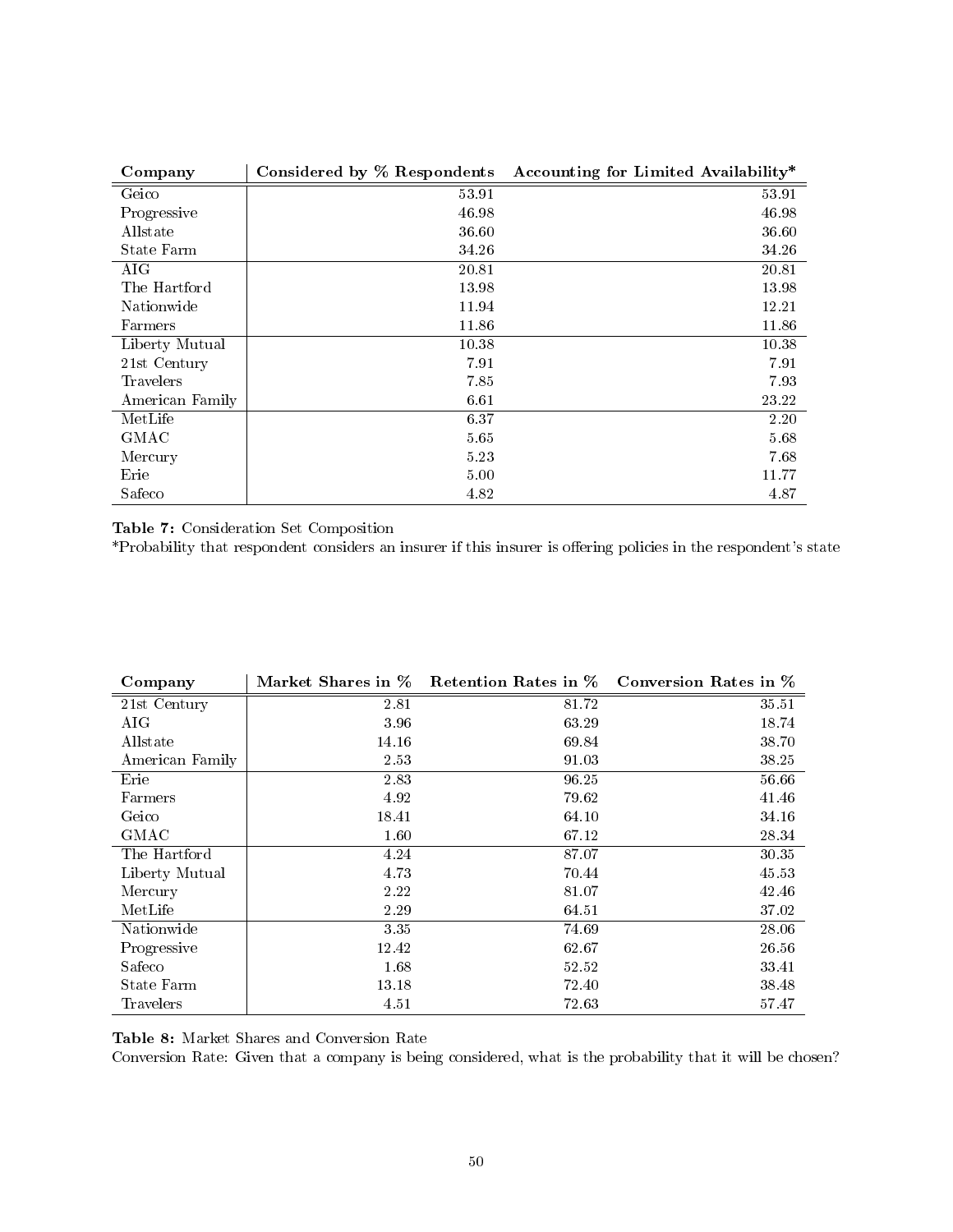| Company | Considered by % Respondents | Accounting for Limited Availability* |
|---|---|---|
| Geico | 53.91 | 53.91 |
| Progressive | 46.98 | 46.98 |
| Allstate | 36.60 | 36.60 |
| State Farm | 34.26 | 34.26 |
| AIG | 20.81 | 20.81 |
| The Hartford | 13.98 | 13.98 |
| Nationwide | 11.94 | 12.21 |
| Farmers | 11.86 | 11.86 |
| Liberty Mutual | 10.38 | 10.38 |
| 21st Century | 7.91 | 7.91 |
| Travelers | 7.85 | 7.93 |
| American Family | 6.61 | 23.22 |
| MetLife | 6.37 | 2.20 |
| GMAC | 5.65 | 5.68 |
| Mercury | 5.23 | 7.68 |
| Erie | 5.00 | 11.77 |
| Safeco | 4.82 | 4.87 |

**Table 7:** Consideration Set Composition
*Probability that respondent considers an insurer if this insurer is offering policies in the respondent's state

| Company | Market Shares in % | Retention Rates in % | Conversion Rates in % |
|---|---|---|---|
| 21st Century | 2.81 | 81.72 | 35.51 |
| AIG | 3.96 | 63.29 | 18.74 |
| Allstate | 14.16 | 69.84 | 38.70 |
| American Family | 2.53 | 91.03 | 38.25 |
| Erie | 2.83 | 96.25 | 56.66 |
| Farmers | 4.92 | 79.62 | 41.46 |
| Geico | 18.41 | 64.10 | 34.16 |
| GMAC | 1.60 | 67.12 | 28.34 |
| The Hartford | 4.24 | 87.07 | 30.35 |
| Liberty Mutual | 4.73 | 70.44 | 45.53 |
| Mercury | 2.22 | 81.07 | 42.46 |
| MetLife | 2.29 | 64.51 | 37.02 |
| Nationwide | 3.35 | 74.69 | 28.06 |
| Progressive | 12.42 | 62.67 | 26.56 |
| Safeco | 1.68 | 52.52 | 33.41 |
| State Farm | 13.18 | 72.40 | 38.48 |
| Travelers | 4.51 | 72.63 | 57.47 |

**Table 8:** Market Shares and Conversion Rate
Conversion Rate: Given that a company is being considered, what is the probability that it will be chosen?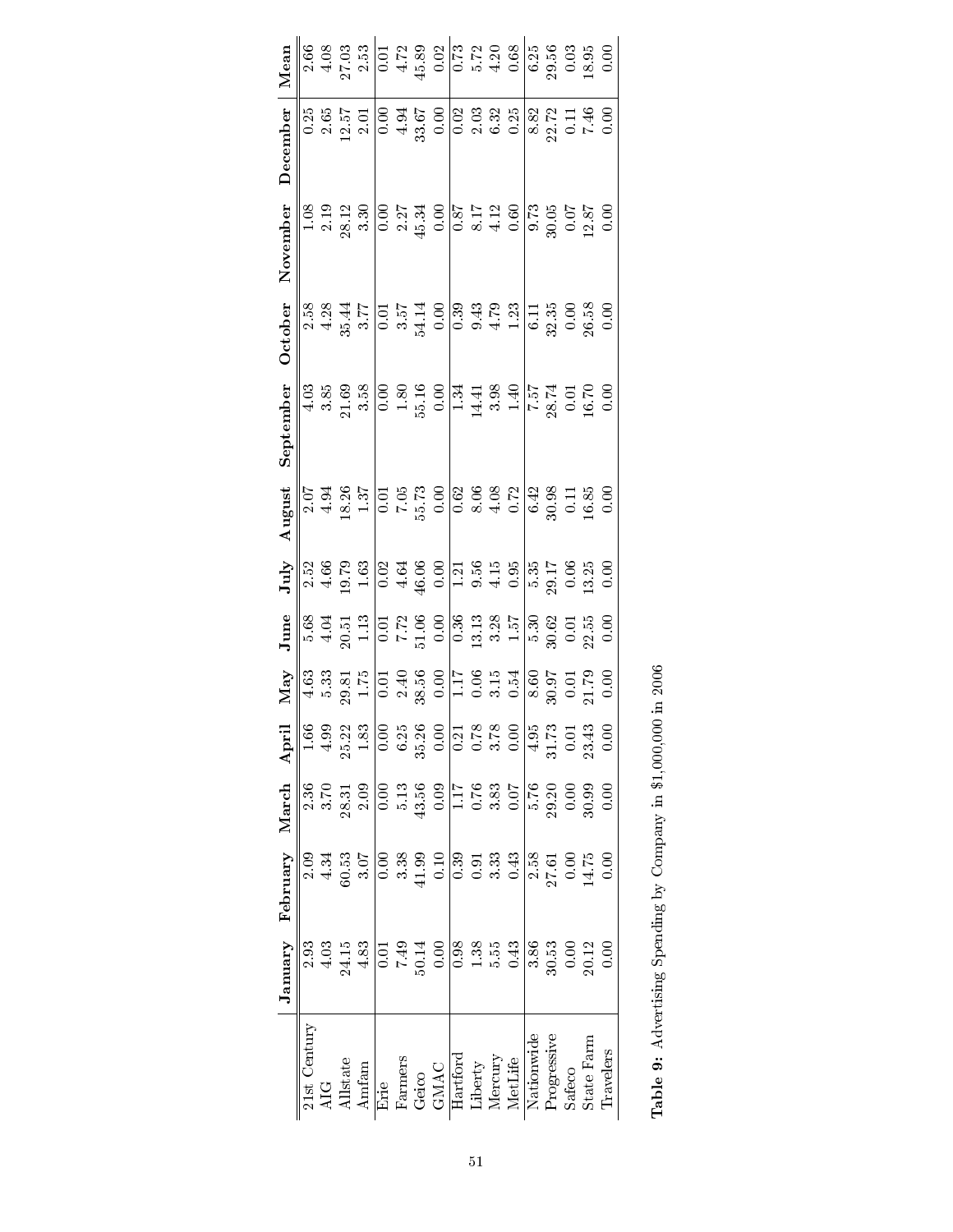|  | January | February | March | April | May | June | July | August | September | October | November | December | Mean |
|---|---|---|---|---|---|---|---|---|---|---|---|---|---|
| 21st Century | 2.93 | 2.09 | 2.36 | 1.66 | 4.63 | 5.68 | 2.52 | 2.07 | 4.03 | 2.58 | 1.08 | 0.25 | 2.66 |
| AIG | 4.03 | 4.34 | 3.70 | 4.99 | 5.33 | 4.04 | 4.66 | 4.94 | 3.85 | 4.28 | 2.19 | 2.65 | 4.08 |
| Allstate | 24.15 | 60.53 | 28.31 | 25.22 | 29.81 | 20.51 | 19.79 | 18.26 | 21.69 | 35.44 | 28.12 | 12.57 | 27.03 |
| Amfam | 4.83 | 3.07 | 2.09 | 1.83 | 1.75 | 1.13 | 1.63 | 1.37 | 3.58 | 3.77 | 3.30 | 2.01 | 2.53 |
| Erie | 0.01 | 0.00 | 0.00 | 0.00 | 0.01 | 0.01 | 0.02 | 0.01 | 0.00 | 0.01 | 0.00 | 0.00 | 0.01 |
| Farmers | 7.49 | 3.38 | 5.13 | 6.25 | 2.40 | 7.72 | 4.64 | 7.05 | 1.80 | 3.57 | 2.27 | 4.94 | 4.72 |
| Geico | 50.14 | 41.99 | 43.56 | 35.26 | 38.56 | 51.06 | 46.06 | 55.73 | 55.16 | 54.14 | 45.34 | 33.67 | 45.89 |
| GMAC | 0.00 | 0.10 | 0.09 | 0.00 | 0.00 | 0.00 | 0.00 | 0.00 | 0.00 | 0.00 | 0.00 | 0.00 | 0.02 |
| Hartford | 0.98 | 0.39 | 1.17 | 0.21 | 1.17 | 0.36 | 1.21 | 0.62 | 1.34 | 0.39 | 0.87 | 0.02 | 0.73 |
| Liberty | 1.38 | 0.91 | 0.76 | 0.78 | 0.06 | 13.13 | 9.56 | 8.06 | 14.41 | 9.43 | 8.17 | 2.03 | 5.72 |
| Mercury | 5.55 | 3.33 | 3.83 | 3.78 | 3.15 | 3.28 | 4.15 | 4.08 | 3.98 | 4.79 | 4.12 | 6.32 | 4.20 |
| MetLife | 0.43 | 0.43 | 0.07 | 0.00 | 0.54 | 1.57 | 0.95 | 0.72 | 1.40 | 1.23 | 0.60 | 0.25 | 0.68 |
| Nationwide | 3.86 | 2.58 | 5.76 | 4.95 | 8.60 | 5.30 | 5.35 | 6.42 | 7.57 | 6.11 | 9.73 | 8.82 | 6.25 |
| Progressive | 30.53 | 27.61 | 29.20 | 31.73 | 30.97 | 30.62 | 29.17 | 30.98 | 28.74 | 32.35 | 30.05 | 22.72 | 29.56 |
| Safeco | 0.00 | 0.00 | 0.00 | 0.01 | 0.01 | 0.01 | 0.06 | 0.11 | 0.01 | 0.00 | 0.07 | 0.11 | 0.03 |
| State Farm | 20.12 | 14.75 | 30.99 | 23.43 | 21.79 | 22.55 | 13.25 | 16.85 | 16.70 | 26.58 | 12.87 | 7.46 | 18.95 |
| Travelers | 0.00 | 0.00 | 0.00 | 0.00 | 0.00 | 0.00 | 0.00 | 0.00 | 0.00 | 0.00 | 0.00 | 0.00 | 0.00 |

**Table 9:** Advertising Spending by Company in $1,000,000 in 2006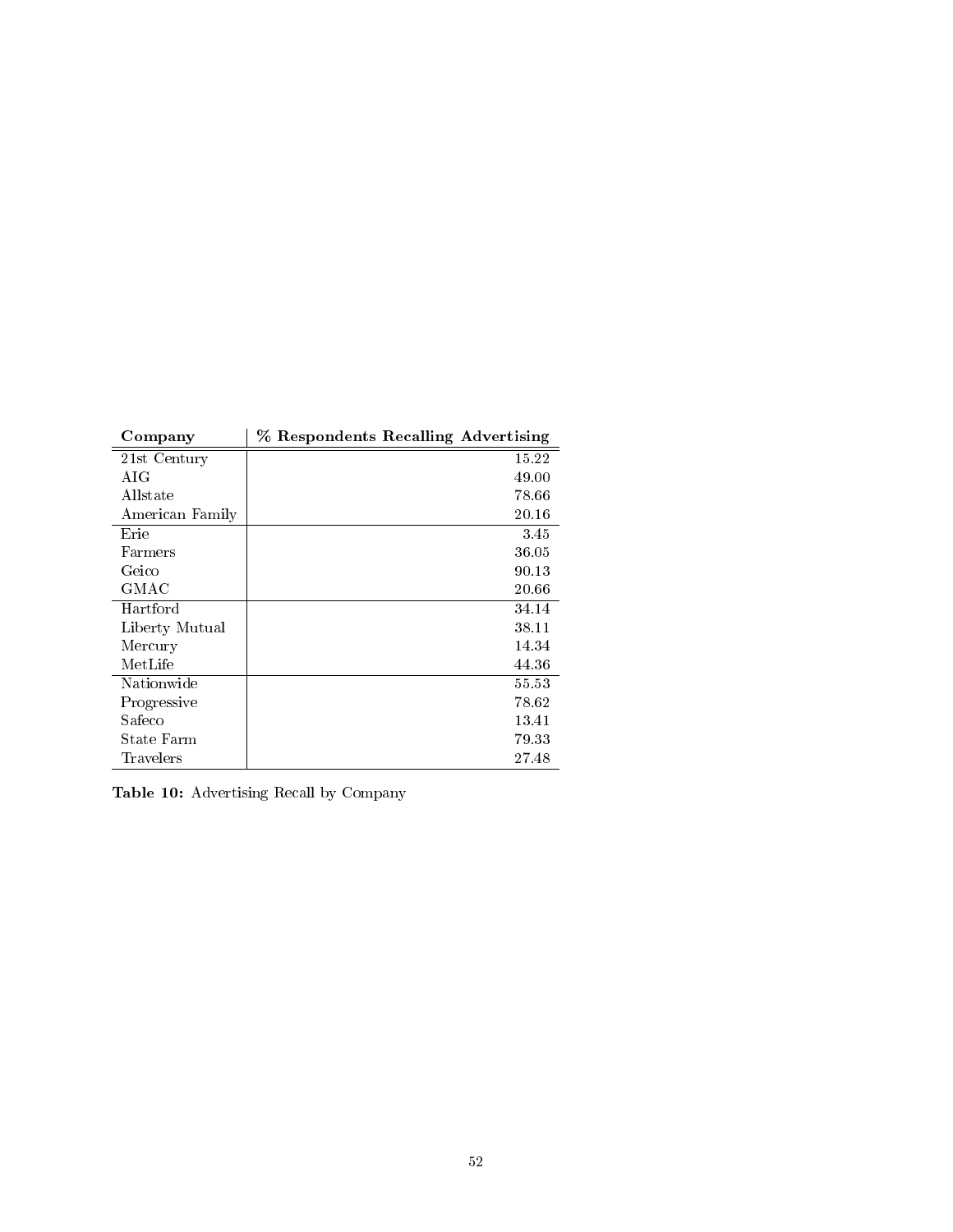| Company | % Respondents Recalling Advertising |
|---|---|
| 21st Century | 15.22 |
| AIG | 49.00 |
| Allstate | 78.66 |
| American Family | 20.16 |
| Erie | 3.45 |
| Farmers | 36.05 |
| Geico | 90.13 |
| GMAC | 20.66 |
| Hartford | 34.14 |
| Liberty Mutual | 38.11 |
| Mercury | 14.34 |
| MetLife | 44.36 |
| Nationwide | 55.53 |
| Progressive | 78.62 |
| Safeco | 13.41 |
| State Farm | 79.33 |
| Travelers | 27.48 |

**Table 10:** Advertising Recall by Company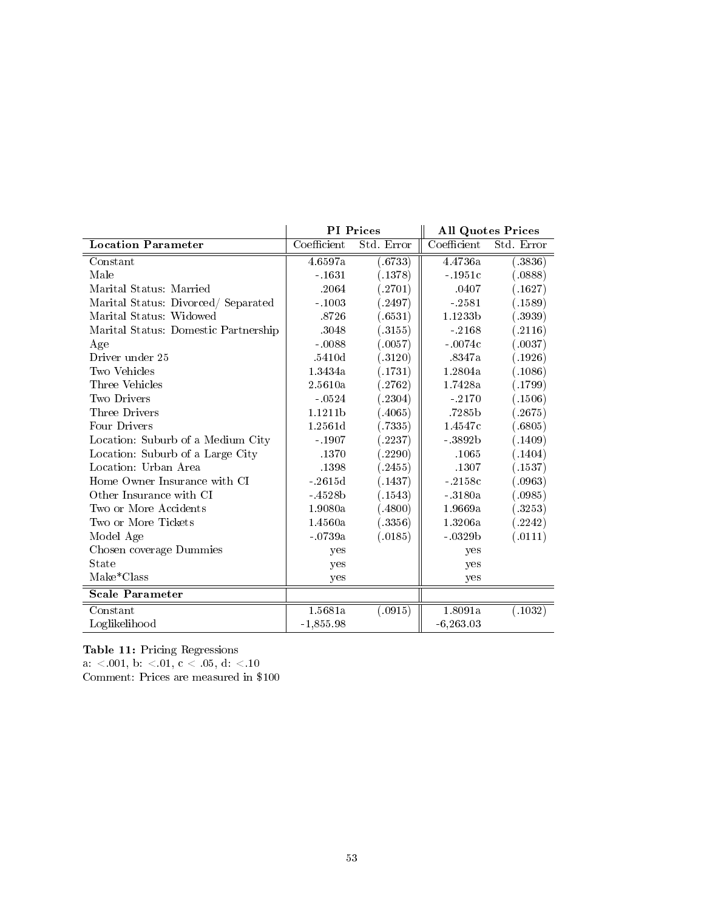| | PI Prices | | All Quotes Prices | |
|---|---|---|---|---|
| **Location Parameter** | Coefficient | Std. Error | Coefficient | Std. Error |
| Constant | 4.6597a | (.6733) | 4.4736a | (.3836) |
| Male | -.1631 | (.1378) | -.1951c | (.0888) |
| Marital Status: Married | .2064 | (.2701) | .0407 | (.1627) |
| Marital Status: Divorced/ Separated | -.1003 | (.2497) | -.2581 | (.1589) |
| Marital Status: Widowed | .8726 | (.6531) | 1.1233b | (.3939) |
| Marital Status: Domestic Partnership | .3048 | (.3155) | -.2168 | (.2116) |
| Age | -.0088 | (.0057) | -.0074c | (.0037) |
| Driver under 25 | .5410d | (.3120) | .8347a | (.1926) |
| Two Vehicles | 1.3434a | (.1731) | 1.2804a | (.1086) |
| Three Vehicles | 2.5610a | (.2762) | 1.7428a | (.1799) |
| Two Drivers | -.0524 | (.2304) | -.2170 | (.1506) |
| Three Drivers | 1.1211b | (.4065) | .7285b | (.2675) |
| Four Drivers | 1.2561d | (.7335) | 1.4547c | (.6805) |
| Location: Suburb of a Medium City | -.1907 | (.2237) | -.3892b | (.1409) |
| Location: Suburb of a Large City | .1370 | (.2290) | .1065 | (.1404) |
| Location: Urban Area | .1398 | (.2455) | .1307 | (.1537) |
| Home Owner Insurance with CI | -.2615d | (.1437) | -.2158c | (.0963) |
| Other Insurance with CI | -.4528b | (.1543) | -.3180a | (.0985) |
| Two or More Accidents | 1.9080a | (.4800) | 1.9669a | (.3253) |
| Two or More Tickets | 1.4560a | (.3356) | 1.3206a | (.2242) |
| Model Age | -.0739a | (.0185) | -.0329b | (.0111) |
| Chosen coverage Dummies | yes | | yes | |
| State | yes | | yes | |
| Make*Class | yes | | yes | |
| **Scale Parameter** | | | | |
| Constant | 1.5681a | (.0915) | 1.8091a | (.1032) |
| Loglikelihood | -1,855.98 | | -6,263.03 | |

**Table 11:** Pricing Regressions
a: <.001, b: <.01, c < .05, d: <.10
Comment: Prices are measured in $100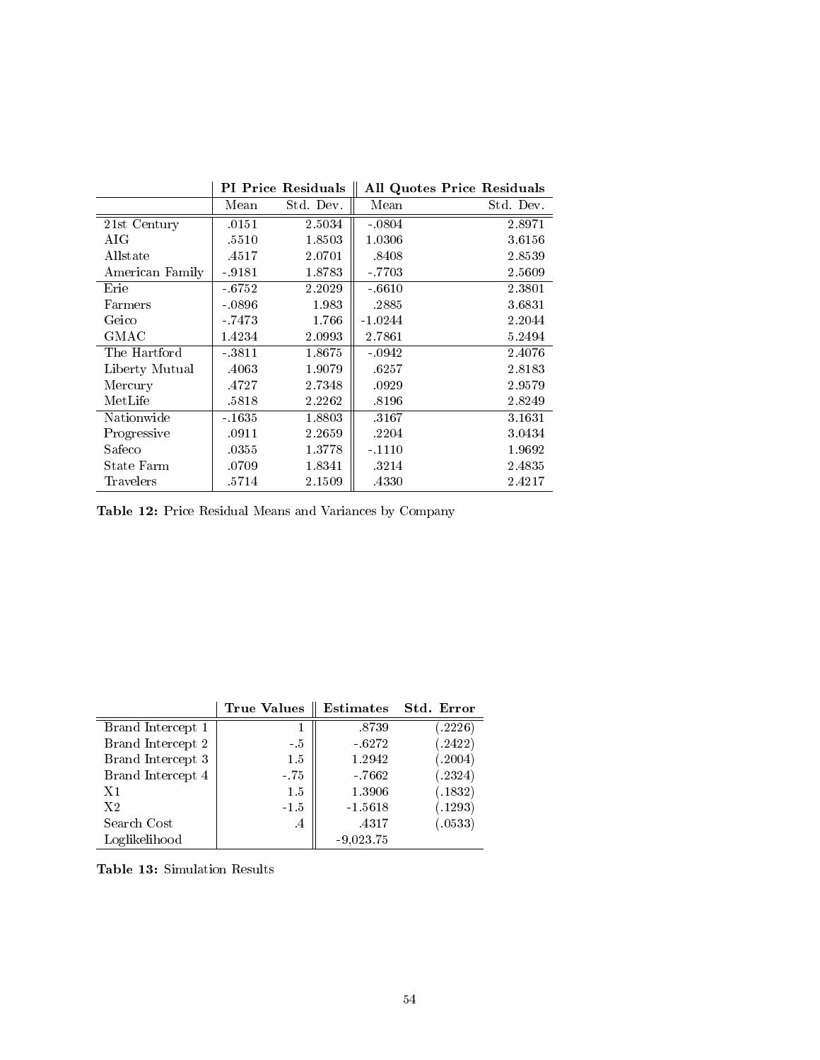| | PI Price Residuals | | All Quotes Price Residuals | |
|---|---|---|---|---|
| | Mean | Std. Dev. | Mean | Std. Dev. |
| 21st Century | .0151 | 2.5034 | -.0804 | 2.8971 |
| AIG | .5510 | 1.8503 | 1.0306 | 3.6156 |
| Allstate | .4517 | 2.0701 | .8408 | 2.8539 |
| American Family | -.9181 | 1.8783 | -.7703 | 2.5609 |
| Erie | -.6752 | 2.2029 | -.6610 | 2.3801 |
| Farmers | -.0896 | 1.983 | .2885 | 3.6831 |
| Geico | -.7473 | 1.766 | -1.0244 | 2.2044 |
| GMAC | 1.4234 | 2.0993 | 2.7861 | 5.2494 |
| The Hartford | -.3811 | 1.8675 | -.0942 | 2.4076 |
| Liberty Mutual | .4063 | 1.9079 | .6257 | 2.8183 |
| Mercury | .4727 | 2.7348 | .0929 | 2.9579 |
| MetLife | .5818 | 2.2262 | .8196 | 2.8249 |
| Nationwide | -.1635 | 1.8803 | .3167 | 3.1631 |
| Progressive | .0911 | 2.2659 | .2204 | 3.0434 |
| Safeco | .0355 | 1.3778 | -.1110 | 1.9692 |
| State Farm | .0709 | 1.8341 | .3214 | 2.4835 |
| Travelers | .5714 | 2.1509 | .4330 | 2.4217 |

**Table 12:** Price Residual Means and Variances by Company

| | True Values | Estimates | Std. Error |
|---|---|---|---|
| Brand Intercept 1 | 1 | .8739 | (.2226) |
| Brand Intercept 2 | -.5 | -.6272 | (.2422) |
| Brand Intercept 3 | 1.5 | 1.2942 | (.2004) |
| Brand Intercept 4 | -.75 | -.7662 | (.2324) |
| X1 | 1.5 | 1.3906 | (.1832) |
| X2 | -1.5 | -1.5618 | (.1293) |
| Search Cost | .4 | .4317 | (.0533) |
| Loglikelihood | | -9,023.75 | |

**Table 13:** Simulation Results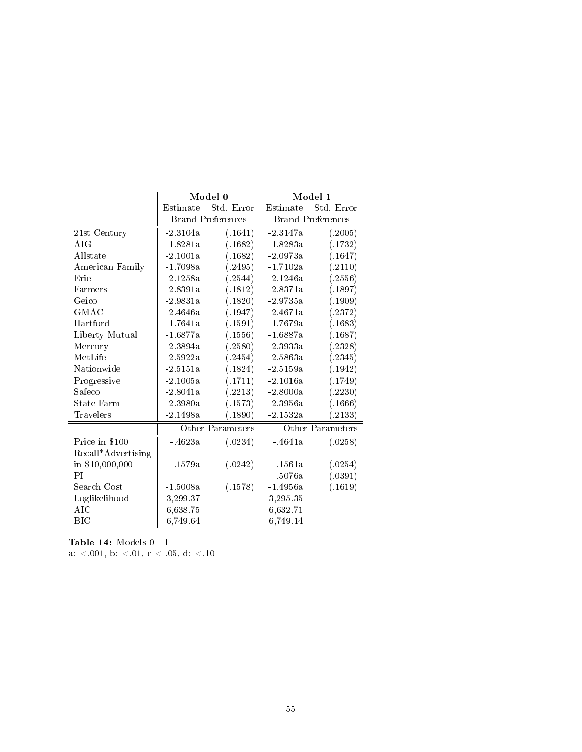| | Model 0 | | Model 1 | |
|---|---|---|---|---|
| | Estimate | Std. Error | Estimate | Std. Error |
| | Brand Preferences | | Brand Preferences | |
| 21st Century | -2.3104a | (.1641) | -2.3147a | (.2005) |
| AIG | -1.8281a | (.1682) | -1.8283a | (.1732) |
| Allstate | -2.1001a | (.1682) | -2.0973a | (.1647) |
| American Family | -1.7098a | (.2495) | -1.7102a | (.2110) |
| Erie | -2.1258a | (.2544) | -2.1246a | (.2556) |
| Farmers | -2.8391a | (.1812) | -2.8371a | (.1897) |
| Geico | -2.9831a | (.1820) | -2.9735a | (.1909) |
| GMAC | -2.4646a | (.1947) | -2.4671a | (.2372) |
| Hartford | -1.7641a | (.1591) | -1.7679a | (.1683) |
| Liberty Mutual | -1.6877a | (.1556) | -1.6887a | (.1687) |
| Mercury | -2.3894a | (.2580) | -2.3933a | (.2328) |
| MetLife | -2.5922a | (.2454) | -2.5863a | (.2345) |
| Nationwide | -2.5151a | (.1824) | -2.5159a | (.1942) |
| Progressive | -2.1005a | (.1711) | -2.1016a | (.1749) |
| Safeco | -2.8041a | (.2213) | -2.8000a | (.2230) |
| State Farm | -2.3980a | (.1573) | -2.3956a | (.1666) |
| Travelers | -2.1498a | (.1890) | -2.1532a | (.2133) |
| | Other Parameters | | Other Parameters | |
| Price in \$100 | -.4623a | (.0234) | -.4641a | (.0258) |
| Recall*Advertising in \$10,000,000 | .1579a | (.0242) | .1561a | (.0254) |
| PI | | | .5076a | (.0391) |
| Search Cost | -1.5008a | (.1578) | -1.4956a | (.1619) |
| Loglikelihood | -3,299.37 | | -3,295.35 | |
| AIC | 6,638.75 | | 6,632.71 | |
| BIC | 6,749.64 | | 6,749.14 | |

**Table 14:** Models 0 - 1

a: $<.001$, b: $<.01$, c $< .05$, d: $<.10$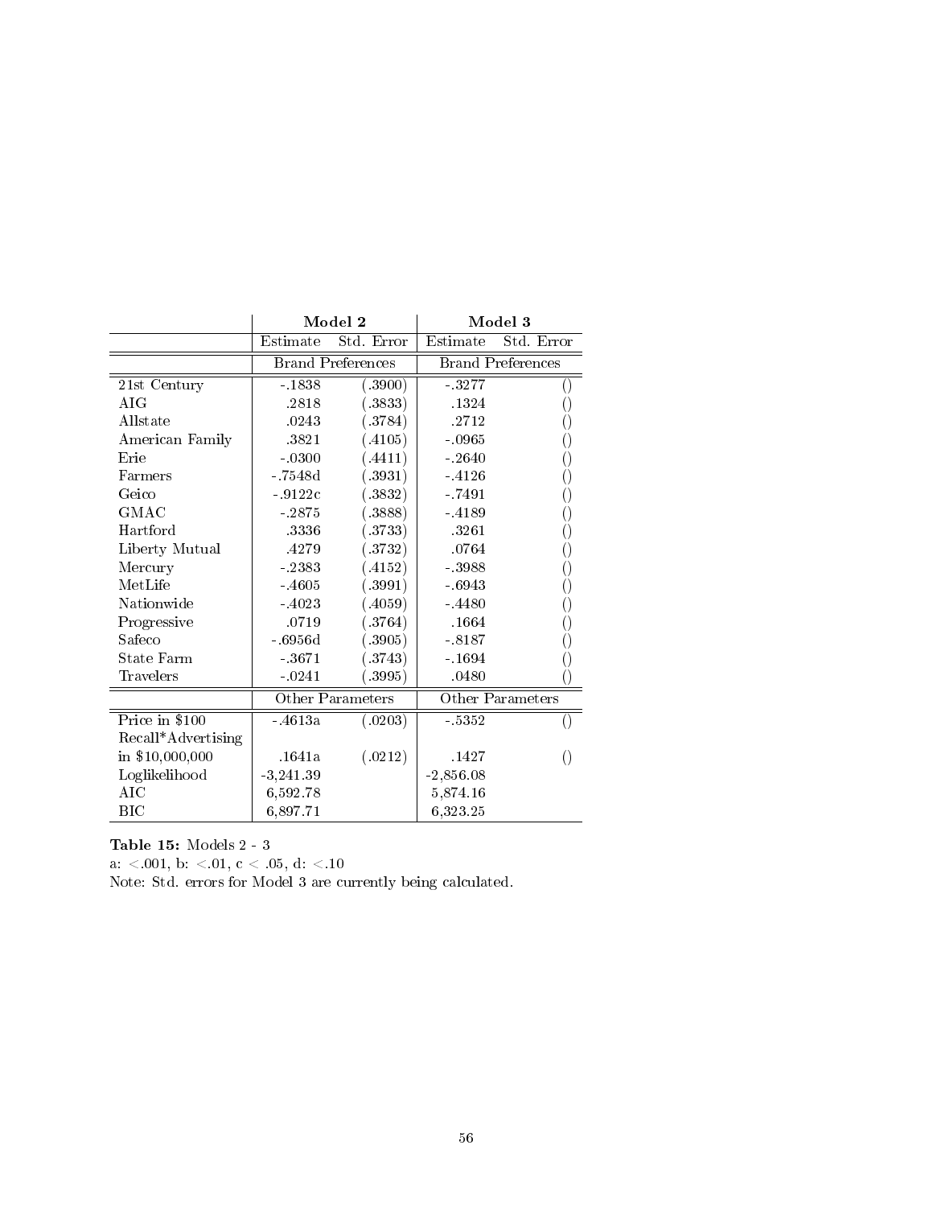| | Model 2 | | Model 3 | |
|---|---|---|---|---|
| | Estimate | Std. Error | Estimate | Std. Error |
| | Brand Preferences | | Brand Preferences | |
| 21st Century | -.1838 | (.3900) | -.3277 | () |
| AIG | .2818 | (.3833) | .1324 | () |
| Allstate | .0243 | (.3784) | .2712 | () |
| American Family | .3821 | (.4105) | -.0965 | () |
| Erie | -.0300 | (.4411) | -.2640 | () |
| Farmers | -.7548d | (.3931) | -.4126 | () |
| Geico | -.9122c | (.3832) | -.7491 | () |
| GMAC | -.2875 | (.3888) | -.4189 | () |
| Hartford | .3336 | (.3733) | .3261 | () |
| Liberty Mutual | .4279 | (.3732) | .0764 | () |
| Mercury | -.2383 | (.4152) | -.3988 | () |
| MetLife | -.4605 | (.3991) | -.6943 | () |
| Nationwide | -.4023 | (.4059) | -.4480 | () |
| Progressive | .0719 | (.3764) | .1664 | () |
| Safeco | -.6956d | (.3905) | -.8187 | () |
| State Farm | -.3671 | (.3743) | -.1694 | () |
| Travelers | -.0241 | (.3995) | .0480 | () |
| | Other Parameters | | Other Parameters | |
| Price in $100 | -.4613a | (.0203) | -.5352 | () |
| Recall*Advertising in $10,000,000 | .1641a | (.0212) | .1427 | () |
| Loglikelihood | -3,241.39 | | -2,856.08 | |
| AIC | 6,592.78 | | 5,874.16 | |
| BIC | 6,897.71 | | 6,323.25 | |

**Table 15:** Models 2 - 3

a: <.001, b: <.01, c < .05, d: <.10

Note: Std. errors for Model 3 are currently being calculated.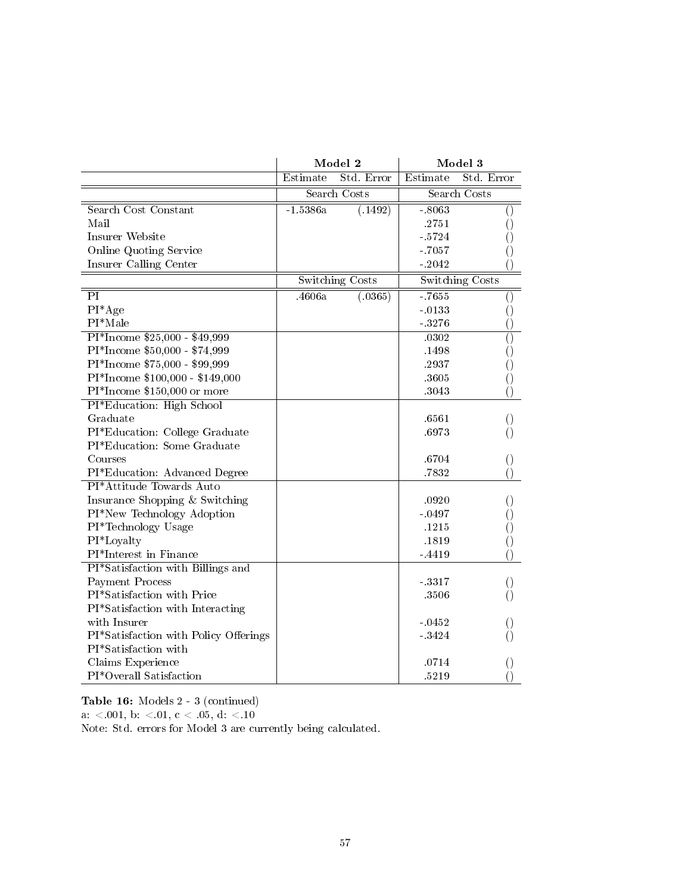| | Model 2 | | Model 3 | |
|---|---|---|---|---|
| | Estimate | Std. Error | Estimate | Std. Error |
| | Search Costs | | Search Costs | |
| Search Cost Constant | -1.5386a | (.1492) | -.8063 | () |
| Mail | | | .2751 | () |
| Insurer Website | | | -.5724 | () |
| Online Quoting Service | | | -.7057 | () |
| Insurer Calling Center | | | -.2042 | () |
| | Switching Costs | | Switching Costs | |
| PI | .4606a | (.0365) | -.7655 | () |
| PI*Age | | | -.0133 | () |
| PI*Male | | | -.3276 | () |
| PI*Income $25,000 - $49,999 | | | .0302 | () |
| PI*Income $50,000 - $74,999 | | | .1498 | () |
| PI*Income $75,000 - $99,999 | | | .2937 | () |
| PI*Income $100,000 - $149,000 | | | .3605 | () |
| PI*Income $150,000 or more | | | .3043 | () |
| PI*Education: High School Graduate | | | .6561 | () |
| PI*Education: College Graduate | | | .6973 | () |
| PI*Education: Some Graduate Courses | | | .6704 | () |
| PI*Education: Advanced Degree | | | .7832 | () |
| PI*Attitude Towards Auto Insurance Shopping & Switching | | | .0920 | () |
| PI*New Technology Adoption | | | -.0497 | () |
| PI*Technology Usage | | | .1215 | () |
| PI*Loyalty | | | .1819 | () |
| PI*Interest in Finance | | | -.4419 | () |
| PI*Satisfaction with Billings and Payment Process | | | -.3317 | () |
| PI*Satisfaction with Price | | | .3506 | () |
| PI*Satisfaction with Interacting with Insurer | | | -.0452 | () |
| PI*Satisfaction with Policy Offerings | | | -.3424 | () |
| PI*Satisfaction with Claims Experience | | | .0714 | () |
| PI*Overall Satisfaction | | | .5219 | () |

**Table 16:** Models 2 - 3 (continued)
a: <.001, b: <.01, c < .05, d: <.10
Note: Std. errors for Model 3 are currently being calculated.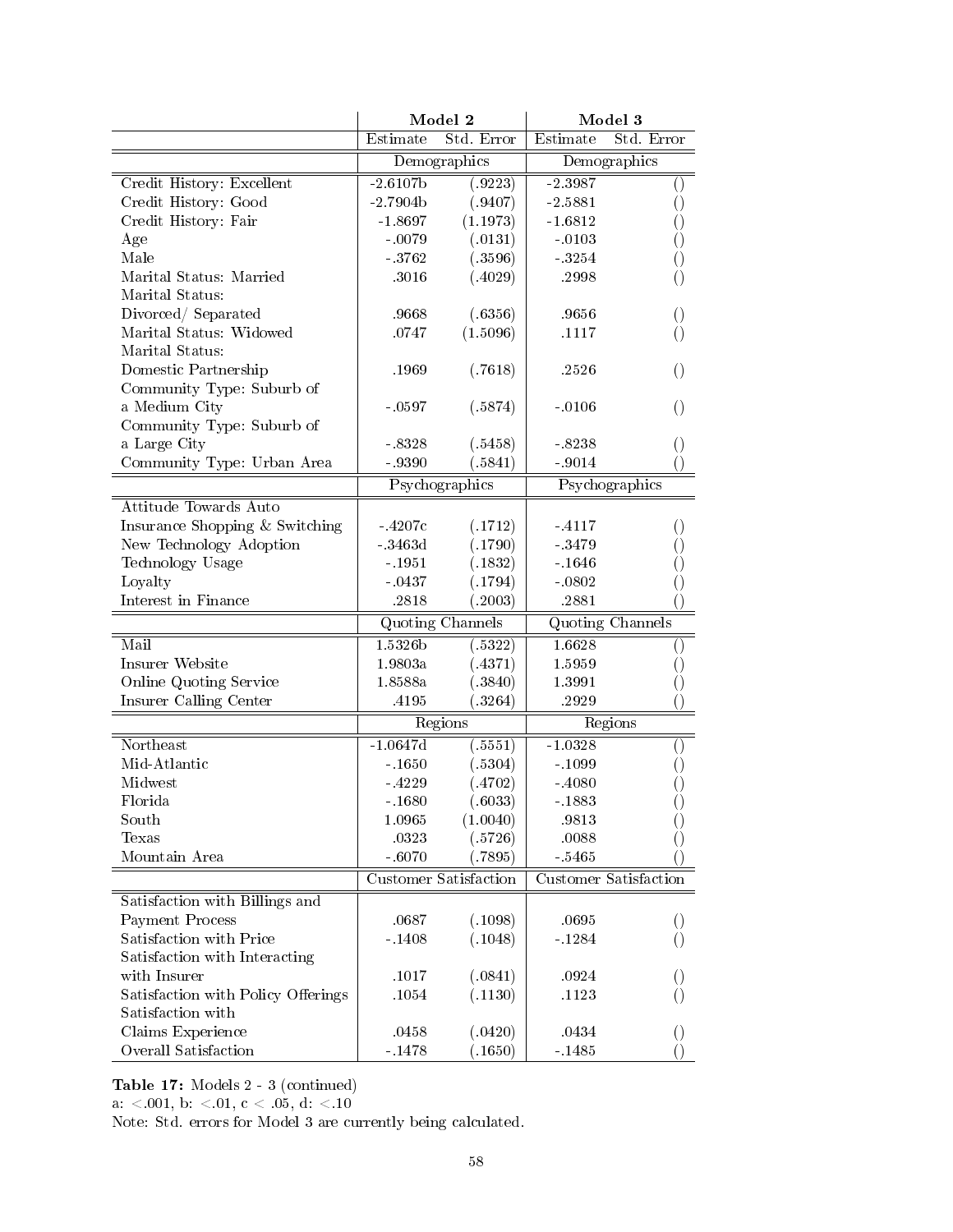| | Model 2 | | Model 3 | |
|---|---|---|---|---|
| | Estimate | Std. Error | Estimate | Std. Error |
| | Demographics | | Demographics | |
| Credit History: Excellent | -2.6107b | (.9223) | -2.3987 | () |
| Credit History: Good | -2.7904b | (.9407) | -2.5881 | () |
| Credit History: Fair | -1.8697 | (1.1973) | -1.6812 | () |
| Age | -.0079 | (.0131) | -.0103 | () |
| Male | -.3762 | (.3596) | -.3254 | () |
| Marital Status: Married | .3016 | (.4029) | .2998 | () |
| Marital Status: Divorced/ Separated | .9668 | (.6356) | .9656 | () |
| Marital Status: Widowed | .0747 | (1.5096) | .1117 | () |
| Marital Status: Domestic Partnership | .1969 | (.7618) | .2526 | () |
| Community Type: Suburb of a Medium City | -.0597 | (.5874) | -.0106 | () |
| Community Type: Suburb of a Large City | -.8328 | (.5458) | -.8238 | () |
| Community Type: Urban Area | -.9390 | (.5841) | -.9014 | () |
| | Psychographics | | Psychographics | |
| Attitude Towards Auto Insurance Shopping & Switching | -.4207c | (.1712) | -.4117 | () |
| New Technology Adoption | -.3463d | (.1790) | -.3479 | () |
| Technology Usage | -.1951 | (.1832) | -.1646 | () |
| Loyalty | -.0437 | (.1794) | -.0802 | () |
| Interest in Finance | .2818 | (.2003) | .2881 | () |
| | Quoting Channels | | Quoting Channels | |
| Mail | 1.5326b | (.5322) | 1.6628 | () |
| Insurer Website | 1.9803a | (.4371) | 1.5959 | () |
| Online Quoting Service | 1.8588a | (.3840) | 1.3991 | () |
| Insurer Calling Center | .4195 | (.3264) | .2929 | () |
| | Regions | | Regions | |
| Northeast | -1.0647d | (.5551) | -1.0328 | () |
| Mid-Atlantic | -.1650 | (.5304) | -.1099 | () |
| Midwest | -.4229 | (.4702) | -.4080 | () |
| Florida | -.1680 | (.6033) | -.1883 | () |
| South | 1.0965 | (1.0040) | .9813 | () |
| Texas | .0323 | (.5726) | .0088 | () |
| Mountain Area | -.6070 | (.7895) | -.5465 | () |
| | Customer Satisfaction | | Customer Satisfaction | |
| Satisfaction with Billings and Payment Process | .0687 | (.1098) | .0695 | () |
| Satisfaction with Price | -.1408 | (.1048) | -.1284 | () |
| Satisfaction with Interacting with Insurer | .1017 | (.0841) | .0924 | () |
| Satisfaction with Policy Offerings | .1054 | (.1130) | .1123 | () |
| Satisfaction with Claims Experience | .0458 | (.0420) | .0434 | () |
| Overall Satisfaction | -.1478 | (.1650) | -.1485 | () |

**Table 17:** Models 2 - 3 (continued)
a: <.001, b: <.01, c < .05, d: <.10
Note: Std. errors for Model 3 are currently being calculated.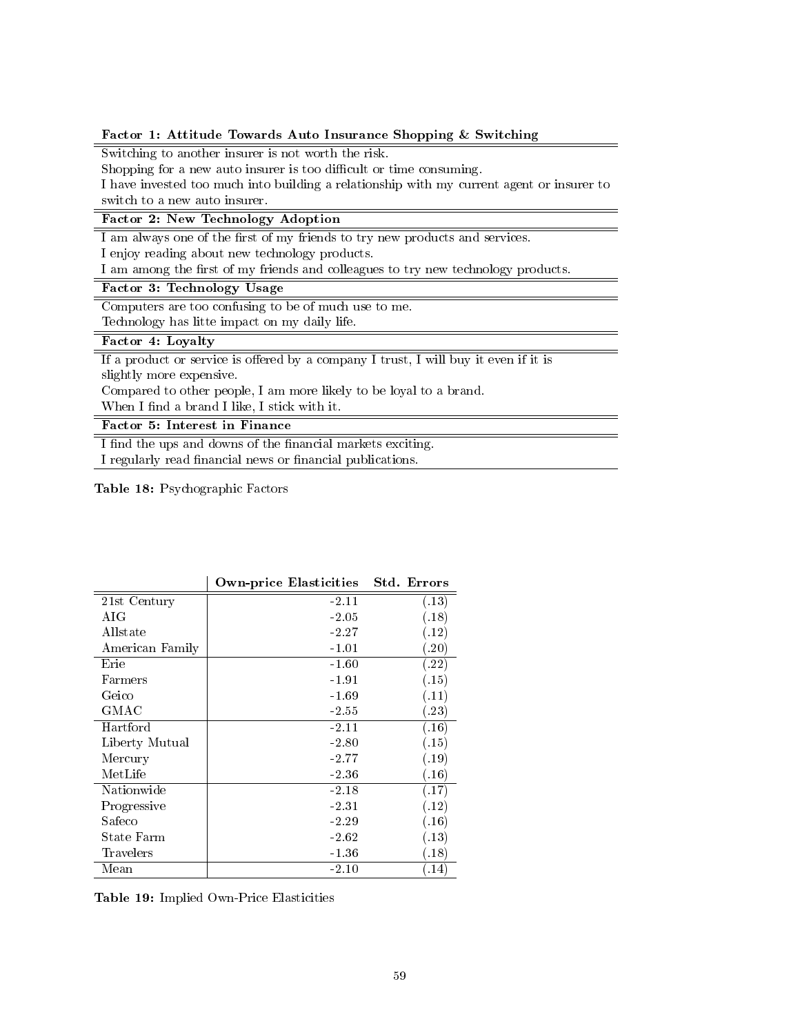| **Factor 1: Attitude Towards Auto Insurance Shopping & Switching** |
|---|
| Switching to another insurer is not worth the risk. |
| Shopping for a new auto insurer is too difficult or time consuming. |
| I have invested too much into building a relationship with my current agent or insurer to switch to a new auto insurer. |
| **Factor 2: New Technology Adoption** |
| I am always one of the first of my friends to try new products and services. |
| I enjoy reading about new technology products. |
| I am among the first of my friends and colleagues to try new technology products. |
| **Factor 3: Technology Usage** |
| Computers are too confusing to be of much use to me. |
| Technology has litte impact on my daily life. |
| **Factor 4: Loyalty** |
| If a product or service is offered by a company I trust, I will buy it even if it is slightly more expensive. |
| Compared to other people, I am more likely to be loyal to a brand. |
| When I find a brand I like, I stick with it. |
| **Factor 5: Interest in Finance** |
| I find the ups and downs of the financial markets exciting. |
| I regularly read financial news or financial publications. |

**Table 18:** Psychographic Factors

| | **Own-price Elasticities** | **Std. Errors** |
|---|---|---|
| 21st Century | -2.11 | (.13) |
| AIG | -2.05 | (.18) |
| Allstate | -2.27 | (.12) |
| American Family | -1.01 | (.20) |
| Erie | -1.60 | (.22) |
| Farmers | -1.91 | (.15) |
| Geico | -1.69 | (.11) |
| GMAC | -2.55 | (.23) |
| Hartford | -2.11 | (.16) |
| Liberty Mutual | -2.80 | (.15) |
| Mercury | -2.77 | (.19) |
| MetLife | -2.36 | (.16) |
| Nationwide | -2.18 | (.17) |
| Progressive | -2.31 | (.12) |
| Safeco | -2.29 | (.16) |
| State Farm | -2.62 | (.13) |
| Travelers | -1.36 | (.18) |
| Mean | -2.10 | (.14) |

**Table 19:** Implied Own-Price Elasticities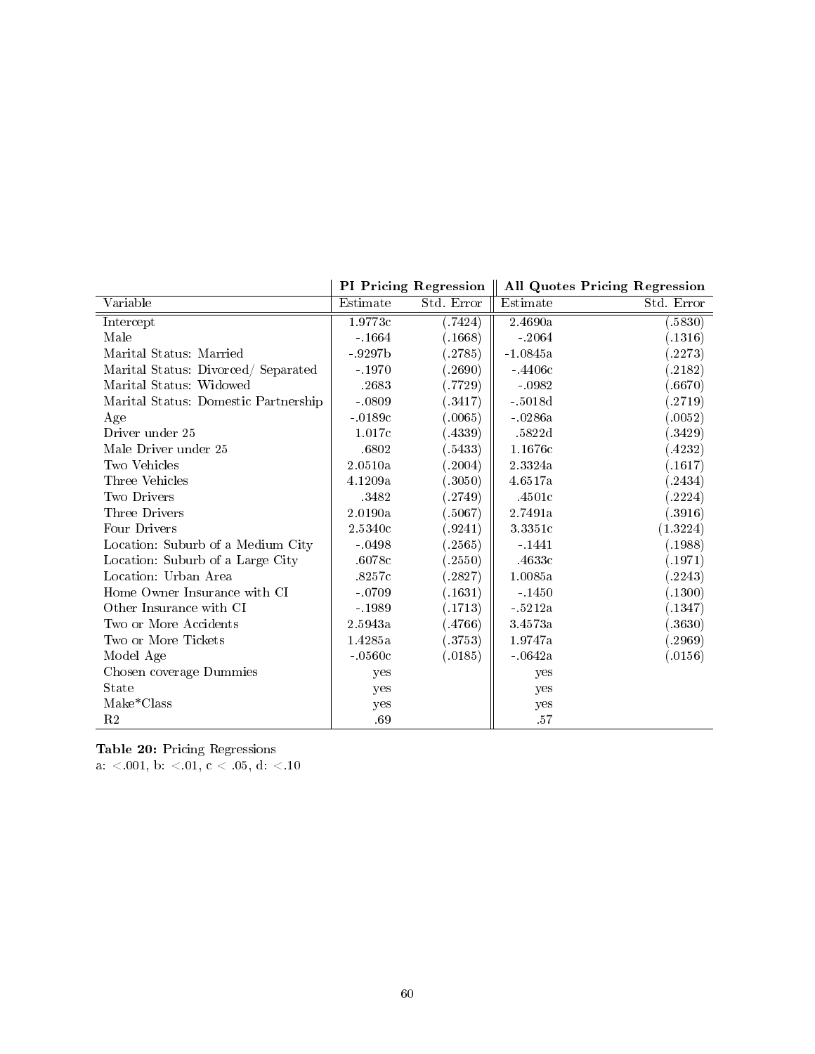| | PI Pricing Regression | | All Quotes Pricing Regression | |
|---|---|---|---|---|
| Variable | Estimate | Std. Error | Estimate | Std. Error |
| Intercept | 1.9773c | (.7424) | 2.4690a | (.5830) |
| Male | -.1664 | (.1668) | -.2064 | (.1316) |
| Marital Status: Married | -.9297b | (.2785) | -1.0845a | (.2273) |
| Marital Status: Divorced/ Separated | -.1970 | (.2690) | -.4406c | (.2182) |
| Marital Status: Widowed | .2683 | (.7729) | -.0982 | (.6670) |
| Marital Status: Domestic Partnership | -.0809 | (.3417) | -.5018d | (.2719) |
| Age | -.0189c | (.0065) | -.0286a | (.0052) |
| Driver under 25 | 1.017c | (.4339) | .5822d | (.3429) |
| Male Driver under 25 | .6802 | (.5433) | 1.1676c | (.4232) |
| Two Vehicles | 2.0510a | (.2004) | 2.3324a | (.1617) |
| Three Vehicles | 4.1209a | (.3050) | 4.6517a | (.2434) |
| Two Drivers | .3482 | (.2749) | .4501c | (.2224) |
| Three Drivers | 2.0190a | (.5067) | 2.7491a | (.3916) |
| Four Drivers | 2.5340c | (.9241) | 3.3351c | (1.3224) |
| Location: Suburb of a Medium City | -.0498 | (.2565) | -.1441 | (.1988) |
| Location: Suburb of a Large City | .6078c | (.2550) | .4633c | (.1971) |
| Location: Urban Area | .8257c | (.2827) | 1.0085a | (.2243) |
| Home Owner Insurance with CI | -.0709 | (.1631) | -.1450 | (.1300) |
| Other Insurance with CI | -.1989 | (.1713) | -.5212a | (.1347) |
| Two or More Accidents | 2.5943a | (.4766) | 3.4573a | (.3630) |
| Two or More Tickets | 1.4285a | (.3753) | 1.9747a | (.2969) |
| Model Age | -.0560c | (.0185) | -.0642a | (.0156) |
| Chosen coverage Dummies | yes | | yes | |
| State | yes | | yes | |
| Make*Class | yes | | yes | |
| R2 | .69 | | .57 | |

**Table 20:** Pricing Regressions
a: <.001, b: <.01, c < .05, d: <.10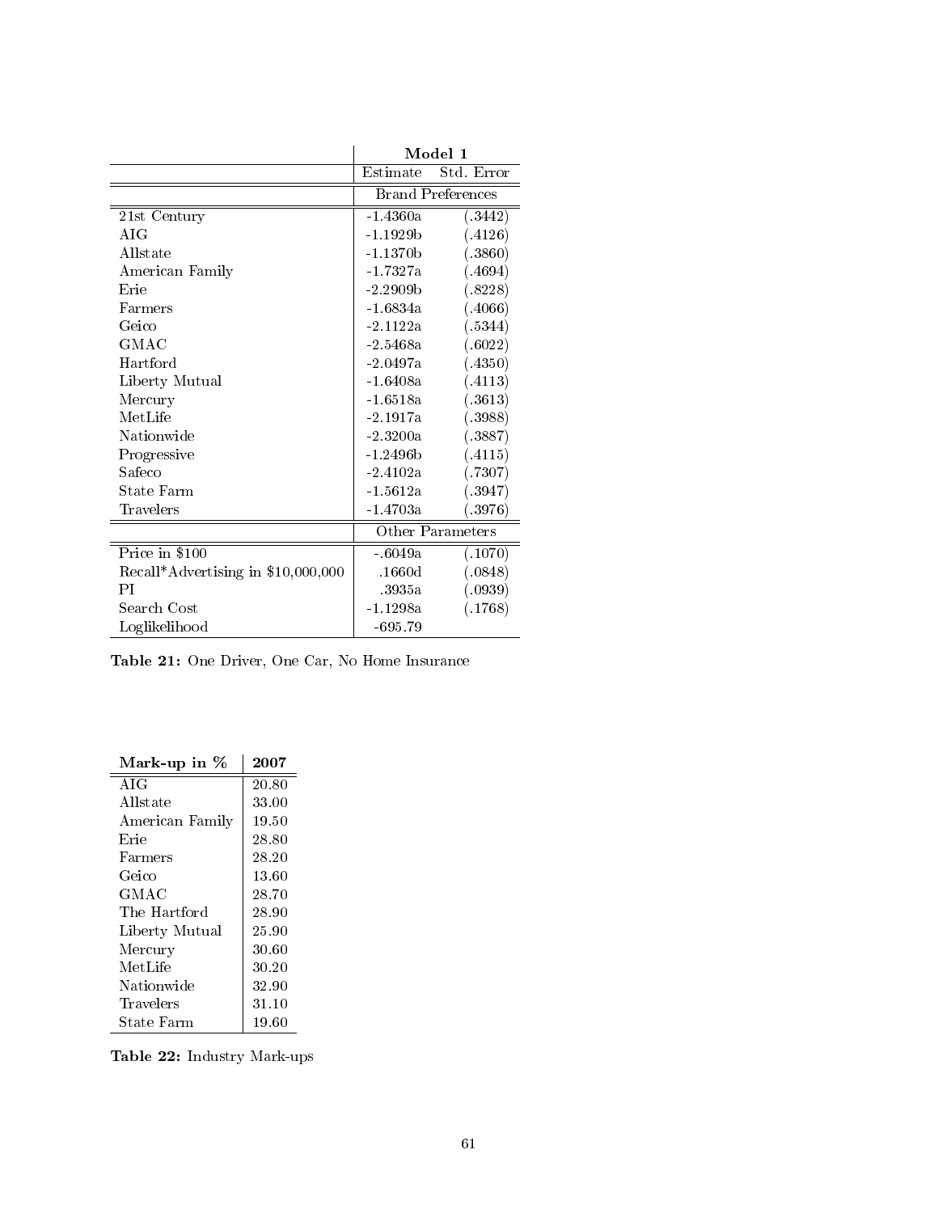| | Model 1 | |
|---|---|---|
| | Estimate | Std. Error |
| | Brand Preferences | |
| 21st Century | -1.4360a | (.3442) |
| AIG | -1.1929b | (.4126) |
| Allstate | -1.1370b | (.3860) |
| American Family | -1.7327a | (.4694) |
| Erie | -2.2909b | (.8228) |
| Farmers | -1.6834a | (.4066) |
| Geico | -2.1122a | (.5344) |
| GMAC | -2.5468a | (.6022) |
| Hartford | -2.0497a | (.4350) |
| Liberty Mutual | -1.6408a | (.4113) |
| Mercury | -1.6518a | (.3613) |
| MetLife | -2.1917a | (.3988) |
| Nationwide | -2.3200a | (.3887) |
| Progressive | -1.2496b | (.4115) |
| Safeco | -2.4102a | (.7307) |
| State Farm | -1.5612a | (.3947) |
| Travelers | -1.4703a | (.3976) |
| | Other Parameters | |
| Price in $100 | -.6049a | (.1070) |
| Recall*Advertising in $10,000,000 | .1660d | (.0848) |
| PI | .3935a | (.0939) |
| Search Cost | -1.1298a | (.1768) |
| Loglikelihood | -695.79 | |

**Table 21:** One Driver, One Car, No Home Insurance

| **Mark-up in %** | **2007** |
|---|---|
| AIG | 20.80 |
| Allstate | 33.00 |
| American Family | 19.50 |
| Erie | 28.80 |
| Farmers | 28.20 |
| Geico | 13.60 |
| GMAC | 28.70 |
| The Hartford | 28.90 |
| Liberty Mutual | 25.90 |
| Mercury | 30.60 |
| MetLife | 30.20 |
| Nationwide | 32.90 |
| Travelers | 31.10 |
| State Farm | 19.60 |

**Table 22:** Industry Mark-ups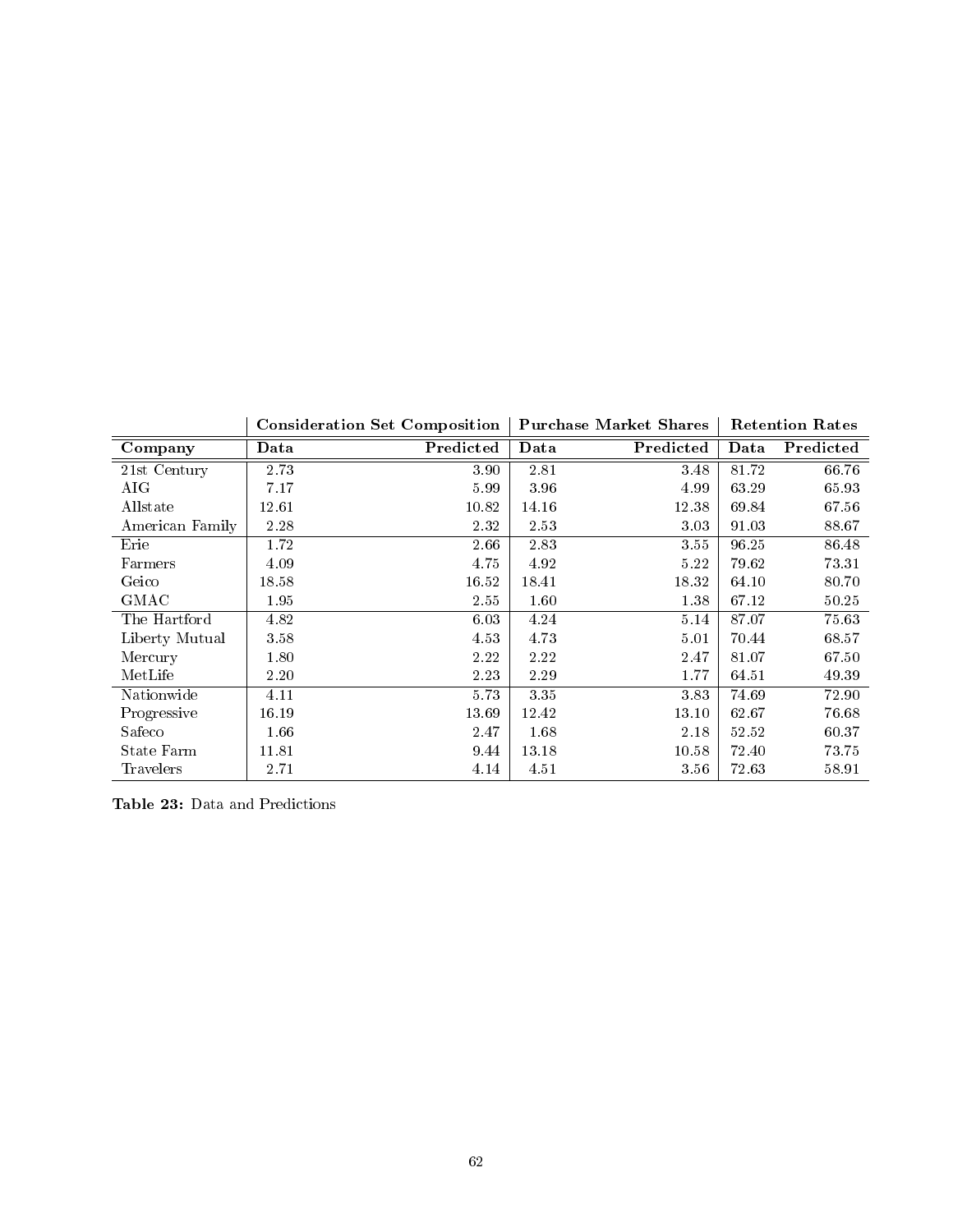| | Consideration Set Composition | | Purchase Market Shares | | Retention Rates | |
|---|---|---|---|---|---|---|
| **Company** | **Data** | **Predicted** | **Data** | **Predicted** | **Data** | **Predicted** |
| 21st Century | 2.73 | 3.90 | 2.81 | 3.48 | 81.72 | 66.76 |
| AIG | 7.17 | 5.99 | 3.96 | 4.99 | 63.29 | 65.93 |
| Allstate | 12.61 | 10.82 | 14.16 | 12.38 | 69.84 | 67.56 |
| American Family | 2.28 | 2.32 | 2.53 | 3.03 | 91.03 | 88.67 |
| Erie | 1.72 | 2.66 | 2.83 | 3.55 | 96.25 | 86.48 |
| Farmers | 4.09 | 4.75 | 4.92 | 5.22 | 79.62 | 73.31 |
| Geico | 18.58 | 16.52 | 18.41 | 18.32 | 64.10 | 80.70 |
| GMAC | 1.95 | 2.55 | 1.60 | 1.38 | 67.12 | 50.25 |
| The Hartford | 4.82 | 6.03 | 4.24 | 5.14 | 87.07 | 75.63 |
| Liberty Mutual | 3.58 | 4.53 | 4.73 | 5.01 | 70.44 | 68.57 |
| Mercury | 1.80 | 2.22 | 2.22 | 2.47 | 81.07 | 67.50 |
| MetLife | 2.20 | 2.23 | 2.29 | 1.77 | 64.51 | 49.39 |
| Nationwide | 4.11 | 5.73 | 3.35 | 3.83 | 74.69 | 72.90 |
| Progressive | 16.19 | 13.69 | 12.42 | 13.10 | 62.67 | 76.68 |
| Safeco | 1.66 | 2.47 | 1.68 | 2.18 | 52.52 | 60.37 |
| State Farm | 11.81 | 9.44 | 13.18 | 10.58 | 72.40 | 73.75 |
| Travelers | 2.71 | 4.14 | 4.51 | 3.56 | 72.63 | 58.91 |

**Table 23:** Data and Predictions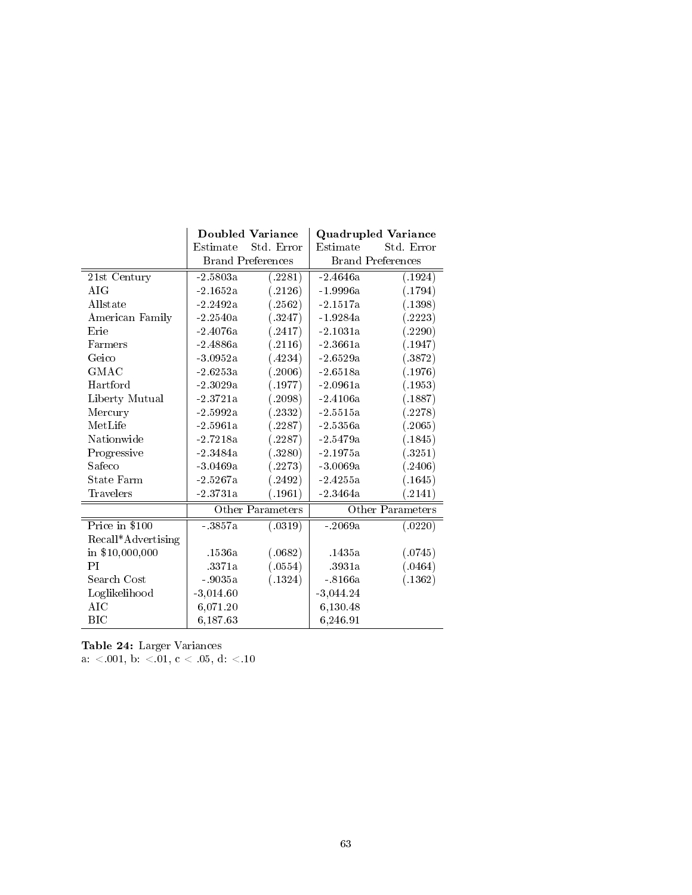| | Doubled Variance | | Quadrupled Variance | |
|---|---|---|---|---|
| | Estimate | Std. Error | Estimate | Std. Error |
| | Brand Preferences | | Brand Preferences | |
| 21st Century | -2.5803a | (.2281) | -2.4646a | (.1924) |
| AIG | -2.1652a | (.2126) | -1.9996a | (.1794) |
| Allstate | -2.2492a | (.2562) | -2.1517a | (.1398) |
| American Family | -2.2540a | (.3247) | -1.9284a | (.2223) |
| Erie | -2.4076a | (.2417) | -2.1031a | (.2290) |
| Farmers | -2.4886a | (.2116) | -2.3661a | (.1947) |
| Geico | -3.0952a | (.4234) | -2.6529a | (.3872) |
| GMAC | -2.6253a | (.2006) | -2.6518a | (.1976) |
| Hartford | -2.3029a | (.1977) | -2.0961a | (.1953) |
| Liberty Mutual | -2.3721a | (.2098) | -2.4106a | (.1887) |
| Mercury | -2.5992a | (.2332) | -2.5515a | (.2278) |
| MetLife | -2.5961a | (.2287) | -2.5356a | (.2065) |
| Nationwide | -2.7218a | (.2287) | -2.5479a | (.1845) |
| Progressive | -2.3484a | (.3280) | -2.1975a | (.3251) |
| Safeco | -3.0469a | (.2273) | -3.0069a | (.2406) |
| State Farm | -2.5267a | (.2492) | -2.4255a | (.1645) |
| Travelers | -2.3731a | (.1961) | -2.3464a | (.2141) |
| | Other Parameters | | Other Parameters | |
| Price in $100 | -.3857a | (.0319) | -.2069a | (.0220) |
| Recall*Advertising in $10,000,000 | .1536a | (.0682) | .1435a | (.0745) |
| PI | .3371a | (.0554) | .3931a | (.0464) |
| Search Cost | -.9035a | (.1324) | -.8166a | (.1362) |
| Loglikelihood | -3,014.60 | | -3,044.24 | |
| AIC | 6,071.20 | | 6,130.48 | |
| BIC | 6,187.63 | | 6,246.91 | |

**Table 24:** Larger Variances
a: $<.001$, b: $<.01$, c $<.05$, d: $<.10$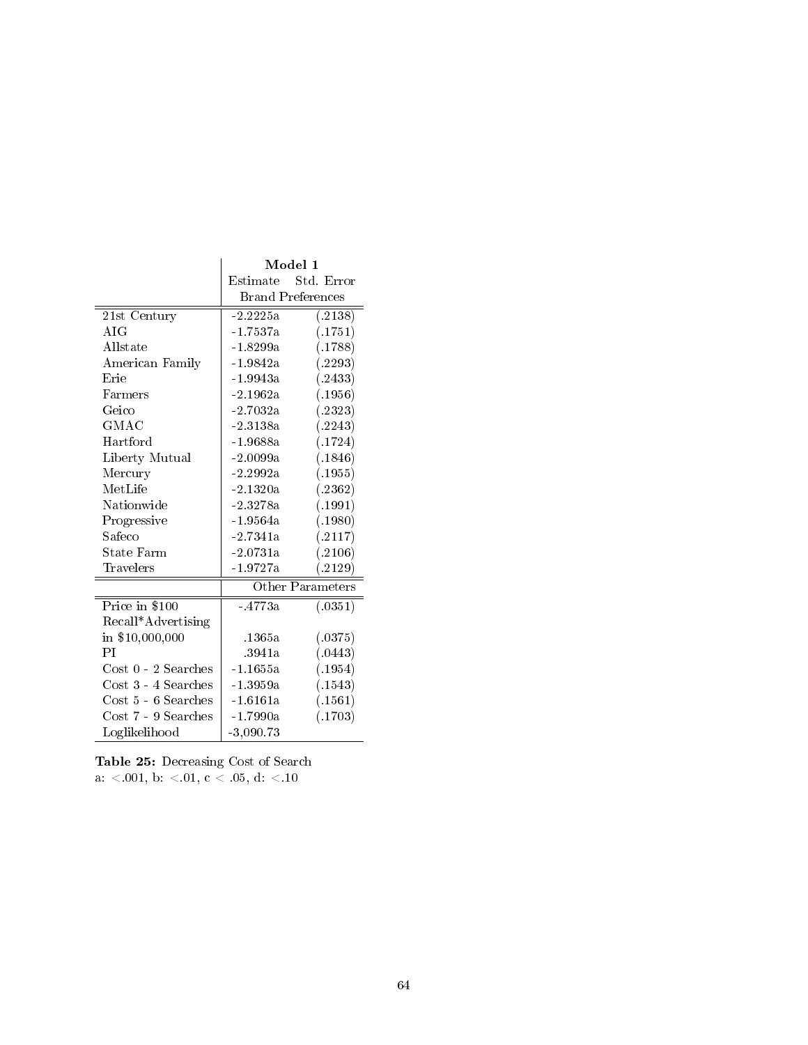| | Model 1 | |
|---|---|---|
| | Estimate | Std. Error |
| | Brand Preferences | |
| 21st Century | -2.2225a | (.2138) |
| AIG | -1.7537a | (.1751) |
| Allstate | -1.8299a | (.1788) |
| American Family | -1.9842a | (.2293) |
| Erie | -1.9943a | (.2433) |
| Farmers | -2.1962a | (.1956) |
| Geico | -2.7032a | (.2323) |
| GMAC | -2.3138a | (.2243) |
| Hartford | -1.9688a | (.1724) |
| Liberty Mutual | -2.0099a | (.1846) |
| Mercury | -2.2992a | (.1955) |
| MetLife | -2.1320a | (.2362) |
| Nationwide | -2.3278a | (.1991) |
| Progressive | -1.9564a | (.1980) |
| Safeco | -2.7341a | (.2117) |
| State Farm | -2.0731a | (.2106) |
| Travelers | -1.9727a | (.2129) |
| | Other Parameters | |
| Price in $100 | -.4773a | (.0351) |
| Recall*Advertising in $10,000,000 | .1365a | (.0375) |
| PI | .3941a | (.0443) |
| Cost 0 - 2 Searches | -1.1655a | (.1954) |
| Cost 3 - 4 Searches | -1.3959a | (.1543) |
| Cost 5 - 6 Searches | -1.6161a | (.1561) |
| Cost 7 - 9 Searches | -1.7990a | (.1703) |
| Loglikelihood | -3,090.73 | |

**Table 25:** Decreasing Cost of Search
a: <.001, b: <.01, c < .05, d: <.10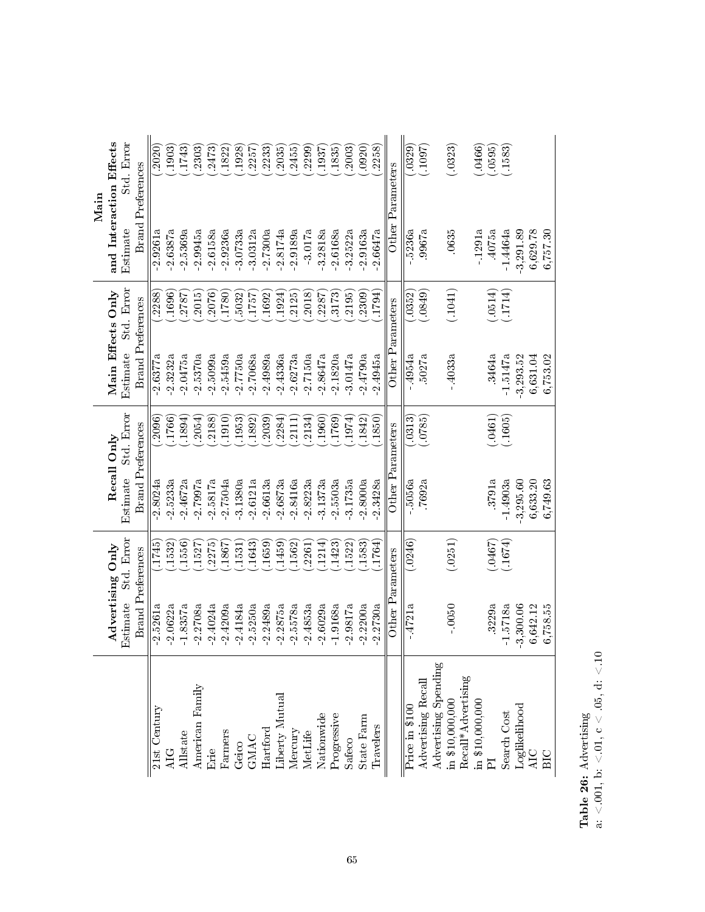| | Advertising Only | | Recall Only | | Main Effects Only | | Main and Interaction Effects | |
|---|---|---|---|---|---|---|---|---|
| | Estimate | Std. Error | Estimate | Std. Error | Estimate | Std. Error | Estimate | Std. Error |
| | Brand Preferences | | Brand Preferences | | Brand Preferences | | Brand Preferences | |
| 21st Century | -2.5261a | (.1745) | -2.8024a | (.2096) | -2.6377a | (.2288) | -2.9261a | (.2020) |
| AIG | -2.0622a | (.1532) | -2.5233a | (.1766) | -2.3232a | (.1696) | -2.6387a | (.1903) |
| Allstate | -1.8357a | (.1556) | -2.4672a | (.1894) | -2.0475a | (.2787) | -2.5369a | (.1743) |
| American Family | -2.2708a | (.1527) | -2.7997a | (.2054) | -2.5370a | (.2015) | -2.9945a | (.2303) |
| Erie | -2.4024a | (.2275) | -2.5817a | (.2188) | -2.5099a | (.2076) | -2.6158a | (.2473) |
| Farmers | -2.4209a | (.1867) | -2.7504a | (.1910) | -2.5459a | (.1780) | -2.9236a | (.1822) |
| Geico | -2.4184a | (.1531) | -3.1380a | (.1953) | -2.7750a | (.5032) | -3.0733a | (.1928) |
| GMAC | -2.5250a | (.1643) | -2.6121a | (.1892) | -2.7068a | (.1757) | -3.0312a | (.2257) |
| Hartford | -2.2489a | (.1659) | -2.6613a | (.2039) | -2.4989a | (.1692) | -2.7300a | (.2233) |
| Liberty Mutual | -2.2875a | (.1459) | -2.6873a | (.2284) | -2.4336a | (.1924) | -2.8174a | (.2035) |
| Mercury | -2.5578a | (.1562) | -2.8416a | (.2111) | -2.6273a | (.2125) | -2.9189a | (.2455) |
| MetLife | -2.4853a | (.2261) | -2.8223a | (.2134) | -2.7150a | (.2018) | -3.017a | (.2299) |
| Nationwide | -2.6029a | (.1214) | -3.1373a | (.1960) | -2.8647a | (.2287) | -3.2818a | (.1937) |
| Progressive | -1.9168a | (.1423) | -2.5503a | (.1769) | -2.1820a | (.3173) | -2.6168a | (.1835) |
| Safeco | -2.9817a | (.1522) | -3.1735a | (.1974) | -3.0147a | (.2195) | -3.2522a | (.2003) |
| State Farm | -2.2200a | (.1583) | -2.8000a | (.1842) | -2.4790a | (.2309) | -2.9163a | (.0920) |
| Travelers | -2.2730a | (.1764) | -2.3428a | (.1850) | -2.4945a | (.1794) | -2.6647a | (.2258) |
| | Other Parameters | | Other Parameters | | Other Parameters | | Other Parameters | |
| Price in $100 | -.4721a | (.0246) | -.5056a | (.0313) | -.4954a | (.0352) | -.5236a | (.0329) |
| Advertising Recall | | | .7692a | (.0785) | .5027a | (.0849) | .9967a | (.1097) |
| Advertising Spending in $10,000,000 | -.0050 | (.0251) | | | -.4033a | (.1041) | .0635 | (.0323) |
| Recall*Advertising in $10,000,000 | | | | | | | -.1291a | (.0466) |
| PI | .3229a | (.0467) | .3791a | (.0461) | .3464a | (.0514) | .4075a | (.0595) |
| Search Cost | -1.5718a | (.1674) | -1.4903a | (.1605) | -1.5147a | (.1714) | -1.4464a | (.1583) |
| Loglikelihood | -3,300.06 | | -3,295.60 | | -3,293.52 | | -3,291.89 | |
| AIC | 6,642.12 | | 6,633.20 | | 6,631.04 | | 6,629.78 | |
| BIC | 6,758.55 | | 6,749.63 | | 6,753.02 | | 6,757.30 | |

**Table 26:** Advertising
a: <.001, b: <.01, c < .05, d: <.10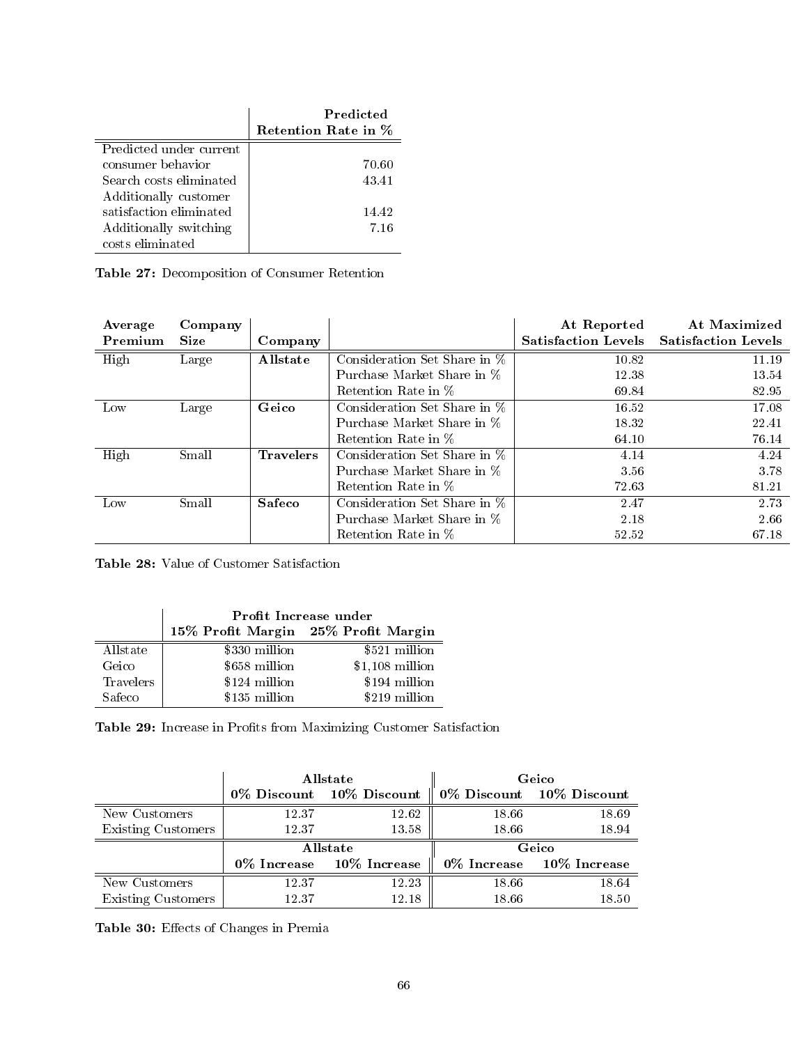| | Predicted Retention Rate in % |
|---|---|
| Predicted under current consumer behavior | 70.60 |
| Search costs eliminated | 43.41 |
| Additionally customer satisfaction eliminated | 14.42 |
| Additionally switching costs eliminated | 7.16 |

**Table 27:** Decomposition of Consumer Retention

| Average Premium | Company Size | Company | | At Reported Satisfaction Levels | At Maximized Satisfaction Levels |
|---|---|---|---|---|---|
| High | Large | **Allstate** | Consideration Set Share in % | 10.82 | 11.19 |
| | | | Purchase Market Share in % | 12.38 | 13.54 |
| | | | Retention Rate in % | 69.84 | 82.95 |
| Low | Large | **Geico** | Consideration Set Share in % | 16.52 | 17.08 |
| | | | Purchase Market Share in % | 18.32 | 22.41 |
| | | | Retention Rate in % | 64.10 | 76.14 |
| High | Small | **Travelers** | Consideration Set Share in % | 4.14 | 4.24 |
| | | | Purchase Market Share in % | 3.56 | 3.78 |
| | | | Retention Rate in % | 72.63 | 81.21 |
| Low | Small | **Safeco** | Consideration Set Share in % | 2.47 | 2.73 |
| | | | Purchase Market Share in % | 2.18 | 2.66 |
| | | | Retention Rate in % | 52.52 | 67.18 |

**Table 28:** Value of Customer Satisfaction

| | Profit Increase under 15% Profit Margin | Profit Increase under 25% Profit Margin |
|---|---|---|
| Allstate | $330 million | $521 million |
| Geico | $658 million | $1,108 million |
| Travelers | $124 million | $194 million |
| Safeco | $135 million | $219 million |

**Table 29:** Increase in Profits from Maximizing Customer Satisfaction

| | Allstate | | Geico | |
|---|---|---|---|---|
| | 0% Discount | 10% Discount | 0% Discount | 10% Discount |
| New Customers | 12.37 | 12.62 | 18.66 | 18.69 |
| Existing Customers | 12.37 | 13.58 | 18.66 | 18.94 |
| | **Allstate** | | **Geico** | |
| | **0% Increase** | **10% Increase** | **0% Increase** | **10% Increase** |
| New Customers | 12.37 | 12.23 | 18.66 | 18.64 |
| Existing Customers | 12.37 | 12.18 | 18.66 | 18.50 |

**Table 30:** Effects of Changes in Premia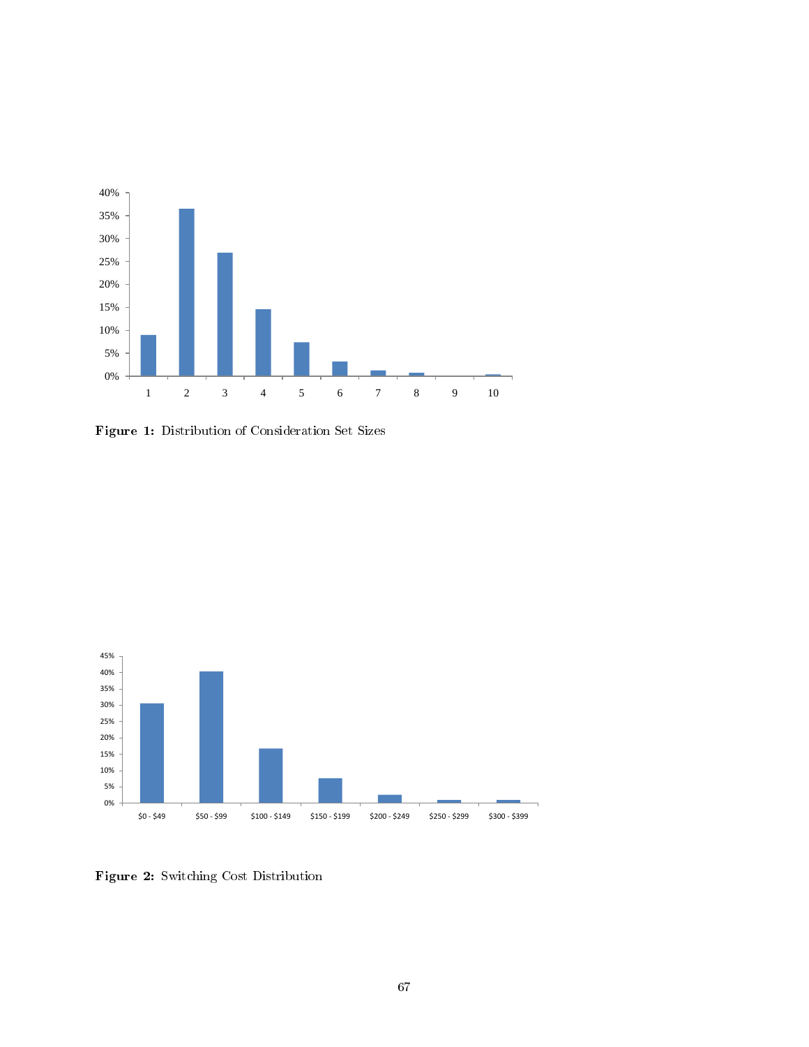40%
35%
30%
25%
20%
15%
10%
5%
0%

1 2 3 4 5 6 7 8 9 10

**Figure 1:** Distribution of Consideration Set Sizes

45%
40%
35%
30%
25%
20%
15%
10%
5%
0%

$0 - $49 $50 - $99 $100 - $149 $150 - $199 $200 - $249 $250 - $299 $300 - $399

**Figure 2:** Switching Cost Distribution